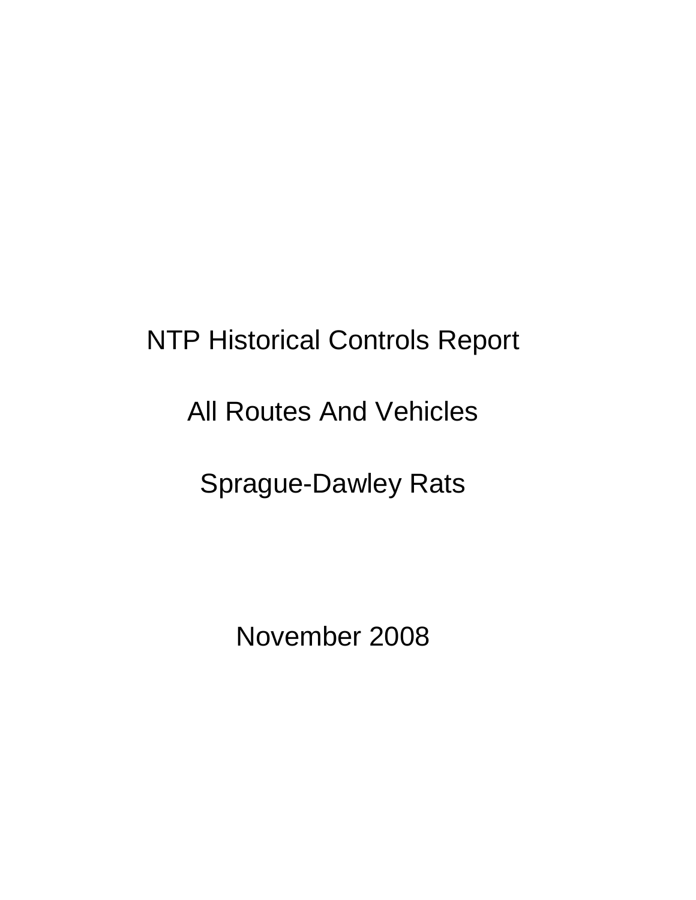# NTP Historical Controls Report

## All Routes And Vehicles

## Sprague-Dawley Rats

November 2008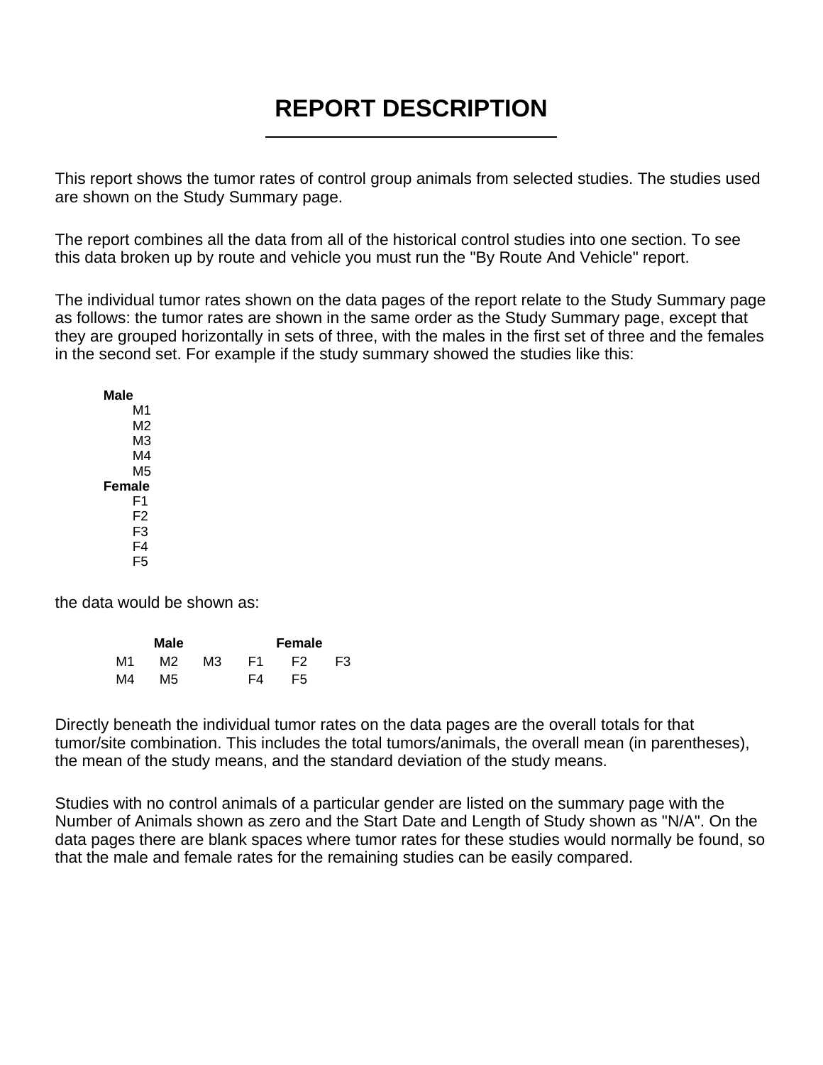# REPORT DESCRIPTION

This report shows the tumor rates of control group animals from selected studies. The studies used are shown on the Study Summary page.

The report combines all the data from all of the historical control studies into one section. To see this data broken up by route and vehicle you must run the "By Route And Vehicle" report.

The individual tumor rates shown on the data pages of the report relate to the Study Summary page as follows: the tumor rates are shown in the same order as the Study Summary page, except that they are grouped horizontally in sets of three, with the males in the first set of three and the females in the second set. For example if the study summary showed the studies like this:

**Male**
- M1
- M2
- M3
- M4
- M5

**Female**
- F1
- F2
- F3
- F4
- F5

the data would be shown as:

| **Male** | | | **Female** | | |
|---|---|---|---|---|---|
| M1 | M2 | M3 | F1 | F2 | F3 |
| M4 | M5 | | F4 | F5 | |

Directly beneath the individual tumor rates on the data pages are the overall totals for that tumor/site combination. This includes the total tumors/animals, the overall mean (in parentheses), the mean of the study means, and the standard deviation of the study means.

Studies with no control animals of a particular gender are listed on the summary page with the Number of Animals shown as zero and the Start Date and Length of Study shown as "N/A". On the data pages there are blank spaces where tumor rates for these studies would normally be found, so that the male and female rates for the remaining studies can be easily compared.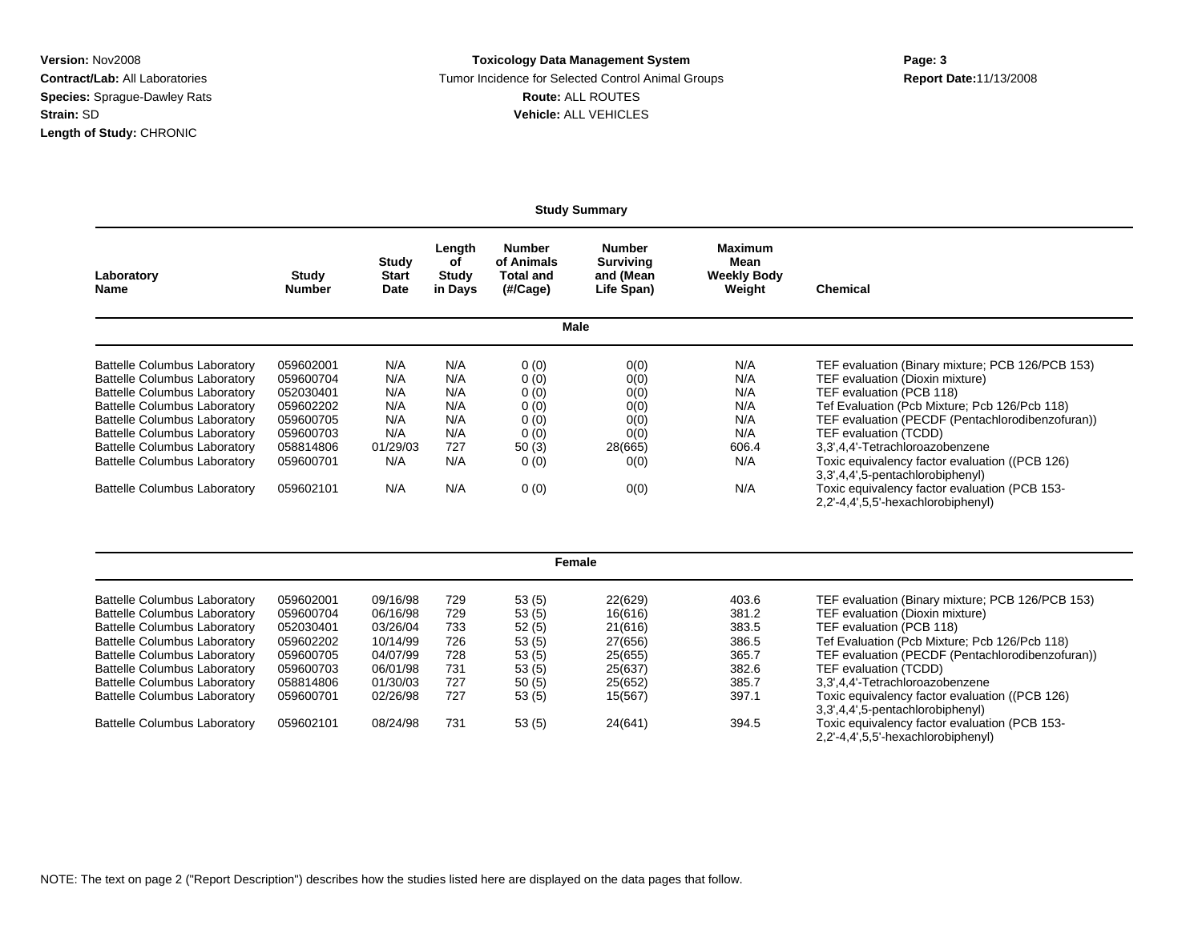**Version:** Nov2008
**Contract/Lab:** All Laboratories
**Species:** Sprague-Dawley Rats
**Strain:** SD
**Length of Study:** CHRONIC

**Toxicology Data Management System**
Tumor Incidence for Selected Control Animal Groups
**Route:** ALL ROUTES
**Vehicle:** ALL VEHICLES

**Report Date:** 11/13/2008

## Study Summary

| Laboratory Name | Study Number | Study Start Date | Length of Study in Days | Number of Animals Total and (#/Cage) | Number Surviving and (Mean Life Span) | Maximum Mean Weekly Body Weight | Chemical |
|---|---|---|---|---|---|---|---|
| **Male** | | | | | | | |
| Battelle Columbus Laboratory | 059602001 | N/A | N/A | 0 (0) | 0(0) | N/A | TEF evaluation (Binary mixture; PCB 126/PCB 153) |
| Battelle Columbus Laboratory | 059600704 | N/A | N/A | 0 (0) | 0(0) | N/A | TEF evaluation (Dioxin mixture) |
| Battelle Columbus Laboratory | 052030401 | N/A | N/A | 0 (0) | 0(0) | N/A | TEF evaluation (PCB 118) |
| Battelle Columbus Laboratory | 059602202 | N/A | N/A | 0 (0) | 0(0) | N/A | Tef Evaluation (Pcb Mixture; Pcb 126/Pcb 118) |
| Battelle Columbus Laboratory | 059600705 | N/A | N/A | 0 (0) | 0(0) | N/A | TEF evaluation (PECDF (Pentachlorodibenzofuran)) |
| Battelle Columbus Laboratory | 059600703 | N/A | N/A | 0 (0) | 0(0) | N/A | TEF evaluation (TCDD) |
| Battelle Columbus Laboratory | 058814806 | 01/29/03 | 727 | 50 (3) | 28(665) | 606.4 | 3,3',4,4'-Tetrachloroazobenzene |
| Battelle Columbus Laboratory | 059600701 | N/A | N/A | 0 (0) | 0(0) | N/A | Toxic equivalency factor evaluation ((PCB 126) 3,3',4,4',5-pentachlorobiphenyl) |
| Battelle Columbus Laboratory | 059602101 | N/A | N/A | 0 (0) | 0(0) | N/A | Toxic equivalency factor evaluation (PCB 153- 2,2'-4,4',5,5'-hexachlorobiphenyl) |
| **Female** | | | | | | | |
| Battelle Columbus Laboratory | 059602001 | 09/16/98 | 729 | 53 (5) | 22(629) | 403.6 | TEF evaluation (Binary mixture; PCB 126/PCB 153) |
| Battelle Columbus Laboratory | 059600704 | 06/16/98 | 729 | 53 (5) | 16(616) | 381.2 | TEF evaluation (Dioxin mixture) |
| Battelle Columbus Laboratory | 052030401 | 03/26/04 | 733 | 52 (5) | 21(616) | 383.5 | TEF evaluation (PCB 118) |
| Battelle Columbus Laboratory | 059602202 | 10/14/99 | 726 | 53 (5) | 27(656) | 386.5 | Tef Evaluation (Pcb Mixture; Pcb 126/Pcb 118) |
| Battelle Columbus Laboratory | 059600705 | 04/07/99 | 728 | 53 (5) | 25(655) | 365.7 | TEF evaluation (PECDF (Pentachlorodibenzofuran)) |
| Battelle Columbus Laboratory | 059600703 | 06/01/98 | 731 | 53 (5) | 25(637) | 382.6 | TEF evaluation (TCDD) |
| Battelle Columbus Laboratory | 058814806 | 01/30/03 | 727 | 50 (5) | 25(652) | 385.7 | 3,3',4,4'-Tetrachloroazobenzene |
| Battelle Columbus Laboratory | 059600701 | 02/26/98 | 727 | 53 (5) | 15(567) | 397.1 | Toxic equivalency factor evaluation ((PCB 126) 3,3',4,4',5-pentachlorobiphenyl) |
| Battelle Columbus Laboratory | 059602101 | 08/24/98 | 731 | 53 (5) | 24(641) | 394.5 | Toxic equivalency factor evaluation (PCB 153- 2,2'-4,4',5,5'-hexachlorobiphenyl) |

NOTE: The text on page 2 ("Report Description") describes how the studies listed here are displayed on the data pages that follow.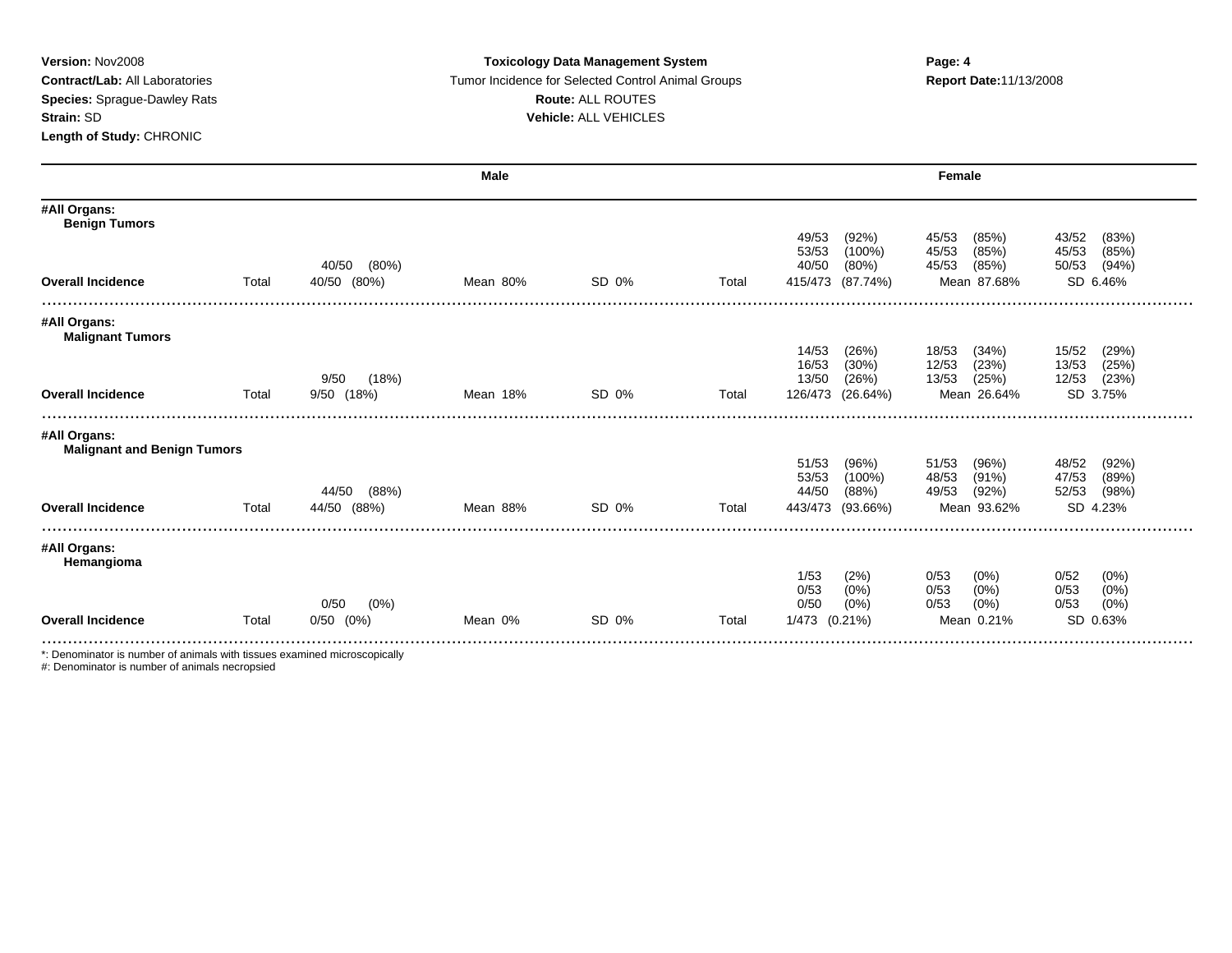**Version:** Nov2008
**Contract/Lab:** All Laboratories
**Species:** Sprague-Dawley Rats
**Strain:** SD
**Length of Study:** CHRONIC

**Toxicology Data Management System**
Tumor Incidence for Selected Control Animal Groups
**Route:** ALL ROUTES
**Vehicle:** ALL VEHICLES

**Report Date:** 11/13/2008

| | Male | | | | Female | | |
|---|---|---|---|---|---|---|---|
| **#All Organs: Benign Tumors** | | | | | | | |
| | | | | | 49/53 (92%) | 45/53 (85%) | 43/52 (83%) |
| | | | | | 53/53 (100%) | 45/53 (85%) | 45/53 (85%) |
| | 40/50 (80%) | | | | 40/50 (80%) | 45/53 (85%) | 50/53 (94%) |
| **Overall Incidence** | Total 40/50 (80%) | Mean 80% | SD 0% | Total | 415/473 (87.74%) | Mean 87.68% | SD 6.46% |
| **#All Organs: Malignant Tumors** | | | | | | | |
| | | | | | 14/53 (26%) | 18/53 (34%) | 15/52 (29%) |
| | | | | | 16/53 (30%) | 12/53 (23%) | 13/53 (25%) |
| | 9/50 (18%) | | | | 13/50 (26%) | 13/53 (25%) | 12/53 (23%) |
| **Overall Incidence** | Total 9/50 (18%) | Mean 18% | SD 0% | Total | 126/473 (26.64%) | Mean 26.64% | SD 3.75% |
| **#All Organs: Malignant and Benign Tumors** | | | | | | | |
| | | | | | 51/53 (96%) | 51/53 (96%) | 48/52 (92%) |
| | | | | | 53/53 (100%) | 48/53 (91%) | 47/53 (89%) |
| | 44/50 (88%) | | | | 44/50 (88%) | 49/53 (92%) | 52/53 (98%) |
| **Overall Incidence** | Total 44/50 (88%) | Mean 88% | SD 0% | Total | 443/473 (93.66%) | Mean 93.62% | SD 4.23% |
| **#All Organs: Hemangioma** | | | | | | | |
| | | | | | 1/53 (2%) | 0/53 (0%) | 0/52 (0%) |
| | | | | | 0/53 (0%) | 0/53 (0%) | 0/53 (0%) |
| | 0/50 (0%) | | | | 0/50 (0%) | 0/53 (0%) | 0/53 (0%) |
| **Overall Incidence** | Total 0/50 (0%) | Mean 0% | SD 0% | Total | 1/473 (0.21%) | Mean 0.21% | SD 0.63% |

*: Denominator is number of animals with tissues examined microscopically
#: Denominator is number of animals necropsied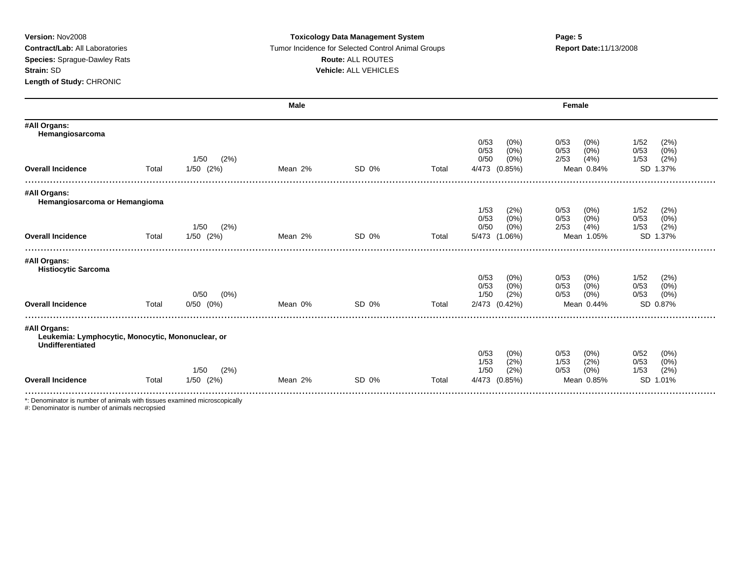**Version:** Nov2008
**Contract/Lab:** All Laboratories
**Species:** Sprague-Dawley Rats
**Strain:** SD
**Length of Study:** CHRONIC

**Toxicology Data Management System**
Tumor Incidence for Selected Control Animal Groups
**Route:** ALL ROUTES
**Vehicle:** ALL VEHICLES

**Report Date:** 11/13/2008

| | Male | | | | Female | | | |
|---|---|---|---|---|---|---|---|---|
| **#All Organs: Hemangiosarcoma** | | | | | | | | |
| | | | | | 0/53 (0%) | 0/53 (0%) | 1/52 (2%) | |
| | | | | | 0/53 (0%) | 0/53 (0%) | 0/53 (0%) | |
| | | 1/50 (2%) | | | 0/50 (0%) | 2/53 (4%) | 1/53 (2%) | |
| **Overall Incidence** | Total | 1/50 (2%) | Mean 2% | SD 0% | Total | 4/473 (0.85%) | Mean 0.84% | SD 1.37% |
| **#All Organs: Hemangiosarcoma or Hemangioma** | | | | | | | | |
| | | | | | 1/53 (2%) | 0/53 (0%) | 1/52 (2%) | |
| | | | | | 0/53 (0%) | 0/53 (0%) | 0/53 (0%) | |
| | | 1/50 (2%) | | | 0/50 (0%) | 2/53 (4%) | 1/53 (2%) | |
| **Overall Incidence** | Total | 1/50 (2%) | Mean 2% | SD 0% | Total | 5/473 (1.06%) | Mean 1.05% | SD 1.37% |
| **#All Organs: Histiocytic Sarcoma** | | | | | | | | |
| | | | | | 0/53 (0%) | 0/53 (0%) | 1/52 (2%) | |
| | | | | | 0/53 (0%) | 0/53 (0%) | 0/53 (0%) | |
| | | 0/50 (0%) | | | 1/50 (2%) | 0/53 (0%) | 0/53 (0%) | |
| **Overall Incidence** | Total | 0/50 (0%) | Mean 0% | SD 0% | Total | 2/473 (0.42%) | Mean 0.44% | SD 0.87% |
| **#All Organs: Leukemia: Lymphocytic, Monocytic, Mononuclear, or Undifferentiated** | | | | | | | | |
| | | | | | 0/53 (0%) | 0/53 (0%) | 0/52 (0%) | |
| | | | | | 1/53 (2%) | 1/53 (2%) | 0/53 (0%) | |
| | | 1/50 (2%) | | | 1/50 (2%) | 0/53 (0%) | 1/53 (2%) | |
| **Overall Incidence** | Total | 1/50 (2%) | Mean 2% | SD 0% | Total | 4/473 (0.85%) | Mean 0.85% | SD 1.01% |

*: Denominator is number of animals with tissues examined microscopically
#: Denominator is number of animals necropsied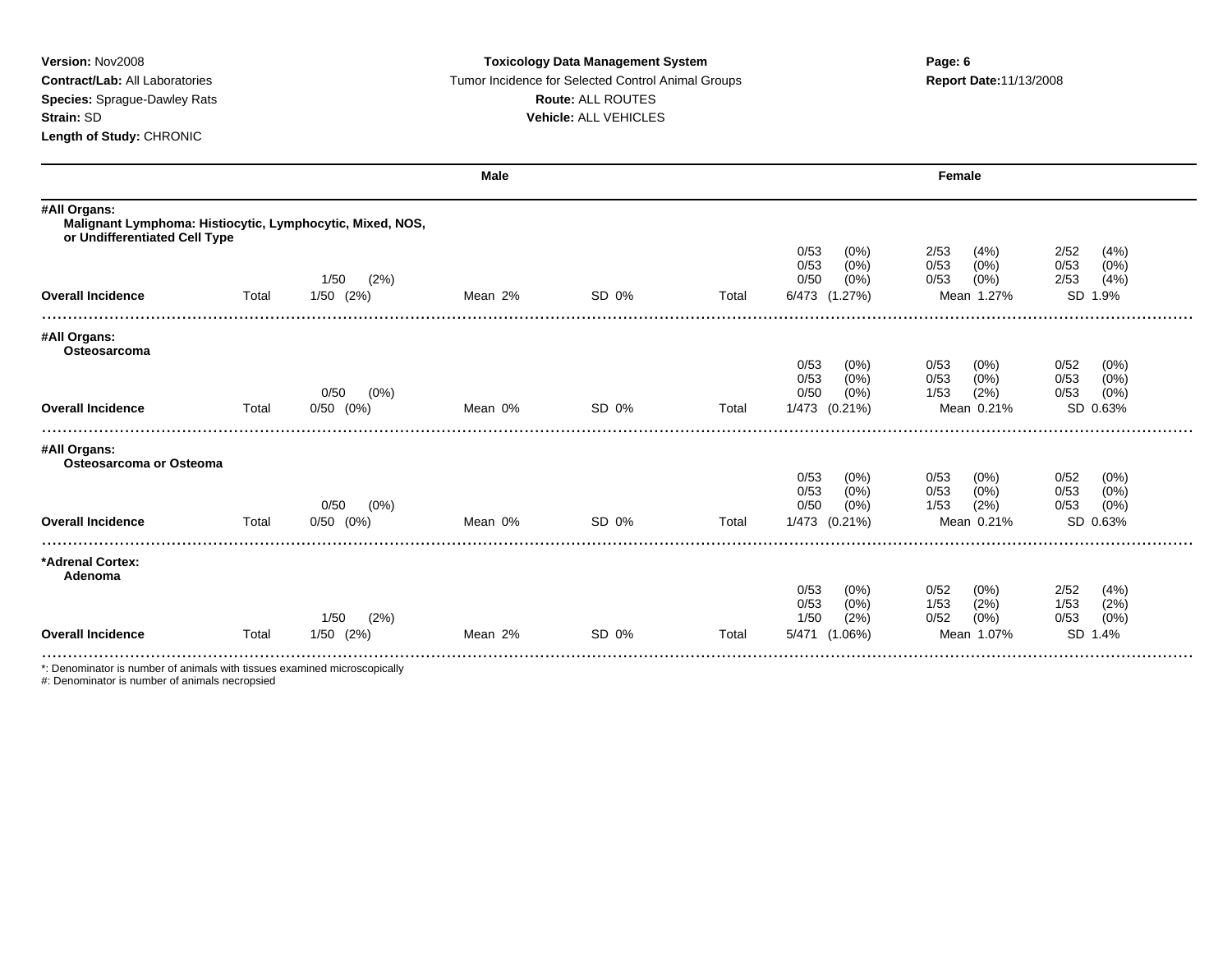**Version:** Nov2008
**Contract/Lab:** All Laboratories
**Species:** Sprague-Dawley Rats
**Strain:** SD
**Length of Study:** CHRONIC

**Toxicology Data Management System**
Tumor Incidence for Selected Control Animal Groups
**Route:** ALL ROUTES
**Vehicle:** ALL VEHICLES

**Report Date:** 11/13/2008

| | Male | | | | Female | | | |
|---|---|---|---|---|---|---|---|---|
| **#All Organs:** Malignant Lymphoma: Histiocytic, Lymphocytic, Mixed, NOS, or Undifferentiated Cell Type | | | | | | | | |
| | | 1/50 (2%) | | | | 0/53 (0%)<br>0/53 (0%)<br>0/50 (0%) | 2/53 (4%)<br>0/53 (0%)<br>0/53 (0%) | 2/52 (4%)<br>0/53 (0%)<br>2/53 (4%) |
| **Overall Incidence** | Total | 1/50 (2%) | Mean 2% | SD 0% | Total | 6/473 (1.27%) | Mean 1.27% | SD 1.9% |
| **#All Organs:** Osteosarcoma | | | | | | | | |
| | | 0/50 (0%) | | | | 0/53 (0%)<br>0/53 (0%)<br>0/50 (0%) | 0/53 (0%)<br>0/53 (0%)<br>1/53 (2%) | 0/52 (0%)<br>0/53 (0%)<br>0/53 (0%) |
| **Overall Incidence** | Total | 0/50 (0%) | Mean 0% | SD 0% | Total | 1/473 (0.21%) | Mean 0.21% | SD 0.63% |
| **#All Organs:** Osteosarcoma or Osteoma | | | | | | | | |
| | | 0/50 (0%) | | | | 0/53 (0%)<br>0/53 (0%)<br>0/50 (0%) | 0/53 (0%)<br>0/53 (0%)<br>1/53 (2%) | 0/52 (0%)<br>0/53 (0%)<br>0/53 (0%) |
| **Overall Incidence** | Total | 0/50 (0%) | Mean 0% | SD 0% | Total | 1/473 (0.21%) | Mean 0.21% | SD 0.63% |
| **\*Adrenal Cortex:** Adenoma | | | | | | | | |
| | | 1/50 (2%) | | | | 0/53 (0%)<br>0/53 (0%)<br>1/50 (2%) | 0/52 (0%)<br>1/53 (2%)<br>0/52 (0%) | 2/52 (4%)<br>1/53 (2%)<br>0/53 (0%) |
| **Overall Incidence** | Total | 1/50 (2%) | Mean 2% | SD 0% | Total | 5/471 (1.06%) | Mean 1.07% | SD 1.4% |

*: Denominator is number of animals with tissues examined microscopically
#: Denominator is number of animals necropsied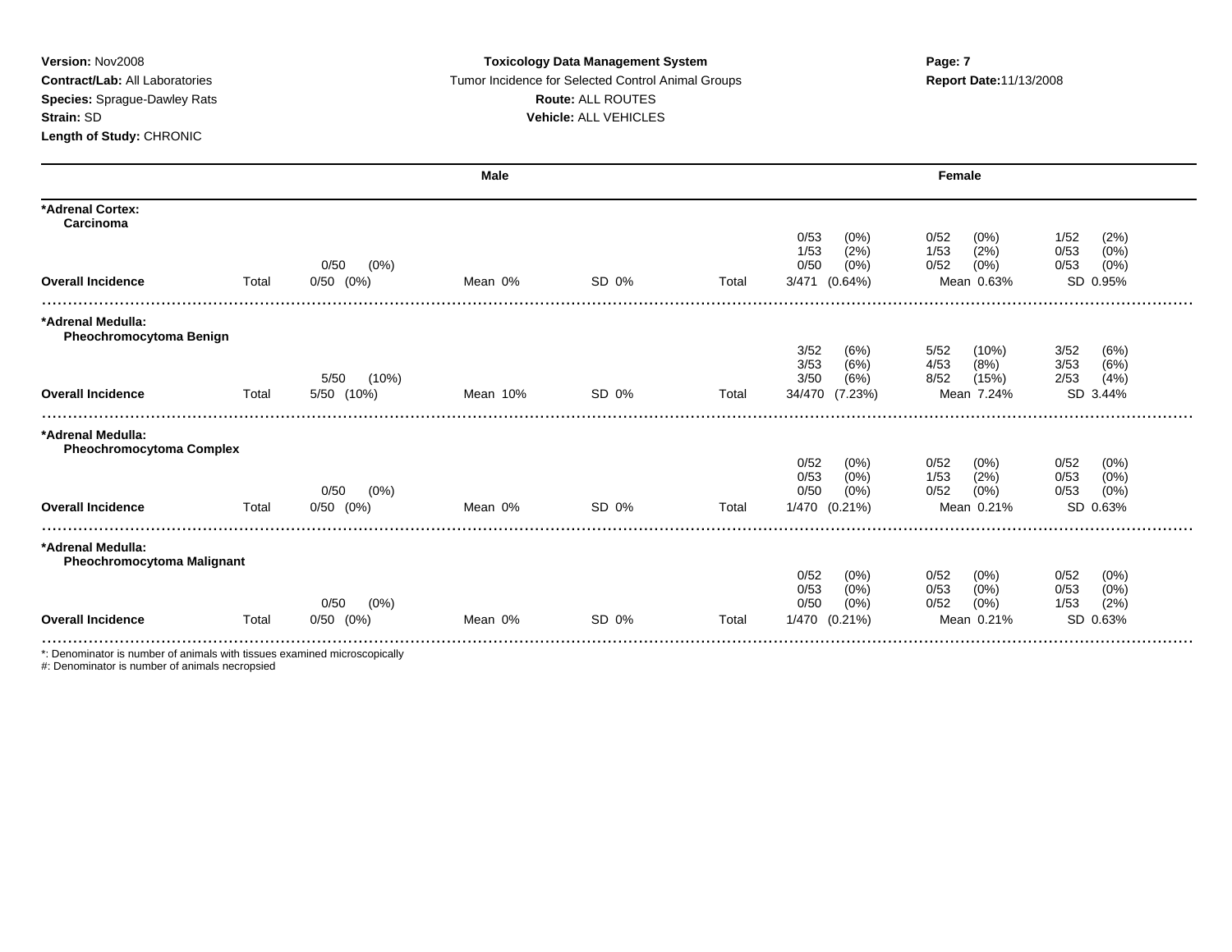**Version:** Nov2008
**Contract/Lab:** All Laboratories
**Species:** Sprague-Dawley Rats
**Strain:** SD
**Length of Study:** CHRONIC

**Toxicology Data Management System**
Tumor Incidence for Selected Control Animal Groups
**Route:** ALL ROUTES
**Vehicle:** ALL VEHICLES

**Report Date:** 11/13/2008

| | Male | | | | Female | | |
|---|---|---|---|---|---|---|---|
| **\*Adrenal Cortex: Carcinoma** | | | | | | | |
| | | | | | 0/53 (0%) | 0/52 (0%) | 1/52 (2%) |
| | | | | | 1/53 (2%) | 1/53 (2%) | 0/53 (0%) |
| | 0/50 (0%) | | | | 0/50 (0%) | 0/52 (0%) | 0/53 (0%) |
| **Overall Incidence** | Total 0/50 (0%) | Mean 0% | SD 0% | Total | 3/471 (0.64%) | Mean 0.63% | SD 0.95% |
| **\*Adrenal Medulla: Pheochromocytoma Benign** | | | | | | | |
| | | | | | 3/52 (6%) | 5/52 (10%) | 3/52 (6%) |
| | | | | | 3/53 (6%) | 4/53 (8%) | 3/53 (6%) |
| | 5/50 (10%) | | | | 3/50 (6%) | 8/52 (15%) | 2/53 (4%) |
| **Overall Incidence** | Total 5/50 (10%) | Mean 10% | SD 0% | Total | 34/470 (7.23%) | Mean 7.24% | SD 3.44% |
| **\*Adrenal Medulla: Pheochromocytoma Complex** | | | | | | | |
| | | | | | 0/52 (0%) | 0/52 (0%) | 0/52 (0%) |
| | | | | | 0/53 (0%) | 1/53 (2%) | 0/53 (0%) |
| | 0/50 (0%) | | | | 0/50 (0%) | 0/52 (0%) | 0/53 (0%) |
| **Overall Incidence** | Total 0/50 (0%) | Mean 0% | SD 0% | Total | 1/470 (0.21%) | Mean 0.21% | SD 0.63% |
| **\*Adrenal Medulla: Pheochromocytoma Malignant** | | | | | | | |
| | | | | | 0/52 (0%) | 0/52 (0%) | 0/52 (0%) |
| | | | | | 0/53 (0%) | 0/53 (0%) | 0/53 (0%) |
| | 0/50 (0%) | | | | 0/50 (0%) | 0/52 (0%) | 1/53 (2%) |
| **Overall Incidence** | Total 0/50 (0%) | Mean 0% | SD 0% | Total | 1/470 (0.21%) | Mean 0.21% | SD 0.63% |

*: Denominator is number of animals with tissues examined microscopically
#: Denominator is number of animals necropsied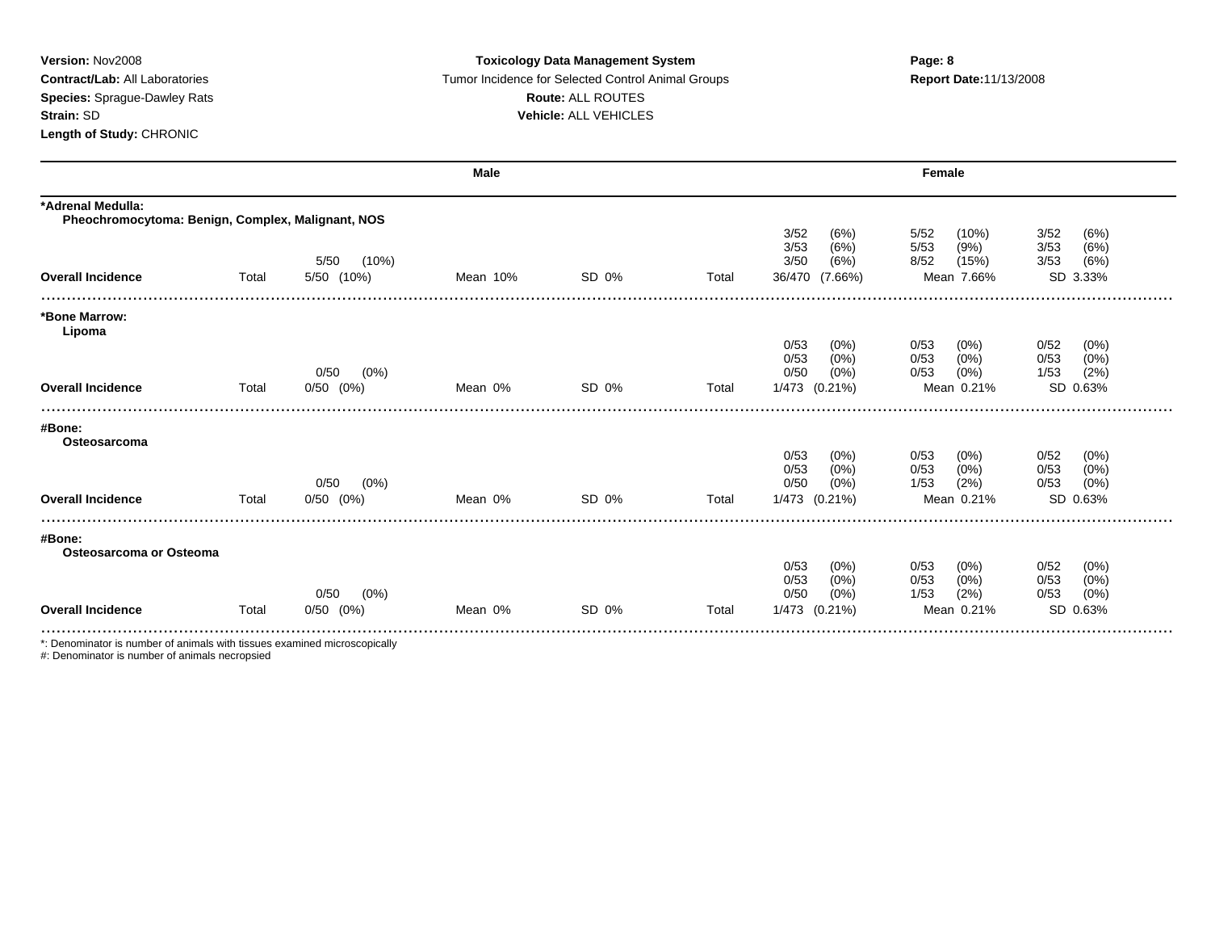**Version:** Nov2008
**Contract/Lab:** All Laboratories
**Species:** Sprague-Dawley Rats
**Strain:** SD
**Length of Study:** CHRONIC

**Toxicology Data Management System**
Tumor Incidence for Selected Control Animal Groups
**Route:** ALL ROUTES
**Vehicle:** ALL VEHICLES

**Report Date:** 11/13/2008

| | Male | | | | Female | | | |
|---|---|---|---|---|---|---|---|---|
| **\*Adrenal Medulla:** | | | | | | | | |
| **Pheochromocytoma: Benign, Complex, Malignant, NOS** | | | | | | | | |
| | | | | | 3/52 (6%) | 5/52 (10%) | 3/52 (6%) | |
| | | | | | 3/53 (6%) | 5/53 (9%) | 3/53 (6%) | |
| | 5/50 (10%) | | | | 3/50 (6%) | 8/52 (15%) | 3/53 (6%) | |
| **Overall Incidence** | Total 5/50 (10%) | Mean 10% | SD 0% | Total | 36/470 (7.66%) | Mean 7.66% | SD 3.33% | |
| **\*Bone Marrow:** | | | | | | | | |
| **Lipoma** | | | | | | | | |
| | | | | | 0/53 (0%) | 0/53 (0%) | 0/52 (0%) | |
| | | | | | 0/53 (0%) | 0/53 (0%) | 0/53 (0%) | |
| | 0/50 (0%) | | | | 0/50 (0%) | 0/53 (0%) | 1/53 (2%) | |
| **Overall Incidence** | Total 0/50 (0%) | Mean 0% | SD 0% | Total | 1/473 (0.21%) | Mean 0.21% | SD 0.63% | |
| **#Bone:** | | | | | | | | |
| **Osteosarcoma** | | | | | | | | |
| | | | | | 0/53 (0%) | 0/53 (0%) | 0/52 (0%) | |
| | | | | | 0/53 (0%) | 0/53 (0%) | 0/53 (0%) | |
| | 0/50 (0%) | | | | 0/50 (0%) | 1/53 (2%) | 0/53 (0%) | |
| **Overall Incidence** | Total 0/50 (0%) | Mean 0% | SD 0% | Total | 1/473 (0.21%) | Mean 0.21% | SD 0.63% | |
| **#Bone:** | | | | | | | | |
| **Osteosarcoma or Osteoma** | | | | | | | | |
| | | | | | 0/53 (0%) | 0/53 (0%) | 0/52 (0%) | |
| | | | | | 0/53 (0%) | 0/53 (0%) | 0/53 (0%) | |
| | 0/50 (0%) | | | | 0/50 (0%) | 1/53 (2%) | 0/53 (0%) | |
| **Overall Incidence** | Total 0/50 (0%) | Mean 0% | SD 0% | Total | 1/473 (0.21%) | Mean 0.21% | SD 0.63% | |

*: Denominator is number of animals with tissues examined microscopically
#: Denominator is number of animals necropsied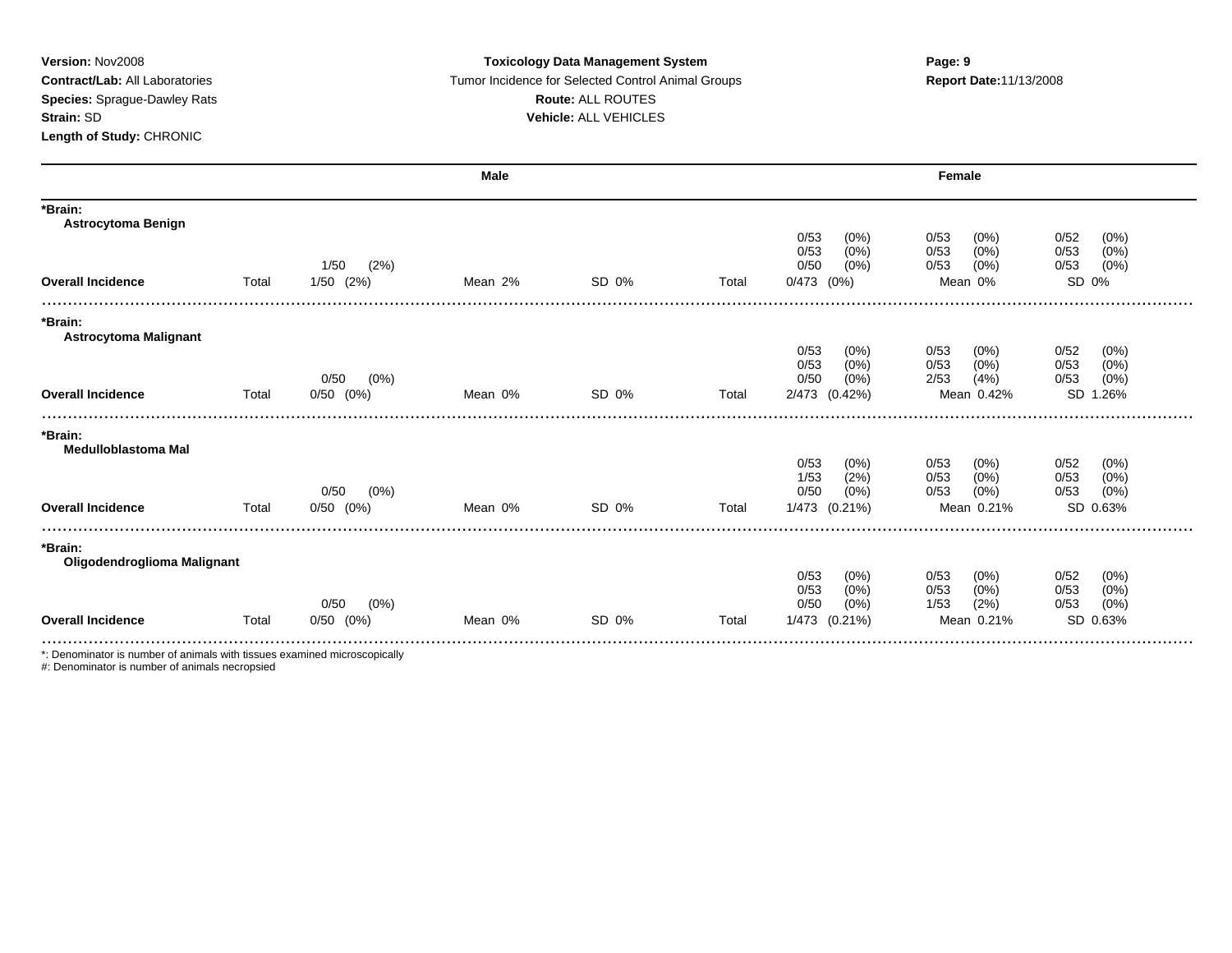**Version:** Nov2008
**Contract/Lab:** All Laboratories
**Species:** Sprague-Dawley Rats
**Strain:** SD
**Length of Study:** CHRONIC

**Toxicology Data Management System**
Tumor Incidence for Selected Control Animal Groups
**Route:** ALL ROUTES
**Vehicle:** ALL VEHICLES

**Report Date:** 11/13/2008

| | Male | | | | Female | | | |
|---|---|---|---|---|---|---|---|---|
| **\*Brain:** | | | | | | | | |
| **Astrocytoma Benign** | | | | | | | | |
| | | | | | 0/53 (0%) | 0/53 (0%) | 0/52 (0%) | |
| | | | | | 0/53 (0%) | 0/53 (0%) | 0/53 (0%) | |
| | | 1/50 (2%) | | | 0/50 (0%) | 0/53 (0%) | 0/53 (0%) | |
| **Overall Incidence** | Total | 1/50 (2%) | Mean 2% | SD 0% | Total | 0/473 (0%) | Mean 0% | SD 0% |
| **\*Brain:** | | | | | | | | |
| **Astrocytoma Malignant** | | | | | | | | |
| | | | | | 0/53 (0%) | 0/53 (0%) | 0/52 (0%) | |
| | | | | | 0/53 (0%) | 0/53 (0%) | 0/53 (0%) | |
| | | 0/50 (0%) | | | 0/50 (0%) | 2/53 (4%) | 0/53 (0%) | |
| **Overall Incidence** | Total | 0/50 (0%) | Mean 0% | SD 0% | Total | 2/473 (0.42%) | Mean 0.42% | SD 1.26% |
| **\*Brain:** | | | | | | | | |
| **Medulloblastoma Mal** | | | | | | | | |
| | | | | | 0/53 (0%) | 0/53 (0%) | 0/52 (0%) | |
| | | | | | 1/53 (2%) | 0/53 (0%) | 0/53 (0%) | |
| | | 0/50 (0%) | | | 0/50 (0%) | 0/53 (0%) | 0/53 (0%) | |
| **Overall Incidence** | Total | 0/50 (0%) | Mean 0% | SD 0% | Total | 1/473 (0.21%) | Mean 0.21% | SD 0.63% |
| **\*Brain:** | | | | | | | | |
| **Oligodendroglioma Malignant** | | | | | | | | |
| | | | | | 0/53 (0%) | 0/53 (0%) | 0/52 (0%) | |
| | | | | | 0/53 (0%) | 0/53 (0%) | 0/53 (0%) | |
| | | 0/50 (0%) | | | 0/50 (0%) | 1/53 (2%) | 0/53 (0%) | |
| **Overall Incidence** | Total | 0/50 (0%) | Mean 0% | SD 0% | Total | 1/473 (0.21%) | Mean 0.21% | SD 0.63% |

*: Denominator is number of animals with tissues examined microscopically
#: Denominator is number of animals necropsied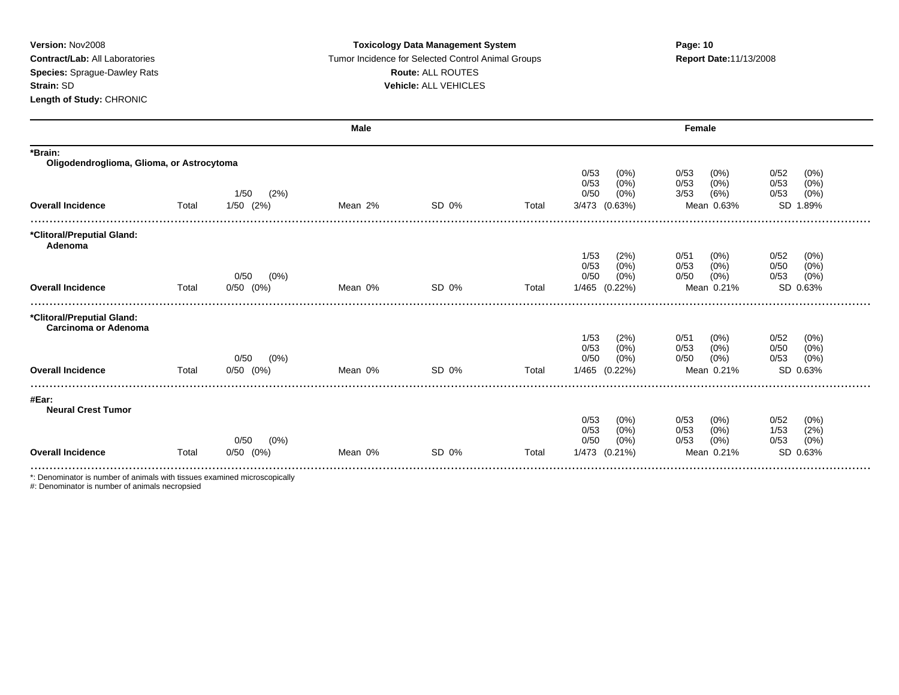**Version:** Nov2008
**Contract/Lab:** All Laboratories
**Species:** Sprague-Dawley Rats
**Strain:** SD
**Length of Study:** CHRONIC

**Toxicology Data Management System**
Tumor Incidence for Selected Control Animal Groups
**Route:** ALL ROUTES
**Vehicle:** ALL VEHICLES

**Report Date:** 11/13/2008

| | Male | | | | Female | | | |
|---|---|---|---|---|---|---|---|---|
| **\*Brain:** | | | | | | | | |
| **Oligodendroglioma, Glioma, or Astrocytoma** | | | | | | | | |
| | | | | | 0/53 (0%) | 0/53 (0%) | 0/52 (0%) | |
| | | | | | 0/53 (0%) | 0/53 (0%) | 0/53 (0%) | |
| | | 1/50 (2%) | | | 0/50 (0%) | 3/53 (6%) | 0/53 (0%) | |
| **Overall Incidence** | Total | 1/50 (2%) | Mean 2% | SD 0% | Total | 3/473 (0.63%) | Mean 0.63% | SD 1.89% |
| **\*Clitoral/Preputial Gland:** | | | | | | | | |
| **Adenoma** | | | | | | | | |
| | | | | | 1/53 (2%) | 0/51 (0%) | 0/52 (0%) | |
| | | | | | 0/53 (0%) | 0/53 (0%) | 0/50 (0%) | |
| | | 0/50 (0%) | | | 0/50 (0%) | 0/50 (0%) | 0/53 (0%) | |
| **Overall Incidence** | Total | 0/50 (0%) | Mean 0% | SD 0% | Total | 1/465 (0.22%) | Mean 0.21% | SD 0.63% |
| **\*Clitoral/Preputial Gland:** | | | | | | | | |
| **Carcinoma or Adenoma** | | | | | | | | |
| | | | | | 1/53 (2%) | 0/51 (0%) | 0/52 (0%) | |
| | | | | | 0/53 (0%) | 0/53 (0%) | 0/50 (0%) | |
| | | 0/50 (0%) | | | 0/50 (0%) | 0/50 (0%) | 0/53 (0%) | |
| **Overall Incidence** | Total | 0/50 (0%) | Mean 0% | SD 0% | Total | 1/465 (0.22%) | Mean 0.21% | SD 0.63% |
| **#Ear:** | | | | | | | | |
| **Neural Crest Tumor** | | | | | | | | |
| | | | | | 0/53 (0%) | 0/53 (0%) | 0/52 (0%) | |
| | | | | | 0/53 (0%) | 0/53 (0%) | 1/53 (2%) | |
| | | 0/50 (0%) | | | 0/50 (0%) | 0/53 (0%) | 0/53 (0%) | |
| **Overall Incidence** | Total | 0/50 (0%) | Mean 0% | SD 0% | Total | 1/473 (0.21%) | Mean 0.21% | SD 0.63% |

*: Denominator is number of animals with tissues examined microscopically
#: Denominator is number of animals necropsied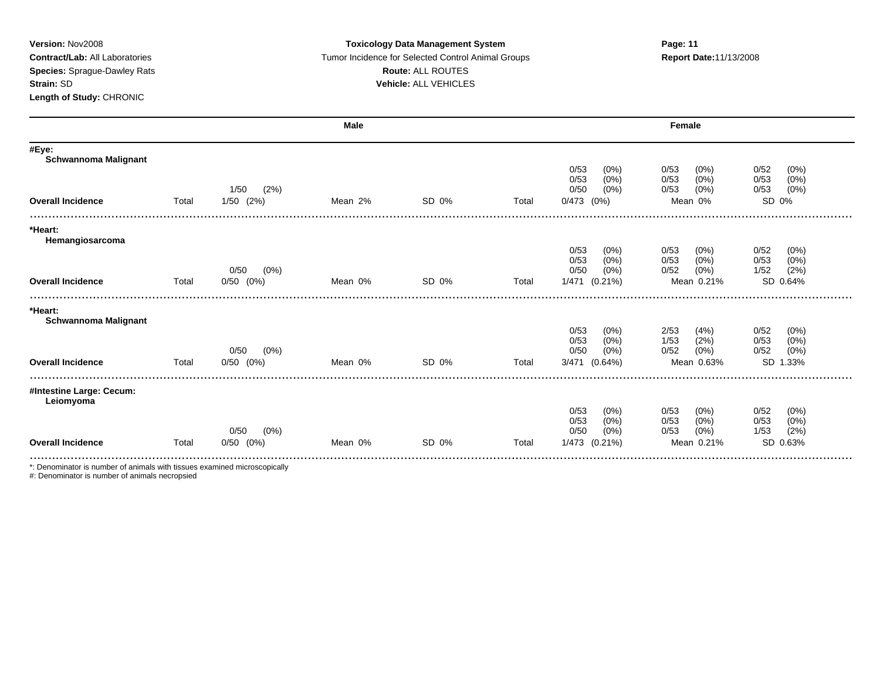**Version:** Nov2008
**Contract/Lab:** All Laboratories
**Species:** Sprague-Dawley Rats
**Strain:** SD
**Length of Study:** CHRONIC

**Toxicology Data Management System**
Tumor Incidence for Selected Control Animal Groups
**Route:** ALL ROUTES
**Vehicle:** ALL VEHICLES

**Report Date:** 11/13/2008

| | Male | | | | Female | | | |
|---|---|---|---|---|---|---|---|---|
| **#Eye:** | | | | | | | | |
| **Schwannoma Malignant** | | | | | | | | |
| | | | | | 0/53 (0%) | 0/53 (0%) | 0/52 (0%) | |
| | | | | | 0/53 (0%) | 0/53 (0%) | 0/53 (0%) | |
| | | 1/50 (2%) | | | 0/50 (0%) | 0/53 (0%) | 0/53 (0%) | |
| **Overall Incidence** | Total | 1/50 (2%) | Mean 2% | SD 0% | Total | 0/473 (0%) | Mean 0% | SD 0% |
| **\*Heart:** | | | | | | | | |
| **Hemangiosarcoma** | | | | | | | | |
| | | | | | 0/53 (0%) | 0/53 (0%) | 0/52 (0%) | |
| | | | | | 0/53 (0%) | 0/53 (0%) | 0/53 (0%) | |
| | | 0/50 (0%) | | | 0/50 (0%) | 0/52 (0%) | 1/52 (2%) | |
| **Overall Incidence** | Total | 0/50 (0%) | Mean 0% | SD 0% | Total | 1/471 (0.21%) | Mean 0.21% | SD 0.64% |
| **\*Heart:** | | | | | | | | |
| **Schwannoma Malignant** | | | | | | | | |
| | | | | | 0/53 (0%) | 2/53 (4%) | 0/52 (0%) | |
| | | | | | 0/53 (0%) | 1/53 (2%) | 0/53 (0%) | |
| | | 0/50 (0%) | | | 0/50 (0%) | 0/52 (0%) | 0/52 (0%) | |
| **Overall Incidence** | Total | 0/50 (0%) | Mean 0% | SD 0% | Total | 3/471 (0.64%) | Mean 0.63% | SD 1.33% |
| **#Intestine Large: Cecum:** | | | | | | | | |
| **Leiomyoma** | | | | | | | | |
| | | | | | 0/53 (0%) | 0/53 (0%) | 0/52 (0%) | |
| | | | | | 0/53 (0%) | 0/53 (0%) | 0/53 (0%) | |
| | | 0/50 (0%) | | | 0/50 (0%) | 0/53 (0%) | 1/53 (2%) | |
| **Overall Incidence** | Total | 0/50 (0%) | Mean 0% | SD 0% | Total | 1/473 (0.21%) | Mean 0.21% | SD 0.63% |

*: Denominator is number of animals with tissues examined microscopically
#: Denominator is number of animals necropsied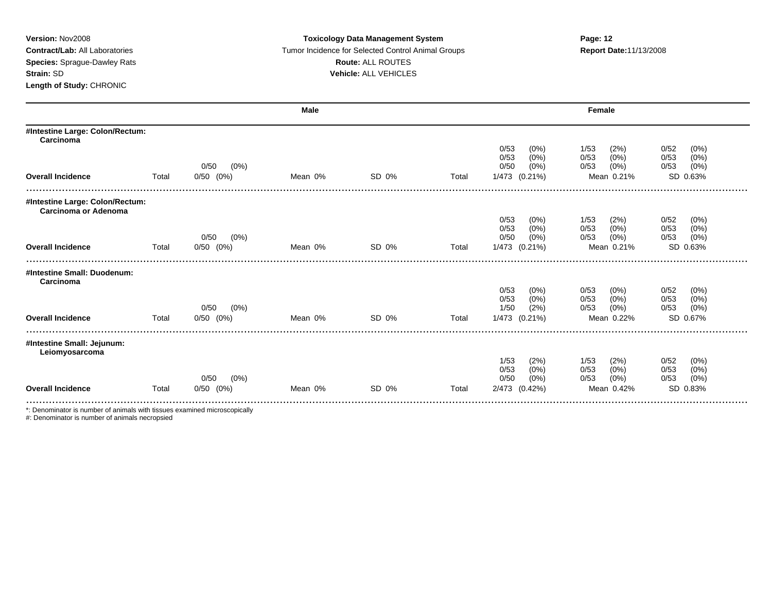**Version:** Nov2008
**Contract/Lab:** All Laboratories
**Species:** Sprague-Dawley Rats
**Strain:** SD
**Length of Study:** CHRONIC

**Toxicology Data Management System**
Tumor Incidence for Selected Control Animal Groups
**Route:** ALL ROUTES
**Vehicle:** ALL VEHICLES

**Report Date:** 11/13/2008

| | Male | | | | Female | | |
|---|---|---|---|---|---|---|---|
| **#Intestine Large: Colon/Rectum: Carcinoma** | | | | | | | |
| | | | | | 0/53 (0%) | 1/53 (2%) | 0/52 (0%) |
| | | | | | 0/53 (0%) | 0/53 (0%) | 0/53 (0%) |
| | 0/50 (0%) | | | | 0/50 (0%) | 0/53 (0%) | 0/53 (0%) |
| **Overall Incidence** | Total 0/50 (0%) | Mean 0% | SD 0% | Total | 1/473 (0.21%) | Mean 0.21% | SD 0.63% |
| **#Intestine Large: Colon/Rectum: Carcinoma or Adenoma** | | | | | | | |
| | | | | | 0/53 (0%) | 1/53 (2%) | 0/52 (0%) |
| | | | | | 0/53 (0%) | 0/53 (0%) | 0/53 (0%) |
| | 0/50 (0%) | | | | 0/50 (0%) | 0/53 (0%) | 0/53 (0%) |
| **Overall Incidence** | Total 0/50 (0%) | Mean 0% | SD 0% | Total | 1/473 (0.21%) | Mean 0.21% | SD 0.63% |
| **#Intestine Small: Duodenum: Carcinoma** | | | | | | | |
| | | | | | 0/53 (0%) | 0/53 (0%) | 0/52 (0%) |
| | | | | | 0/53 (0%) | 0/53 (0%) | 0/53 (0%) |
| | 0/50 (0%) | | | | 1/50 (2%) | 0/53 (0%) | 0/53 (0%) |
| **Overall Incidence** | Total 0/50 (0%) | Mean 0% | SD 0% | Total | 1/473 (0.21%) | Mean 0.22% | SD 0.67% |
| **#Intestine Small: Jejunum: Leiomyosarcoma** | | | | | | | |
| | | | | | 1/53 (2%) | 1/53 (2%) | 0/52 (0%) |
| | | | | | 0/53 (0%) | 0/53 (0%) | 0/53 (0%) |
| | 0/50 (0%) | | | | 0/50 (0%) | 0/53 (0%) | 0/53 (0%) |
| **Overall Incidence** | Total 0/50 (0%) | Mean 0% | SD 0% | Total | 2/473 (0.42%) | Mean 0.42% | SD 0.83% |

*: Denominator is number of animals with tissues examined microscopically
#: Denominator is number of animals necropsied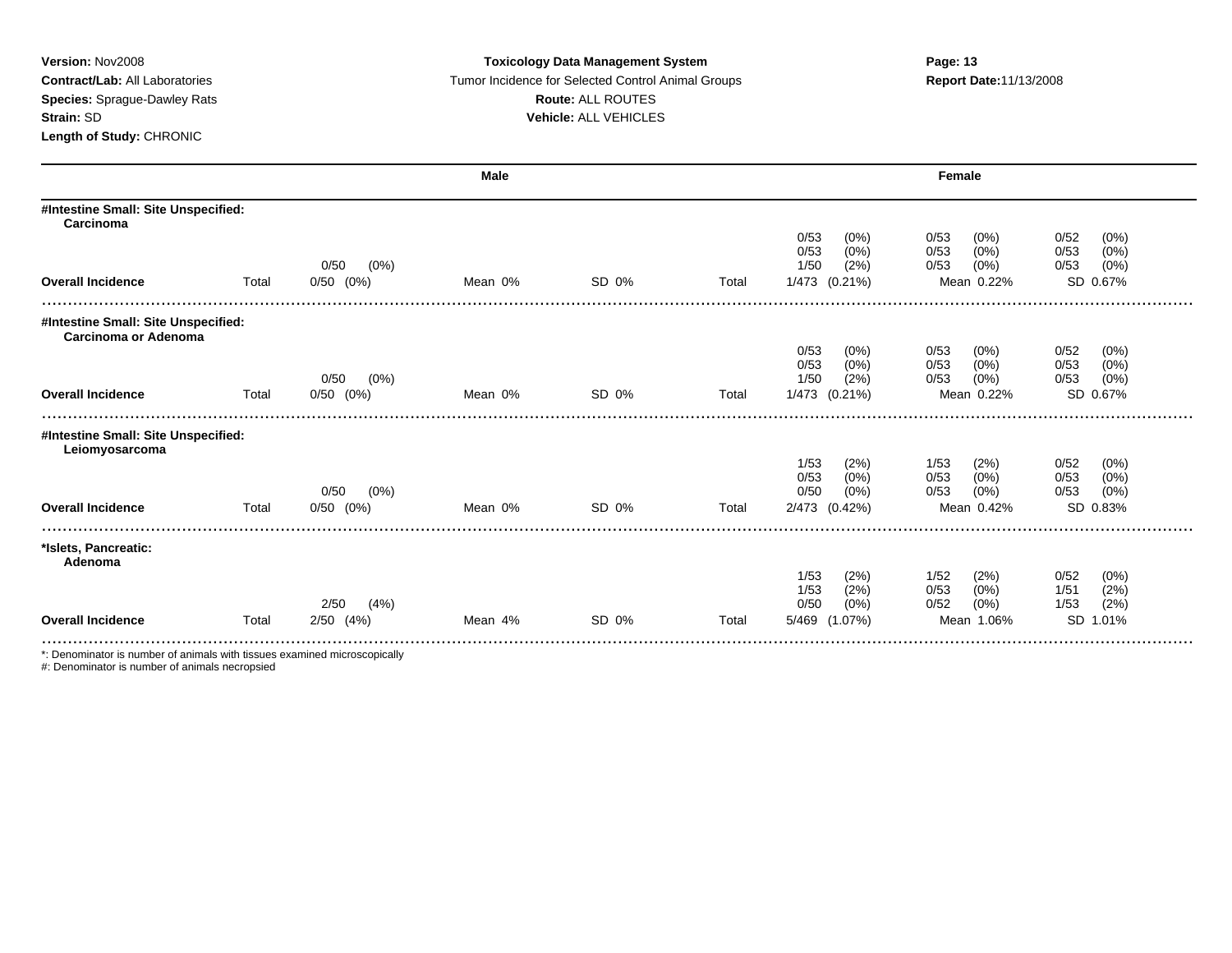**Version:** Nov2008
**Contract/Lab:** All Laboratories
**Species:** Sprague-Dawley Rats
**Strain:** SD
**Length of Study:** CHRONIC

**Toxicology Data Management System**
Tumor Incidence for Selected Control Animal Groups
**Route:** ALL ROUTES
**Vehicle:** ALL VEHICLES

**Report Date:** 11/13/2008

| | Male | | | | Female | | | |
|---|---|---|---|---|---|---|---|---|
| **#Intestine Small: Site Unspecified: Carcinoma** | | | | | | | | |
| | | | | | 0/53 (0%) | 0/53 (0%) | 0/52 (0%) | |
| | | | | | 0/53 (0%) | 0/53 (0%) | 0/53 (0%) | |
| | 0/50 (0%) | | | | 1/50 (2%) | 0/53 (0%) | 0/53 (0%) | |
| **Overall Incidence** | Total 0/50 (0%) | Mean 0% | SD 0% | Total | 1/473 (0.21%) | Mean 0.22% | SD 0.67% | |
| **#Intestine Small: Site Unspecified: Carcinoma or Adenoma** | | | | | | | | |
| | | | | | 0/53 (0%) | 0/53 (0%) | 0/52 (0%) | |
| | | | | | 0/53 (0%) | 0/53 (0%) | 0/53 (0%) | |
| | 0/50 (0%) | | | | 1/50 (2%) | 0/53 (0%) | 0/53 (0%) | |
| **Overall Incidence** | Total 0/50 (0%) | Mean 0% | SD 0% | Total | 1/473 (0.21%) | Mean 0.22% | SD 0.67% | |
| **#Intestine Small: Site Unspecified: Leiomyosarcoma** | | | | | | | | |
| | | | | | 1/53 (2%) | 1/53 (2%) | 0/52 (0%) | |
| | | | | | 0/53 (0%) | 0/53 (0%) | 0/53 (0%) | |
| | 0/50 (0%) | | | | 0/50 (0%) | 0/53 (0%) | 0/53 (0%) | |
| **Overall Incidence** | Total 0/50 (0%) | Mean 0% | SD 0% | Total | 2/473 (0.42%) | Mean 0.42% | SD 0.83% | |
| ***Islets, Pancreatic: Adenoma** | | | | | | | | |
| | | | | | 1/53 (2%) | 1/52 (2%) | 0/52 (0%) | |
| | | | | | 1/53 (2%) | 0/53 (0%) | 1/51 (2%) | |
| | 2/50 (4%) | | | | 0/50 (0%) | 0/52 (0%) | 1/53 (2%) | |
| **Overall Incidence** | Total 2/50 (4%) | Mean 4% | SD 0% | Total | 5/469 (1.07%) | Mean 1.06% | SD 1.01% | |

*: Denominator is number of animals with tissues examined microscopically
#: Denominator is number of animals necropsied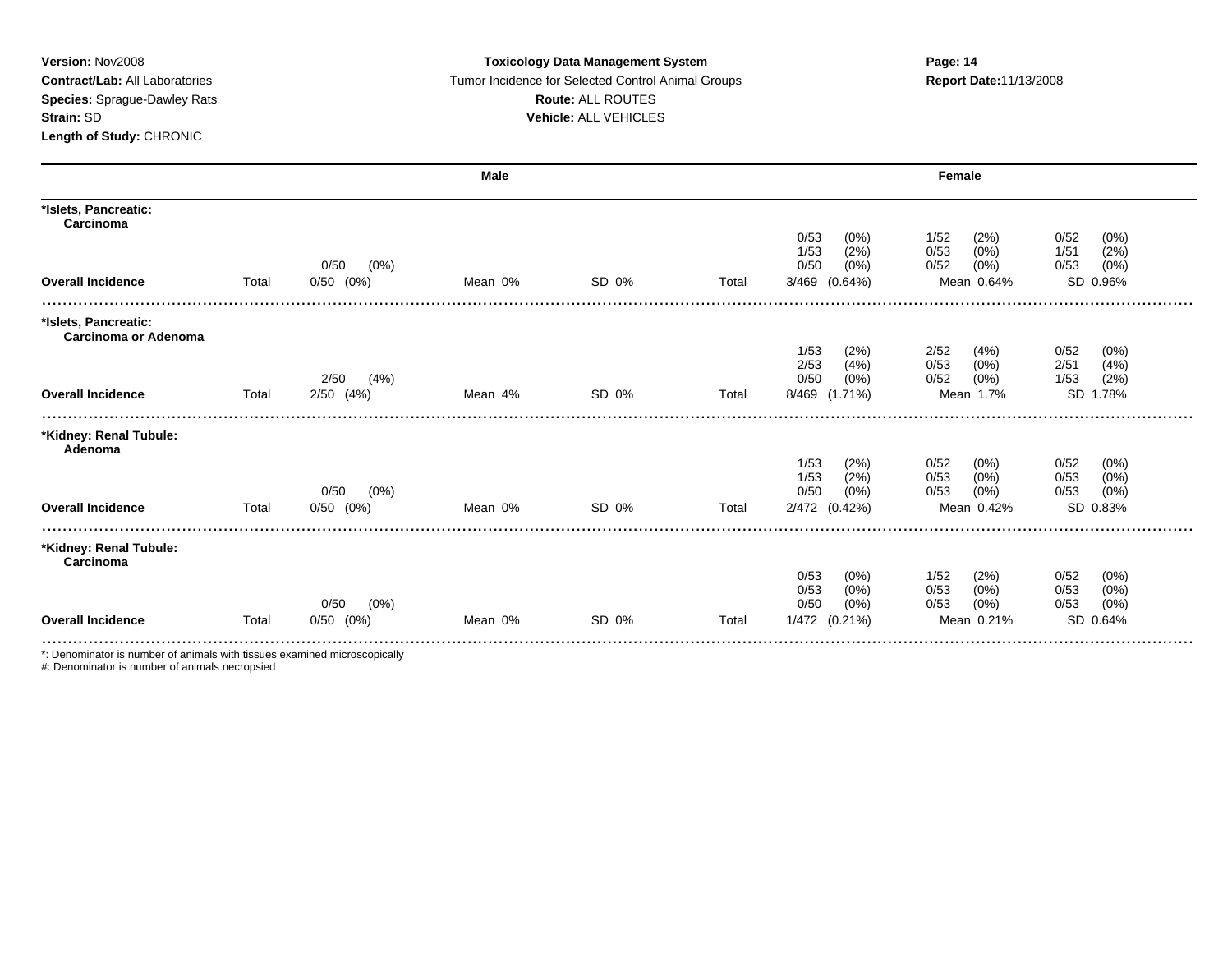**Version:** Nov2008
**Contract/Lab:** All Laboratories
**Species:** Sprague-Dawley Rats
**Strain:** SD
**Length of Study:** CHRONIC

**Toxicology Data Management System**
Tumor Incidence for Selected Control Animal Groups
**Route:** ALL ROUTES
**Vehicle:** ALL VEHICLES

**Report Date:** 11/13/2008

| | Male | | | | Female | | | |
|---|---|---|---|---|---|---|---|---|
| **\*Islets, Pancreatic: Carcinoma** | | | | | | | | |
| | | | | | 0/53 (0%) | 1/52 (2%) | 0/52 (0%) | |
| | | | | | 1/53 (2%) | 0/53 (0%) | 1/51 (2%) | |
| | | 0/50 (0%) | | | 0/50 (0%) | 0/52 (0%) | 0/53 (0%) | |
| **Overall Incidence** | Total | 0/50 (0%) | Mean 0% | SD 0% | Total | 3/469 (0.64%) | Mean 0.64% | SD 0.96% |
| **\*Islets, Pancreatic: Carcinoma or Adenoma** | | | | | | | | |
| | | | | | 1/53 (2%) | 2/52 (4%) | 0/52 (0%) | |
| | | | | | 2/53 (4%) | 0/53 (0%) | 2/51 (4%) | |
| | | 2/50 (4%) | | | 0/50 (0%) | 0/52 (0%) | 1/53 (2%) | |
| **Overall Incidence** | Total | 2/50 (4%) | Mean 4% | SD 0% | Total | 8/469 (1.71%) | Mean 1.7% | SD 1.78% |
| **\*Kidney: Renal Tubule: Adenoma** | | | | | | | | |
| | | | | | 1/53 (2%) | 0/52 (0%) | 0/52 (0%) | |
| | | | | | 1/53 (2%) | 0/53 (0%) | 0/53 (0%) | |
| | | 0/50 (0%) | | | 0/50 (0%) | 0/53 (0%) | 0/53 (0%) | |
| **Overall Incidence** | Total | 0/50 (0%) | Mean 0% | SD 0% | Total | 2/472 (0.42%) | Mean 0.42% | SD 0.83% |
| **\*Kidney: Renal Tubule: Carcinoma** | | | | | | | | |
| | | | | | 0/53 (0%) | 1/52 (2%) | 0/52 (0%) | |
| | | | | | 0/53 (0%) | 0/53 (0%) | 0/53 (0%) | |
| | | 0/50 (0%) | | | 0/50 (0%) | 0/53 (0%) | 0/53 (0%) | |
| **Overall Incidence** | Total | 0/50 (0%) | Mean 0% | SD 0% | Total | 1/472 (0.21%) | Mean 0.21% | SD 0.64% |

*: Denominator is number of animals with tissues examined microscopically
#: Denominator is number of animals necropsied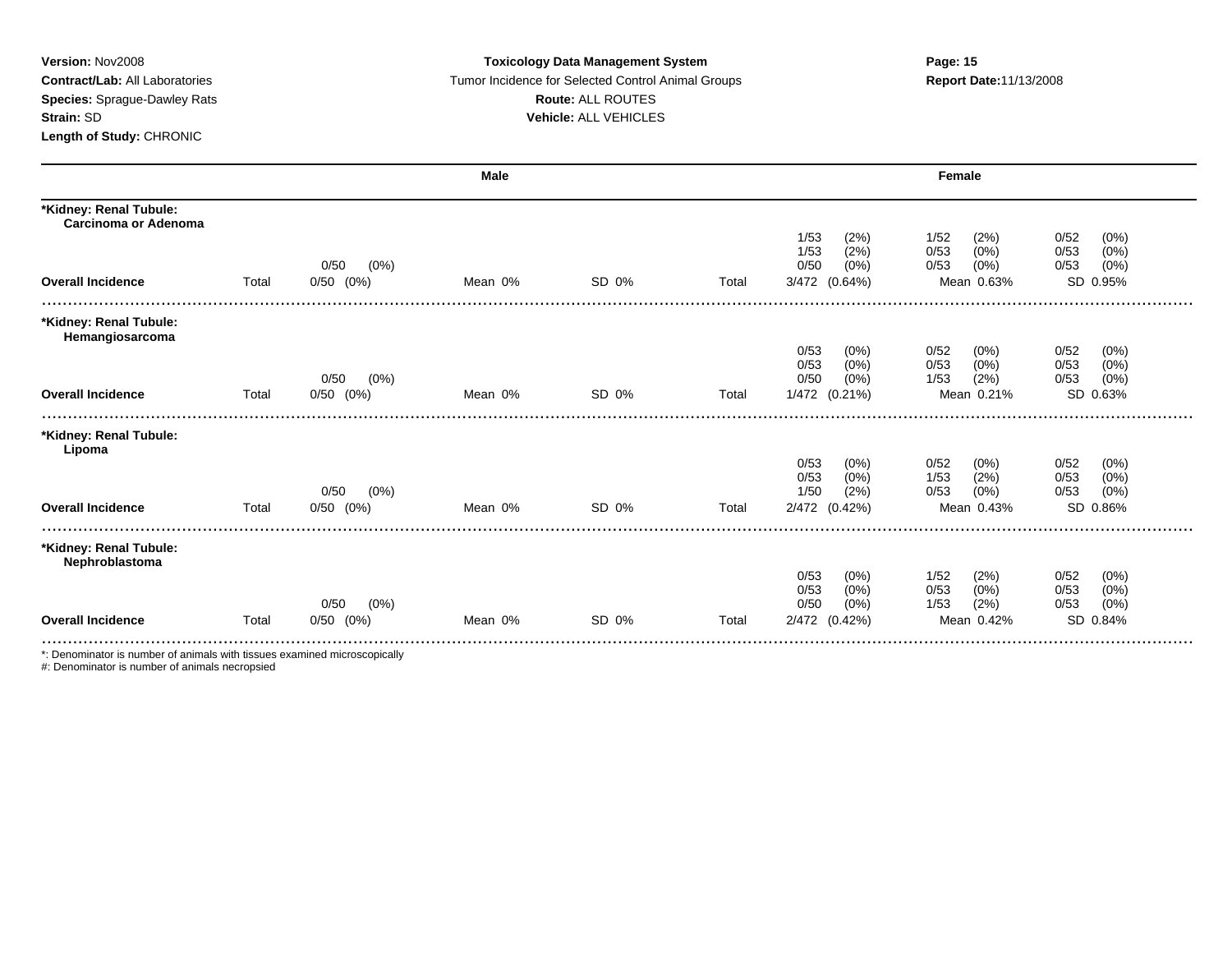**Version:** Nov2008
**Contract/Lab:** All Laboratories
**Species:** Sprague-Dawley Rats
**Strain:** SD
**Length of Study:** CHRONIC

**Toxicology Data Management System**
Tumor Incidence for Selected Control Animal Groups
**Route:** ALL ROUTES
**Vehicle:** ALL VEHICLES

**Report Date:** 11/13/2008

| | Male | | | | Female | | | |
|---|---|---|---|---|---|---|---|---|
| **\*Kidney: Renal Tubule: Carcinoma or Adenoma** | | | | | | | | |
| | | | | | | 1/53 (2%) | 1/52 (2%) | 0/52 (0%) |
| | | | | | | 1/53 (2%) | 0/53 (0%) | 0/53 (0%) |
| | | 0/50 (0%) | | | | 0/50 (0%) | 0/53 (0%) | 0/53 (0%) |
| **Overall Incidence** | Total | 0/50 (0%) | Mean 0% | SD 0% | Total | 3/472 (0.64%) | Mean 0.63% | SD 0.95% |
| **\*Kidney: Renal Tubule: Hemangiosarcoma** | | | | | | | | |
| | | | | | | 0/53 (0%) | 0/52 (0%) | 0/52 (0%) |
| | | | | | | 0/53 (0%) | 0/53 (0%) | 0/53 (0%) |
| | | 0/50 (0%) | | | | 0/50 (0%) | 1/53 (2%) | 0/53 (0%) |
| **Overall Incidence** | Total | 0/50 (0%) | Mean 0% | SD 0% | Total | 1/472 (0.21%) | Mean 0.21% | SD 0.63% |
| **\*Kidney: Renal Tubule: Lipoma** | | | | | | | | |
| | | | | | | 0/53 (0%) | 0/52 (0%) | 0/52 (0%) |
| | | | | | | 0/53 (0%) | 1/53 (2%) | 0/53 (0%) |
| | | 0/50 (0%) | | | | 1/50 (2%) | 0/53 (0%) | 0/53 (0%) |
| **Overall Incidence** | Total | 0/50 (0%) | Mean 0% | SD 0% | Total | 2/472 (0.42%) | Mean 0.43% | SD 0.86% |
| **\*Kidney: Renal Tubule: Nephroblastoma** | | | | | | | | |
| | | | | | | 0/53 (0%) | 1/52 (2%) | 0/52 (0%) |
| | | | | | | 0/53 (0%) | 0/53 (0%) | 0/53 (0%) |
| | | 0/50 (0%) | | | | 0/50 (0%) | 1/53 (2%) | 0/53 (0%) |
| **Overall Incidence** | Total | 0/50 (0%) | Mean 0% | SD 0% | Total | 2/472 (0.42%) | Mean 0.42% | SD 0.84% |

*: Denominator is number of animals with tissues examined microscopically
#: Denominator is number of animals necropsied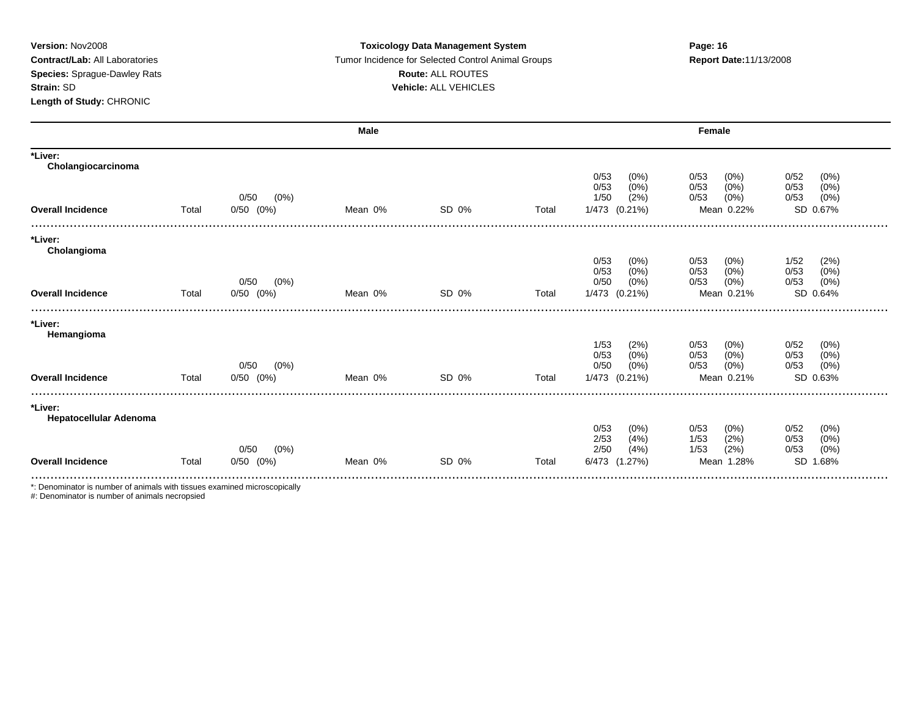**Version:** Nov2008
**Contract/Lab:** All Laboratories
**Species:** Sprague-Dawley Rats
**Strain:** SD
**Length of Study:** CHRONIC

**Toxicology Data Management System**
Tumor Incidence for Selected Control Animal Groups
**Route:** ALL ROUTES
**Vehicle:** ALL VEHICLES

**Report Date:** 11/13/2008

| | Male | | | | Female | | |
|---|---|---|---|---|---|---|---|
| **\*Liver:** | | | | | | | |
| **Cholangiocarcinoma** | | | | | | | |
| | | | | | 0/53 (0%) | 0/53 (0%) | 0/52 (0%) |
| | | | | | 0/53 (0%) | 0/53 (0%) | 0/53 (0%) |
| | | 0/50 (0%) | | | 1/50 (2%) | 0/53 (0%) | 0/53 (0%) |
| **Overall Incidence** | Total | 0/50 (0%) | Mean 0% | SD 0% | Total 1/473 (0.21%) | Mean 0.22% | SD 0.67% |
| **\*Liver:** | | | | | | | |
| **Cholangioma** | | | | | | | |
| | | | | | 0/53 (0%) | 0/53 (0%) | 1/52 (2%) |
| | | | | | 0/53 (0%) | 0/53 (0%) | 0/53 (0%) |
| | | 0/50 (0%) | | | 0/50 (0%) | 0/53 (0%) | 0/53 (0%) |
| **Overall Incidence** | Total | 0/50 (0%) | Mean 0% | SD 0% | Total 1/473 (0.21%) | Mean 0.21% | SD 0.64% |
| **\*Liver:** | | | | | | | |
| **Hemangioma** | | | | | | | |
| | | | | | 1/53 (2%) | 0/53 (0%) | 0/52 (0%) |
| | | | | | 0/53 (0%) | 0/53 (0%) | 0/53 (0%) |
| | | 0/50 (0%) | | | 0/50 (0%) | 0/53 (0%) | 0/53 (0%) |
| **Overall Incidence** | Total | 0/50 (0%) | Mean 0% | SD 0% | Total 1/473 (0.21%) | Mean 0.21% | SD 0.63% |
| **\*Liver:** | | | | | | | |
| **Hepatocellular Adenoma** | | | | | | | |
| | | | | | 0/53 (0%) | 0/53 (0%) | 0/52 (0%) |
| | | | | | 2/53 (4%) | 1/53 (2%) | 0/53 (0%) |
| | | 0/50 (0%) | | | 2/50 (4%) | 1/53 (2%) | 0/53 (0%) |
| **Overall Incidence** | Total | 0/50 (0%) | Mean 0% | SD 0% | Total 6/473 (1.27%) | Mean 1.28% | SD 1.68% |

*: Denominator is number of animals with tissues examined microscopically
#: Denominator is number of animals necropsied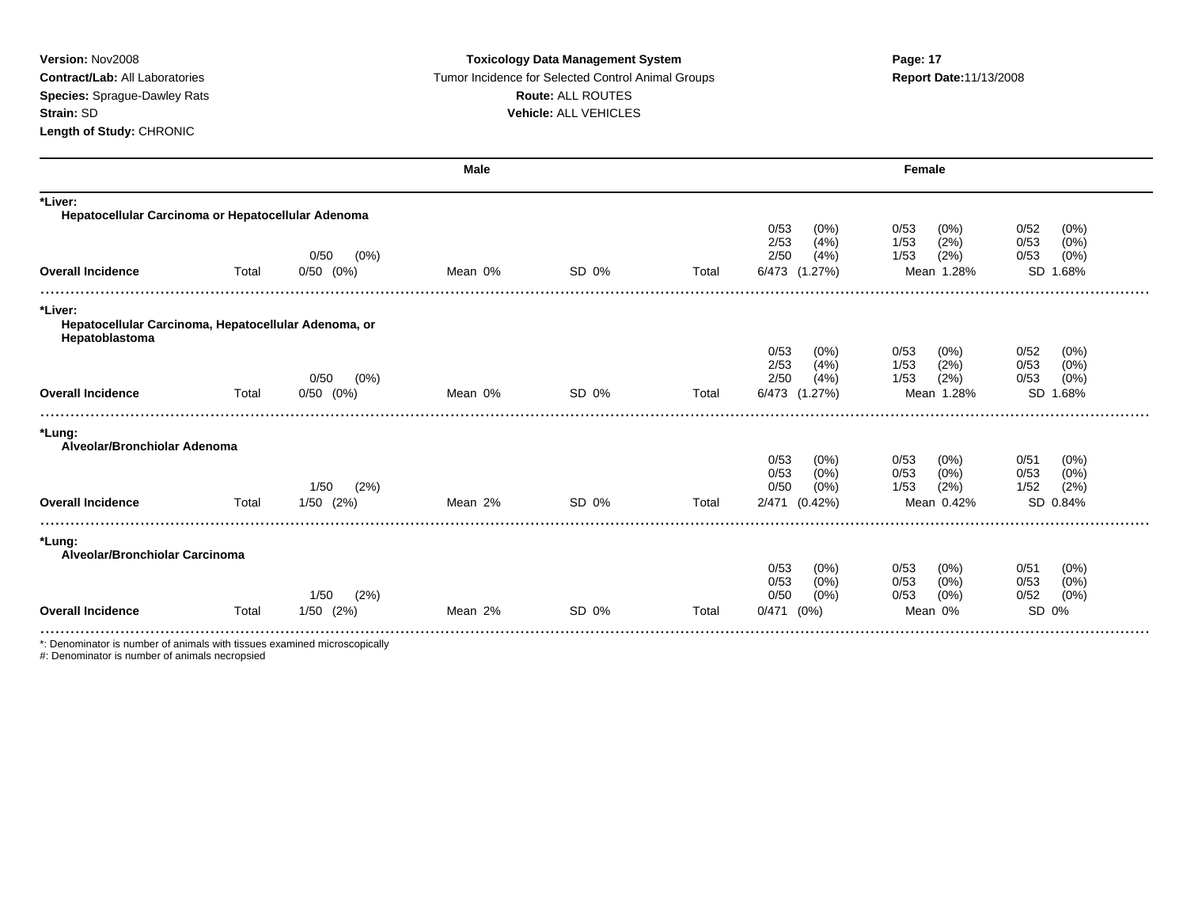**Version:** Nov2008
**Contract/Lab:** All Laboratories
**Species:** Sprague-Dawley Rats
**Strain:** SD
**Length of Study:** CHRONIC

**Toxicology Data Management System**
Tumor Incidence for Selected Control Animal Groups
**Route:** ALL ROUTES
**Vehicle:** ALL VEHICLES

**Report Date:**11/13/2008

| | | Male | | | | Female | | |
|---|---|---|---|---|---|---|---|---|
| **\*Liver:** | | | | | | | | |
| **Hepatocellular Carcinoma or Hepatocellular Adenoma** | | | | | | | | |
| | | | | | | 0/53 (0%) | 0/53 (0%) | 0/52 (0%) |
| | | | | | | 2/53 (4%) | 1/53 (2%) | 0/53 (0%) |
| | | 0/50 (0%) | | | | 2/50 (4%) | 1/53 (2%) | 0/53 (0%) |
| **Overall Incidence** | Total | 0/50 (0%) | Mean 0% | SD 0% | Total | 6/473 (1.27%) | Mean 1.28% | SD 1.68% |
| **\*Liver:** | | | | | | | | |
| **Hepatocellular Carcinoma, Hepatocellular Adenoma, or Hepatoblastoma** | | | | | | | | |
| | | | | | | 0/53 (0%) | 0/53 (0%) | 0/52 (0%) |
| | | | | | | 2/53 (4%) | 1/53 (2%) | 0/53 (0%) |
| | | 0/50 (0%) | | | | 2/50 (4%) | 1/53 (2%) | 0/53 (0%) |
| **Overall Incidence** | Total | 0/50 (0%) | Mean 0% | SD 0% | Total | 6/473 (1.27%) | Mean 1.28% | SD 1.68% |
| **\*Lung:** | | | | | | | | |
| **Alveolar/Bronchiolar Adenoma** | | | | | | | | |
| | | | | | | 0/53 (0%) | 0/53 (0%) | 0/51 (0%) |
| | | | | | | 0/53 (0%) | 0/53 (0%) | 0/53 (0%) |
| | | 1/50 (2%) | | | | 0/50 (0%) | 1/53 (2%) | 1/52 (2%) |
| **Overall Incidence** | Total | 1/50 (2%) | Mean 2% | SD 0% | Total | 2/471 (0.42%) | Mean 0.42% | SD 0.84% |
| **\*Lung:** | | | | | | | | |
| **Alveolar/Bronchiolar Carcinoma** | | | | | | | | |
| | | | | | | 0/53 (0%) | 0/53 (0%) | 0/51 (0%) |
| | | | | | | 0/53 (0%) | 0/53 (0%) | 0/53 (0%) |
| | | 1/50 (2%) | | | | 0/50 (0%) | 0/53 (0%) | 0/52 (0%) |
| **Overall Incidence** | Total | 1/50 (2%) | Mean 2% | SD 0% | Total | 0/471 (0%) | Mean 0% | SD 0% |

*: Denominator is number of animals with tissues examined microscopically
#: Denominator is number of animals necropsied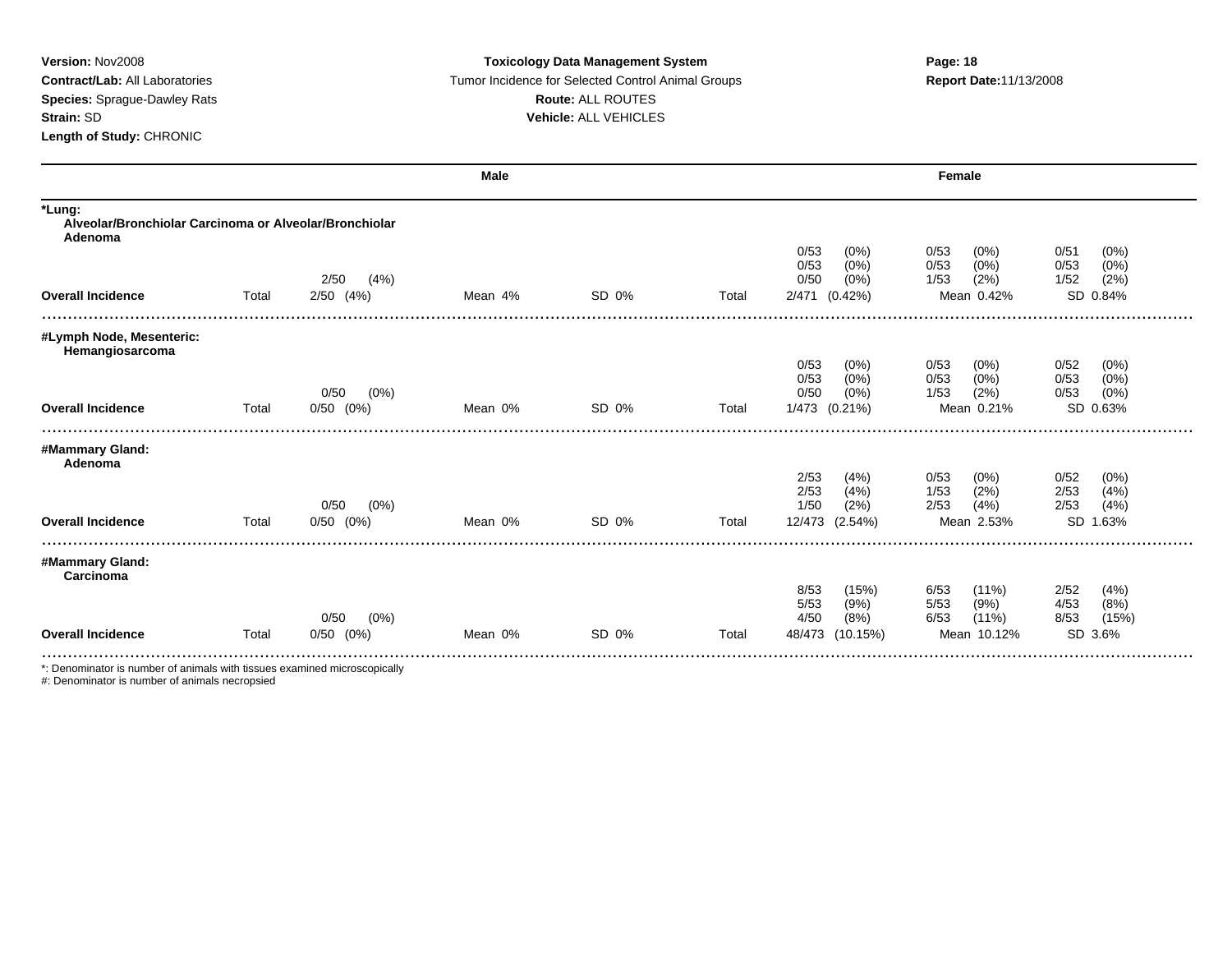**Version:** Nov2008
**Contract/Lab:** All Laboratories
**Species:** Sprague-Dawley Rats
**Strain:** SD
**Length of Study:** CHRONIC

**Toxicology Data Management System**
Tumor Incidence for Selected Control Animal Groups
**Route:** ALL ROUTES
**Vehicle:** ALL VEHICLES

**Report Date:** 11/13/2008

| | Male | | | | Female | | |
|---|---|---|---|---|---|---|---|
| **\*Lung:** Alveolar/Bronchiolar Carcinoma or Alveolar/Bronchiolar Adenoma | | | | | | | |
| | 2/50 (4%) | | | | 0/53 (0%)<br>0/53 (0%)<br>0/50 (0%) | 0/53 (0%)<br>0/53 (0%)<br>1/53 (2%) | 0/51 (0%)<br>0/53 (0%)<br>1/52 (2%) |
| **Overall Incidence** | Total 2/50 (4%) | Mean 4% | SD 0% | Total | 2/471 (0.42%) | Mean 0.42% | SD 0.84% |
| **#Lymph Node, Mesenteric:** Hemangiosarcoma | | | | | | | |
| | 0/50 (0%) | | | | 0/53 (0%)<br>0/53 (0%)<br>0/50 (0%) | 0/53 (0%)<br>0/53 (0%)<br>1/53 (2%) | 0/52 (0%)<br>0/53 (0%)<br>0/53 (0%) |
| **Overall Incidence** | Total 0/50 (0%) | Mean 0% | SD 0% | Total | 1/473 (0.21%) | Mean 0.21% | SD 0.63% |
| **#Mammary Gland:** Adenoma | | | | | | | |
| | 0/50 (0%) | | | | 2/53 (4%)<br>2/53 (4%)<br>1/50 (2%) | 0/53 (0%)<br>1/53 (2%)<br>2/53 (4%) | 0/52 (0%)<br>2/53 (4%)<br>2/53 (4%) |
| **Overall Incidence** | Total 0/50 (0%) | Mean 0% | SD 0% | Total | 12/473 (2.54%) | Mean 2.53% | SD 1.63% |
| **#Mammary Gland:** Carcinoma | | | | | | | |
| | 0/50 (0%) | | | | 8/53 (15%)<br>5/53 (9%)<br>4/50 (8%) | 6/53 (11%)<br>5/53 (9%)<br>6/53 (11%) | 2/52 (4%)<br>4/53 (8%)<br>8/53 (15%) |
| **Overall Incidence** | Total 0/50 (0%) | Mean 0% | SD 0% | Total | 48/473 (10.15%) | Mean 10.12% | SD 3.6% |

*: Denominator is number of animals with tissues examined microscopically
#: Denominator is number of animals necropsied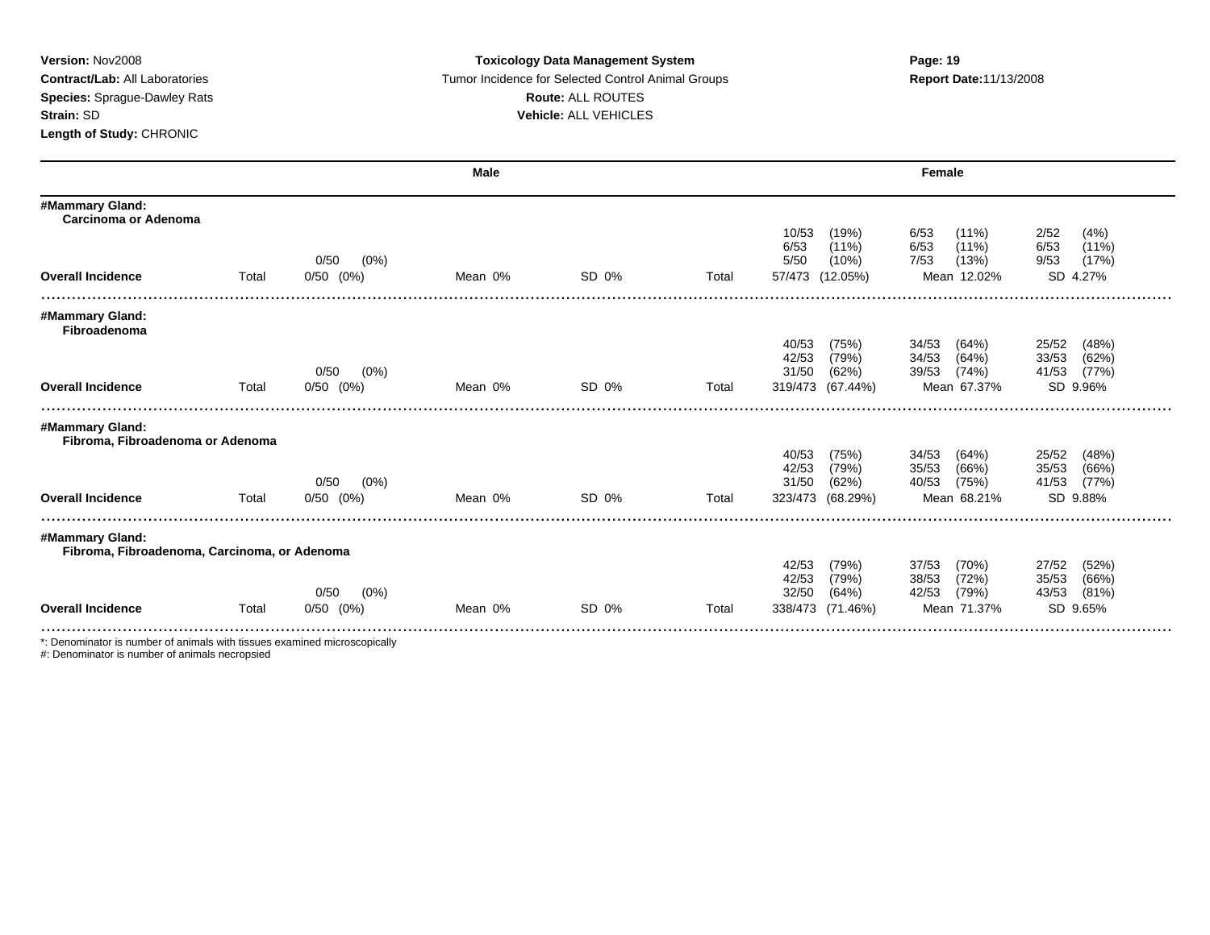**Version:** Nov2008
**Contract/Lab:** All Laboratories
**Species:** Sprague-Dawley Rats
**Strain:** SD
**Length of Study:** CHRONIC

**Toxicology Data Management System**
Tumor Incidence for Selected Control Animal Groups
**Route:** ALL ROUTES
**Vehicle:** ALL VEHICLES

**Report Date:** 11/13/2008

| | Male | | | | Female | | | |
|---|---|---|---|---|---|---|---|---|
| **#Mammary Gland: Carcinoma or Adenoma** | | | | | | | | |
| | | | | | 10/53 (19%) | 6/53 (11%) | 2/52 (4%) |
| | | | | | 6/53 (11%) | 6/53 (11%) | 6/53 (11%) |
| | | 0/50 (0%) | | | | 5/50 (10%) | 7/53 (13%) | 9/53 (17%) |
| **Overall Incidence** | Total | 0/50 (0%) | Mean 0% | SD 0% | Total | 57/473 (12.05%) | Mean 12.02% | SD 4.27% |
| **#Mammary Gland: Fibroadenoma** | | | | | | | | |
| | | | | | | 40/53 (75%) | 34/53 (64%) | 25/52 (48%) |
| | | | | | | 42/53 (79%) | 34/53 (64%) | 33/53 (62%) |
| | | 0/50 (0%) | | | | 31/50 (62%) | 39/53 (74%) | 41/53 (77%) |
| **Overall Incidence** | Total | 0/50 (0%) | Mean 0% | SD 0% | Total | 319/473 (67.44%) | Mean 67.37% | SD 9.96% |
| **#Mammary Gland: Fibroma, Fibroadenoma or Adenoma** | | | | | | | | |
| | | | | | | 40/53 (75%) | 34/53 (64%) | 25/52 (48%) |
| | | | | | | 42/53 (79%) | 35/53 (66%) | 35/53 (66%) |
| | | 0/50 (0%) | | | | 31/50 (62%) | 40/53 (75%) | 41/53 (77%) |
| **Overall Incidence** | Total | 0/50 (0%) | Mean 0% | SD 0% | Total | 323/473 (68.29%) | Mean 68.21% | SD 9.88% |
| **#Mammary Gland: Fibroma, Fibroadenoma, Carcinoma, or Adenoma** | | | | | | | | |
| | | | | | | 42/53 (79%) | 37/53 (70%) | 27/52 (52%) |
| | | | | | | 42/53 (79%) | 38/53 (72%) | 35/53 (66%) |
| | | 0/50 (0%) | | | | 32/50 (64%) | 42/53 (79%) | 43/53 (81%) |
| **Overall Incidence** | Total | 0/50 (0%) | Mean 0% | SD 0% | Total | 338/473 (71.46%) | Mean 71.37% | SD 9.65% |

*: Denominator is number of animals with tissues examined microscopically
#: Denominator is number of animals necropsied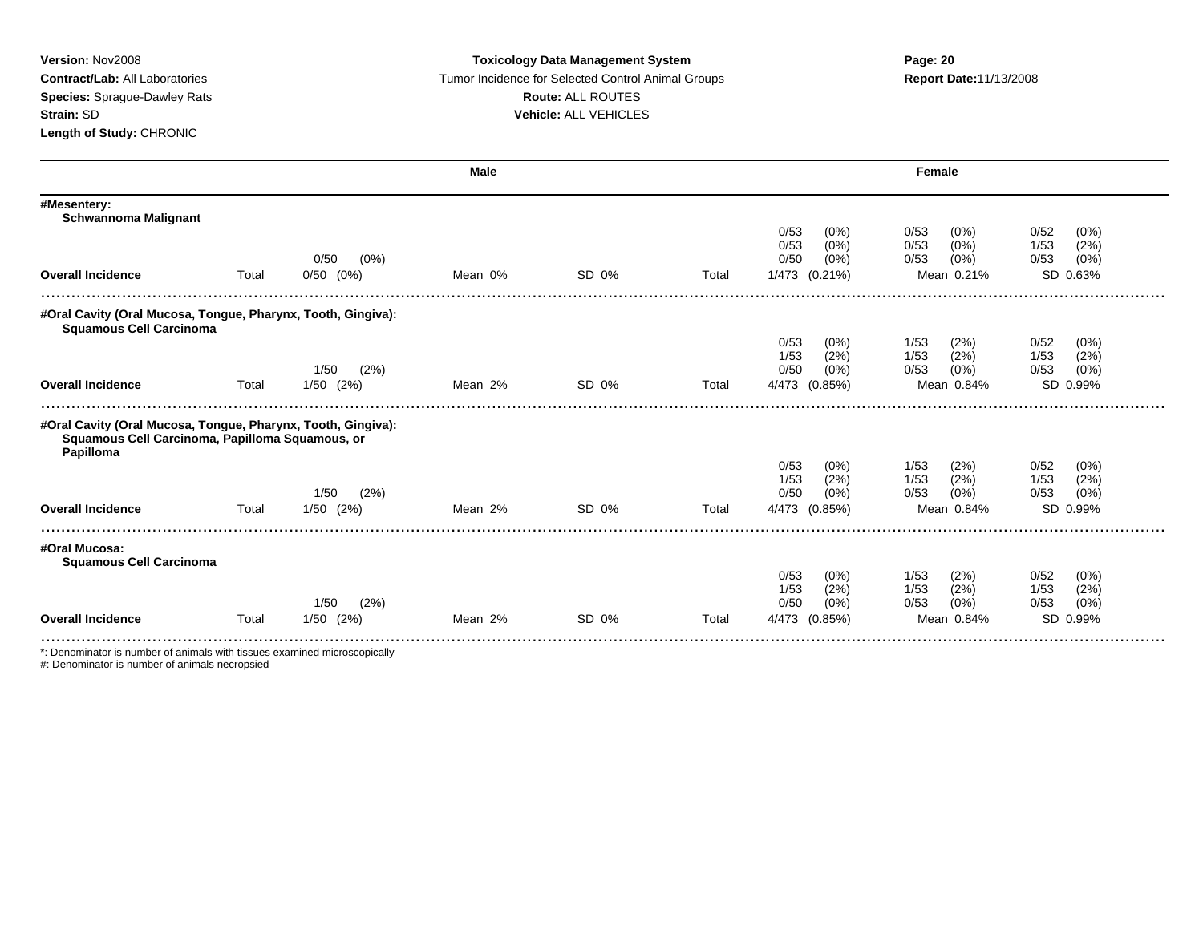**Version:** Nov2008
**Contract/Lab:** All Laboratories
**Species:** Sprague-Dawley Rats
**Strain:** SD
**Length of Study:** CHRONIC

**Toxicology Data Management System**
Tumor Incidence for Selected Control Animal Groups
**Route:** ALL ROUTES
**Vehicle:** ALL VEHICLES

**Report Date:** 11/13/2008

| | Male | | | | Female | | |
|---|---|---|---|---|---|---|---|
| **#Mesentery:** | | | | | | | |
| **Schwannoma Malignant** | | | | | | | |
| | | | | | 0/53 (0%) | 0/53 (0%) | 0/52 (0%) |
| | | | | | 0/53 (0%) | 0/53 (0%) | 1/53 (2%) |
| | 0/50 (0%) | | | | 0/50 (0%) | 0/53 (0%) | 0/53 (0%) |
| **Overall Incidence** | Total 0/50 (0%) | Mean 0% | SD 0% | Total | 1/473 (0.21%) | Mean 0.21% | SD 0.63% |
| **#Oral Cavity (Oral Mucosa, Tongue, Pharynx, Tooth, Gingiva):** | | | | | | | |
| **Squamous Cell Carcinoma** | | | | | | | |
| | | | | | 0/53 (0%) | 1/53 (2%) | 0/52 (0%) |
| | | | | | 1/53 (2%) | 1/53 (2%) | 1/53 (2%) |
| | 1/50 (2%) | | | | 0/50 (0%) | 0/53 (0%) | 0/53 (0%) |
| **Overall Incidence** | Total 1/50 (2%) | Mean 2% | SD 0% | Total | 4/473 (0.85%) | Mean 0.84% | SD 0.99% |
| **#Oral Cavity (Oral Mucosa, Tongue, Pharynx, Tooth, Gingiva):** | | | | | | | |
| **Squamous Cell Carcinoma, Papilloma Squamous, or Papilloma** | | | | | | | |
| | | | | | 0/53 (0%) | 1/53 (2%) | 0/52 (0%) |
| | | | | | 1/53 (2%) | 1/53 (2%) | 1/53 (2%) |
| | 1/50 (2%) | | | | 0/50 (0%) | 0/53 (0%) | 0/53 (0%) |
| **Overall Incidence** | Total 1/50 (2%) | Mean 2% | SD 0% | Total | 4/473 (0.85%) | Mean 0.84% | SD 0.99% |
| **#Oral Mucosa:** | | | | | | | |
| **Squamous Cell Carcinoma** | | | | | | | |
| | | | | | 0/53 (0%) | 1/53 (2%) | 0/52 (0%) |
| | | | | | 1/53 (2%) | 1/53 (2%) | 1/53 (2%) |
| | 1/50 (2%) | | | | 0/50 (0%) | 0/53 (0%) | 0/53 (0%) |
| **Overall Incidence** | Total 1/50 (2%) | Mean 2% | SD 0% | Total | 4/473 (0.85%) | Mean 0.84% | SD 0.99% |

*: Denominator is number of animals with tissues examined microscopically
#: Denominator is number of animals necropsied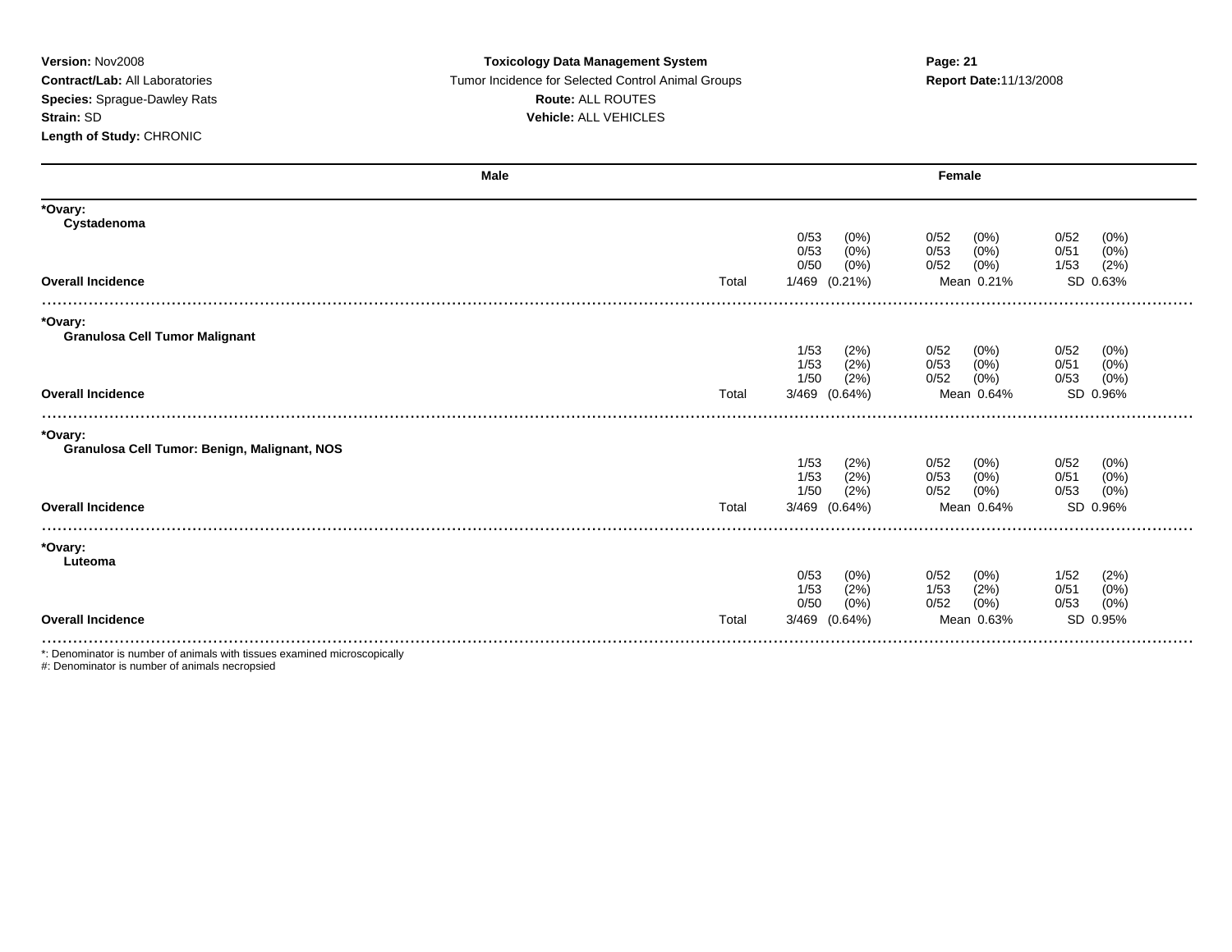**Version:** Nov2008
**Contract/Lab:** All Laboratories
**Species:** Sprague-Dawley Rats
**Strain:** SD
**Length of Study:** CHRONIC

**Toxicology Data Management System**
Tumor Incidence for Selected Control Animal Groups
**Route:** ALL ROUTES
**Vehicle:** ALL VEHICLES

**Report Date:** 11/13/2008

| Male | | Female | | |
|---|---|---|---|---|
| ***Ovary:** | | | | |
| **Cystadenoma** | | | | |
| | | 0/53 (0%) | 0/52 (0%) | 0/52 (0%) |
| | | 0/53 (0%) | 0/53 (0%) | 0/51 (0%) |
| | | 0/50 (0%) | 0/52 (0%) | 1/53 (2%) |
| **Overall Incidence** | Total | 1/469 (0.21%) | Mean 0.21% | SD 0.63% |
| ***Ovary:** | | | | |
| **Granulosa Cell Tumor Malignant** | | | | |
| | | 1/53 (2%) | 0/52 (0%) | 0/52 (0%) |
| | | 1/53 (2%) | 0/53 (0%) | 0/51 (0%) |
| | | 1/50 (2%) | 0/52 (0%) | 0/53 (0%) |
| **Overall Incidence** | Total | 3/469 (0.64%) | Mean 0.64% | SD 0.96% |
| ***Ovary:** | | | | |
| **Granulosa Cell Tumor: Benign, Malignant, NOS** | | | | |
| | | 1/53 (2%) | 0/52 (0%) | 0/52 (0%) |
| | | 1/53 (2%) | 0/53 (0%) | 0/51 (0%) |
| | | 1/50 (2%) | 0/52 (0%) | 0/53 (0%) |
| **Overall Incidence** | Total | 3/469 (0.64%) | Mean 0.64% | SD 0.96% |
| ***Ovary:** | | | | |
| **Luteoma** | | | | |
| | | 0/53 (0%) | 0/52 (0%) | 1/52 (2%) |
| | | 1/53 (2%) | 1/53 (2%) | 0/51 (0%) |
| | | 0/50 (0%) | 0/52 (0%) | 0/53 (0%) |
| **Overall Incidence** | Total | 3/469 (0.64%) | Mean 0.63% | SD 0.95% |

*: Denominator is number of animals with tissues examined microscopically
#: Denominator is number of animals necropsied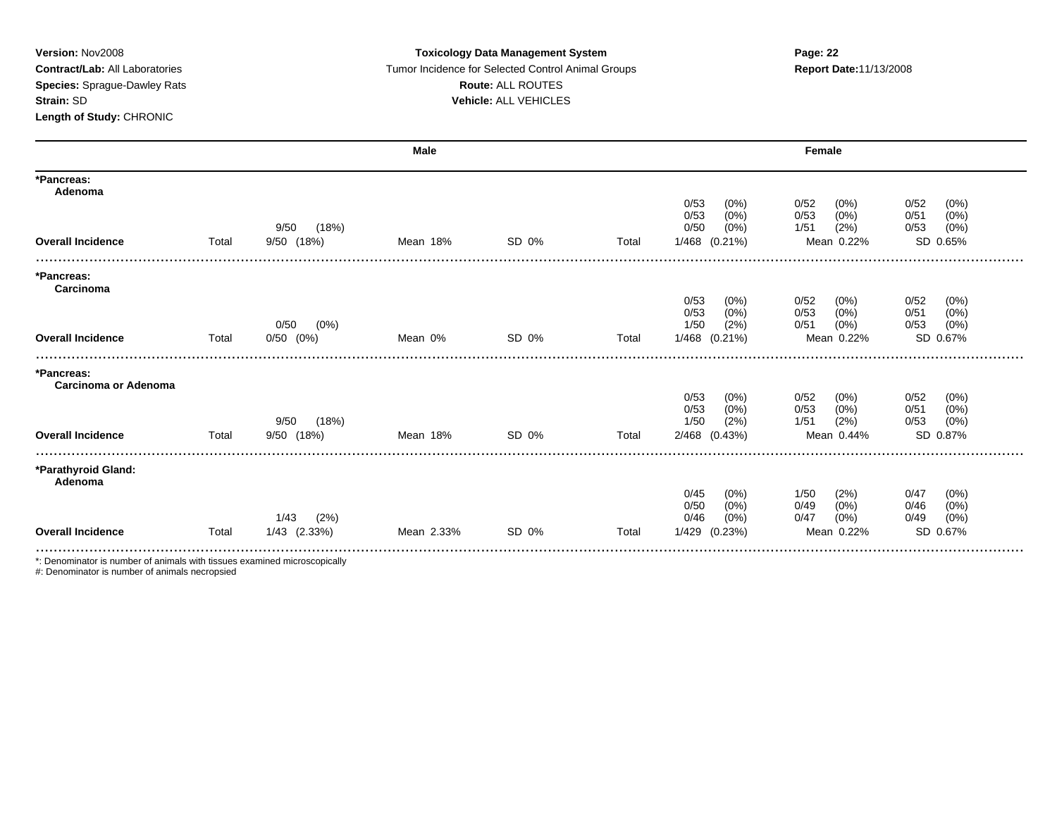**Version:** Nov2008
**Contract/Lab:** All Laboratories
**Species:** Sprague-Dawley Rats
**Strain:** SD
**Length of Study:** CHRONIC

**Toxicology Data Management System**
Tumor Incidence for Selected Control Animal Groups
**Route:** ALL ROUTES
**Vehicle:** ALL VEHICLES

**Report Date:** 11/13/2008

| | Male | | | | Female | | | |
|---|---|---|---|---|---|---|---|---|
| **\*Pancreas: Adenoma** | | | | | | | | |
| | | | | | 0/53 (0%) | 0/52 (0%) | 0/52 (0%) | |
| | | | | | 0/53 (0%) | 0/53 (0%) | 0/51 (0%) | |
| | | 9/50 (18%) | | | 0/50 (0%) | 1/51 (2%) | 0/53 (0%) | |
| **Overall Incidence** | Total | 9/50 (18%) | Mean 18% | SD 0% | Total | 1/468 (0.21%) | Mean 0.22% | SD 0.65% |
| **\*Pancreas: Carcinoma** | | | | | | | | |
| | | | | | 0/53 (0%) | 0/52 (0%) | 0/52 (0%) | |
| | | | | | 0/53 (0%) | 0/53 (0%) | 0/51 (0%) | |
| | | 0/50 (0%) | | | 1/50 (2%) | 0/51 (0%) | 0/53 (0%) | |
| **Overall Incidence** | Total | 0/50 (0%) | Mean 0% | SD 0% | Total | 1/468 (0.21%) | Mean 0.22% | SD 0.67% |
| **\*Pancreas: Carcinoma or Adenoma** | | | | | | | | |
| | | | | | 0/53 (0%) | 0/52 (0%) | 0/52 (0%) | |
| | | | | | 0/53 (0%) | 0/53 (0%) | 0/51 (0%) | |
| | | 9/50 (18%) | | | 1/50 (2%) | 1/51 (2%) | 0/53 (0%) | |
| **Overall Incidence** | Total | 9/50 (18%) | Mean 18% | SD 0% | Total | 2/468 (0.43%) | Mean 0.44% | SD 0.87% |
| **\*Parathyroid Gland: Adenoma** | | | | | | | | |
| | | | | | 0/45 (0%) | 1/50 (2%) | 0/47 (0%) | |
| | | | | | 0/50 (0%) | 0/49 (0%) | 0/46 (0%) | |
| | | 1/43 (2%) | | | 0/46 (0%) | 0/47 (0%) | 0/49 (0%) | |
| **Overall Incidence** | Total | 1/43 (2.33%) | Mean 2.33% | SD 0% | Total | 1/429 (0.23%) | Mean 0.22% | SD 0.67% |

*: Denominator is number of animals with tissues examined microscopically
#: Denominator is number of animals necropsied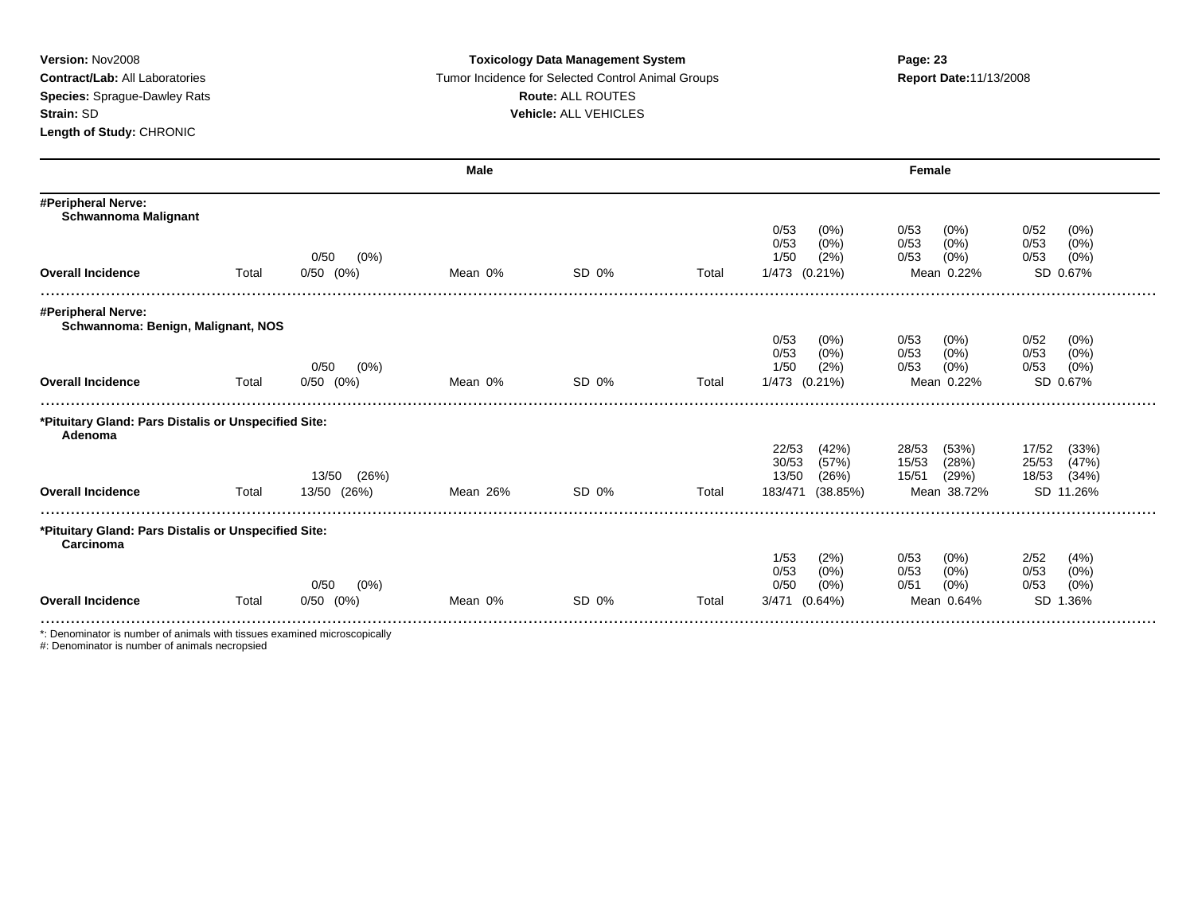**Version:** Nov2008
**Contract/Lab:** All Laboratories
**Species:** Sprague-Dawley Rats
**Strain:** SD
**Length of Study:** CHRONIC

**Toxicology Data Management System**
Tumor Incidence for Selected Control Animal Groups
**Route:** ALL ROUTES
**Vehicle:** ALL VEHICLES

**Report Date:** 11/13/2008

| | | Male | | | | Female | | |
|---|---|---|---|---|---|---|---|---|
| **#Peripheral Nerve: Schwannoma Malignant** | | | | | | | | |
| | | | | | | 0/53 (0%) | 0/53 (0%) | 0/52 (0%) |
| | | | | | | 0/53 (0%) | 0/53 (0%) | 0/53 (0%) |
| | | 0/50 (0%) | | | | 1/50 (2%) | 0/53 (0%) | 0/53 (0%) |
| **Overall Incidence** | Total | 0/50 (0%) | Mean 0% | SD 0% | Total | 1/473 (0.21%) | Mean 0.22% | SD 0.67% |
| **#Peripheral Nerve: Schwannoma: Benign, Malignant, NOS** | | | | | | | | |
| | | | | | | 0/53 (0%) | 0/53 (0%) | 0/52 (0%) |
| | | | | | | 0/53 (0%) | 0/53 (0%) | 0/53 (0%) |
| | | 0/50 (0%) | | | | 1/50 (2%) | 0/53 (0%) | 0/53 (0%) |
| **Overall Incidence** | Total | 0/50 (0%) | Mean 0% | SD 0% | Total | 1/473 (0.21%) | Mean 0.22% | SD 0.67% |
| **\*Pituitary Gland: Pars Distalis or Unspecified Site: Adenoma** | | | | | | | | |
| | | | | | | 22/53 (42%) | 28/53 (53%) | 17/52 (33%) |
| | | | | | | 30/53 (57%) | 15/53 (28%) | 25/53 (47%) |
| | | 13/50 (26%) | | | | 13/50 (26%) | 15/51 (29%) | 18/53 (34%) |
| **Overall Incidence** | Total | 13/50 (26%) | Mean 26% | SD 0% | Total | 183/471 (38.85%) | Mean 38.72% | SD 11.26% |
| **\*Pituitary Gland: Pars Distalis or Unspecified Site: Carcinoma** | | | | | | | | |
| | | | | | | 1/53 (2%) | 0/53 (0%) | 2/52 (4%) |
| | | | | | | 0/53 (0%) | 0/53 (0%) | 0/53 (0%) |
| | | 0/50 (0%) | | | | 0/50 (0%) | 0/51 (0%) | 0/53 (0%) |
| **Overall Incidence** | Total | 0/50 (0%) | Mean 0% | SD 0% | Total | 3/471 (0.64%) | Mean 0.64% | SD 1.36% |

*: Denominator is number of animals with tissues examined microscopically
#: Denominator is number of animals necropsied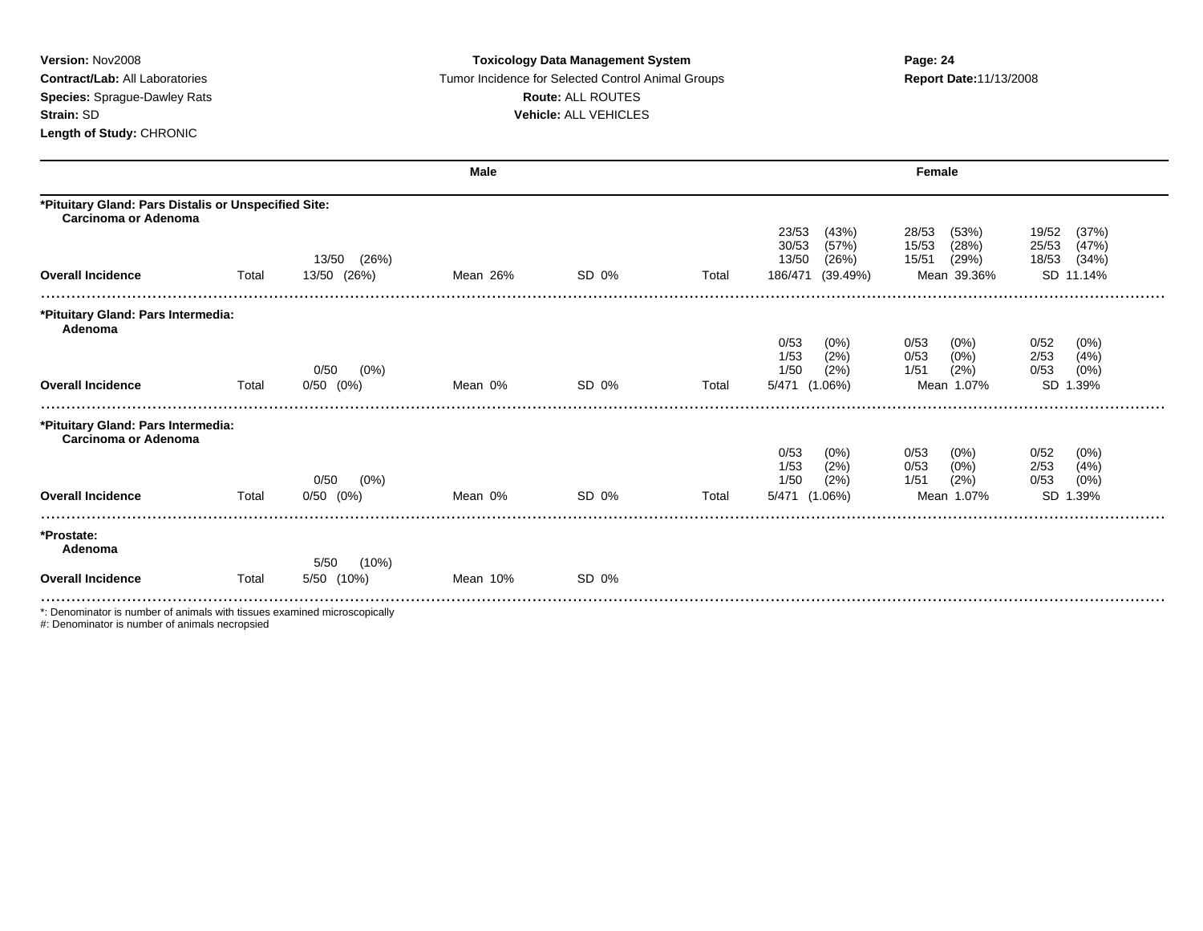**Version:** Nov2008
**Contract/Lab:** All Laboratories
**Species:** Sprague-Dawley Rats
**Strain:** SD
**Length of Study:** CHRONIC

**Toxicology Data Management System**
Tumor Incidence for Selected Control Animal Groups
**Route:** ALL ROUTES
**Vehicle:** ALL VEHICLES

**Report Date:** 11/13/2008

| | | Male | | | | Female | | |
|---|---|---|---|---|---|---|---|---|
| **\*Pituitary Gland: Pars Distalis or Unspecified Site: Carcinoma or Adenoma** | | | | | | | | |
| | | | | | | 23/53 (43%) | 28/53 (53%) | 19/52 (37%) |
| | | | | | | 30/53 (57%) | 15/53 (28%) | 25/53 (47%) |
| | | 13/50 (26%) | | | | 13/50 (26%) | 15/51 (29%) | 18/53 (34%) |
| **Overall Incidence** | Total | 13/50 (26%) | Mean 26% | SD 0% | Total | 186/471 (39.49%) | Mean 39.36% | SD 11.14% |
| **\*Pituitary Gland: Pars Intermedia: Adenoma** | | | | | | | | |
| | | | | | | 0/53 (0%) | 0/53 (0%) | 0/52 (0%) |
| | | | | | | 1/53 (2%) | 0/53 (0%) | 2/53 (4%) |
| | | 0/50 (0%) | | | | 1/50 (2%) | 1/51 (2%) | 0/53 (0%) |
| **Overall Incidence** | Total | 0/50 (0%) | Mean 0% | SD 0% | Total | 5/471 (1.06%) | Mean 1.07% | SD 1.39% |
| **\*Pituitary Gland: Pars Intermedia: Carcinoma or Adenoma** | | | | | | | | |
| | | | | | | 0/53 (0%) | 0/53 (0%) | 0/52 (0%) |
| | | | | | | 1/53 (2%) | 0/53 (0%) | 2/53 (4%) |
| | | 0/50 (0%) | | | | 1/50 (2%) | 1/51 (2%) | 0/53 (0%) |
| **Overall Incidence** | Total | 0/50 (0%) | Mean 0% | SD 0% | Total | 5/471 (1.06%) | Mean 1.07% | SD 1.39% |
| **\*Prostate: Adenoma** | | | | | | | | |
| | | 5/50 (10%) | | | | | | |
| **Overall Incidence** | Total | 5/50 (10%) | Mean 10% | SD 0% | | | | |

*: Denominator is number of animals with tissues examined microscopically
#: Denominator is number of animals necropsied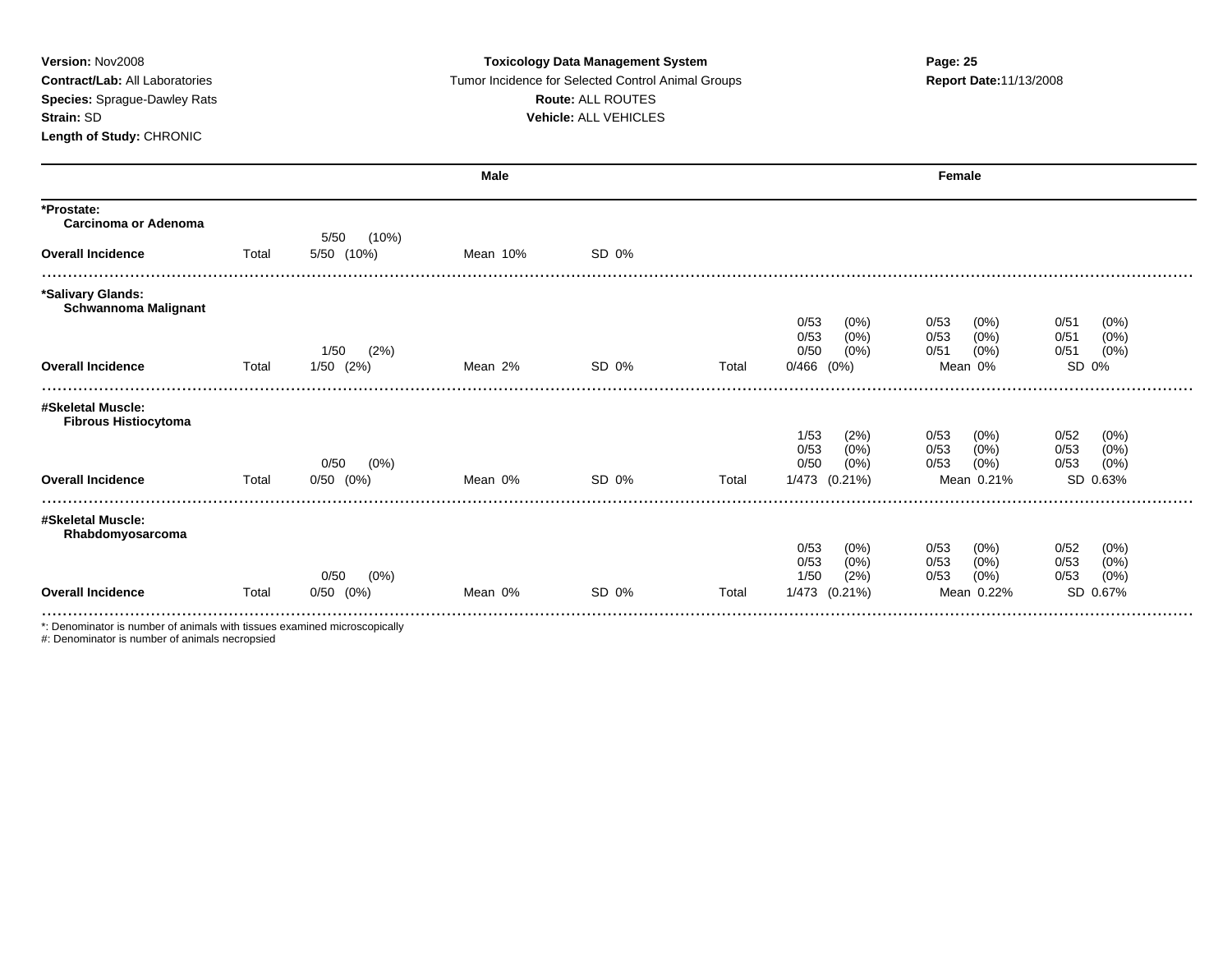**Version:** Nov2008
**Contract/Lab:** All Laboratories
**Species:** Sprague-Dawley Rats
**Strain:** SD
**Length of Study:** CHRONIC

**Toxicology Data Management System**
Tumor Incidence for Selected Control Animal Groups
**Route:** ALL ROUTES
**Vehicle:** ALL VEHICLES

**Report Date:**11/13/2008

| | Male | | | | Female | | | |
|---|---|---|---|---|---|---|---|---|
| **\*Prostate: Carcinoma or Adenoma** | | | | | | | | |
| | | 5/50 (10%) | | | | | | |
| **Overall Incidence** | Total | 5/50 (10%) | Mean 10% | SD 0% | | | | |
| **\*Salivary Glands: Schwannoma Malignant** | | | | | | | | |
| | | | | | | 0/53 (0%) | 0/53 (0%) | 0/51 (0%) |
| | | | | | | 0/53 (0%) | 0/53 (0%) | 0/51 (0%) |
| | | 1/50 (2%) | | | | 0/50 (0%) | 0/51 (0%) | 0/51 (0%) |
| **Overall Incidence** | Total | 1/50 (2%) | Mean 2% | SD 0% | Total | 0/466 (0%) | Mean 0% | SD 0% |
| **#Skeletal Muscle: Fibrous Histiocytoma** | | | | | | | | |
| | | | | | | 1/53 (2%) | 0/53 (0%) | 0/52 (0%) |
| | | | | | | 0/53 (0%) | 0/53 (0%) | 0/53 (0%) |
| | | 0/50 (0%) | | | | 0/50 (0%) | 0/53 (0%) | 0/53 (0%) |
| **Overall Incidence** | Total | 0/50 (0%) | Mean 0% | SD 0% | Total | 1/473 (0.21%) | Mean 0.21% | SD 0.63% |
| **#Skeletal Muscle: Rhabdomyosarcoma** | | | | | | | | |
| | | | | | | 0/53 (0%) | 0/53 (0%) | 0/52 (0%) |
| | | | | | | 0/53 (0%) | 0/53 (0%) | 0/53 (0%) |
| | | 0/50 (0%) | | | | 1/50 (2%) | 0/53 (0%) | 0/53 (0%) |
| **Overall Incidence** | Total | 0/50 (0%) | Mean 0% | SD 0% | Total | 1/473 (0.21%) | Mean 0.22% | SD 0.67% |

*: Denominator is number of animals with tissues examined microscopically
#: Denominator is number of animals necropsied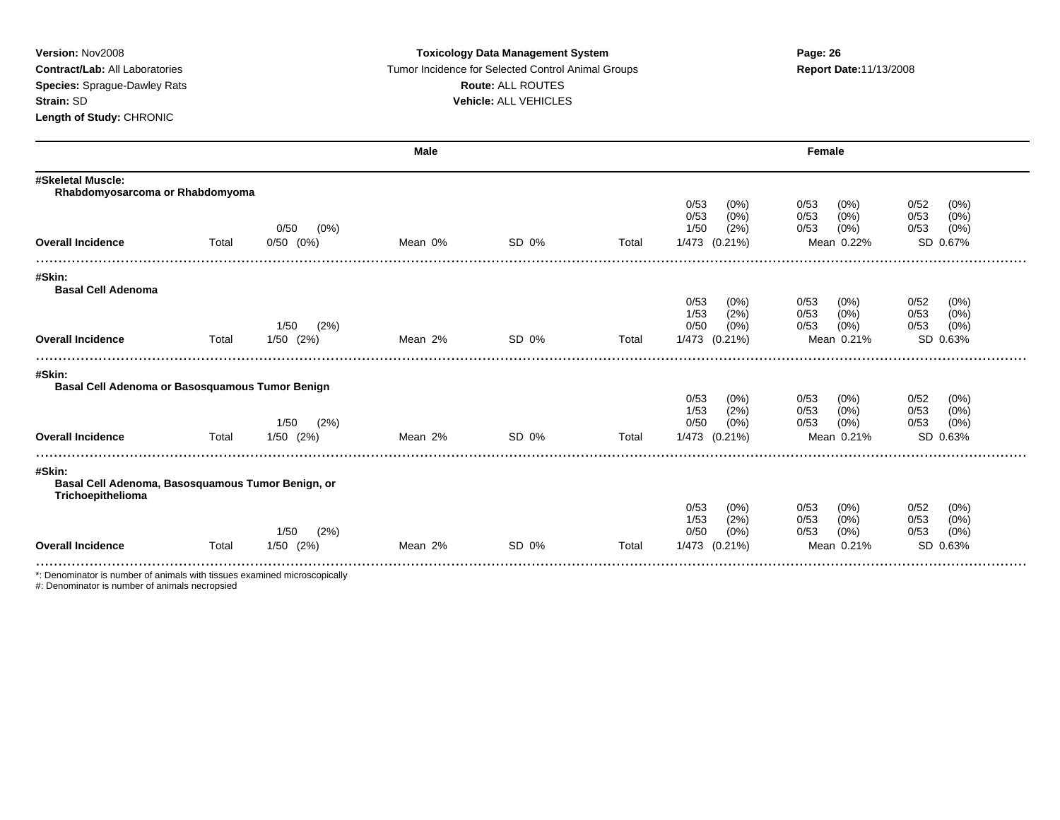**Version:** Nov2008
**Contract/Lab:** All Laboratories
**Species:** Sprague-Dawley Rats
**Strain:** SD
**Length of Study:** CHRONIC

**Toxicology Data Management System**
Tumor Incidence for Selected Control Animal Groups
**Route:** ALL ROUTES
**Vehicle:** ALL VEHICLES

**Report Date:** 11/13/2008

| | Male | | | | Female | | |
|---|---|---|---|---|---|---|---|
| **#Skeletal Muscle: Rhabdomyosarcoma or Rhabdomyoma** | | | | | | | |
| | | | | | 0/53 (0%) | 0/53 (0%) | 0/52 (0%) |
| | | | | | 0/53 (0%) | 0/53 (0%) | 0/53 (0%) |
| | 0/50 (0%) | | | | 1/50 (2%) | 0/53 (0%) | 0/53 (0%) |
| **Overall Incidence** | Total 0/50 (0%) | Mean 0% | SD 0% | Total | 1/473 (0.21%) | Mean 0.22% | SD 0.67% |
| **#Skin: Basal Cell Adenoma** | | | | | | | |
| | | | | | 0/53 (0%) | 0/53 (0%) | 0/52 (0%) |
| | | | | | 1/53 (2%) | 0/53 (0%) | 0/53 (0%) |
| | 1/50 (2%) | | | | 0/50 (0%) | 0/53 (0%) | 0/53 (0%) |
| **Overall Incidence** | Total 1/50 (2%) | Mean 2% | SD 0% | Total | 1/473 (0.21%) | Mean 0.21% | SD 0.63% |
| **#Skin: Basal Cell Adenoma or Basosquamous Tumor Benign** | | | | | | | |
| | | | | | 0/53 (0%) | 0/53 (0%) | 0/52 (0%) |
| | | | | | 1/53 (2%) | 0/53 (0%) | 0/53 (0%) |
| | 1/50 (2%) | | | | 0/50 (0%) | 0/53 (0%) | 0/53 (0%) |
| **Overall Incidence** | Total 1/50 (2%) | Mean 2% | SD 0% | Total | 1/473 (0.21%) | Mean 0.21% | SD 0.63% |
| **#Skin: Basal Cell Adenoma, Basosquamous Tumor Benign, or Trichoepithelioma** | | | | | | | |
| | | | | | 0/53 (0%) | 0/53 (0%) | 0/52 (0%) |
| | | | | | 1/53 (2%) | 0/53 (0%) | 0/53 (0%) |
| | 1/50 (2%) | | | | 0/50 (0%) | 0/53 (0%) | 0/53 (0%) |
| **Overall Incidence** | Total 1/50 (2%) | Mean 2% | SD 0% | Total | 1/473 (0.21%) | Mean 0.21% | SD 0.63% |

*: Denominator is number of animals with tissues examined microscopically
#: Denominator is number of animals necropsied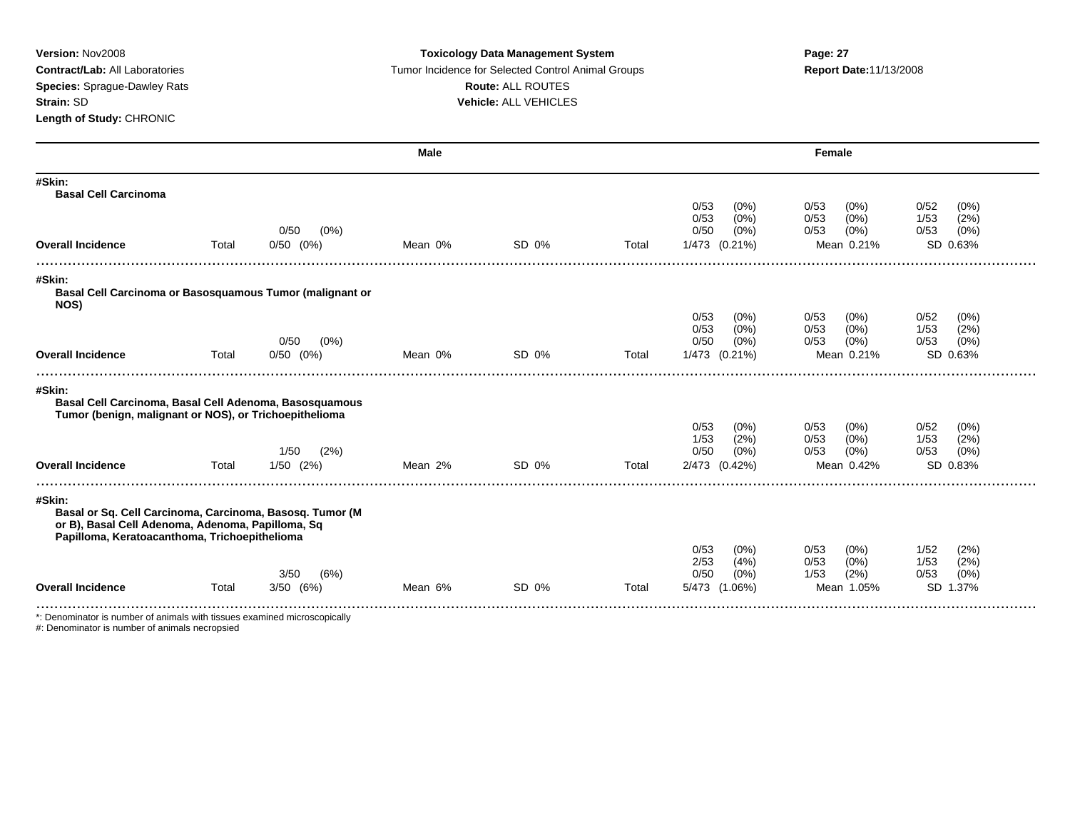**Version:** Nov2008
**Contract/Lab:** All Laboratories
**Species:** Sprague-Dawley Rats
**Strain:** SD
**Length of Study:** CHRONIC

**Toxicology Data Management System**
Tumor Incidence for Selected Control Animal Groups
**Route:** ALL ROUTES
**Vehicle:** ALL VEHICLES

**Report Date:** 11/13/2008

| | Male | | | | Female | | |
|---|---|---|---|---|---|---|---|
| **#Skin:** | | | | | | | |
| **Basal Cell Carcinoma** | | | | | | | |
| | | | | | 0/53 (0%) | 0/53 (0%) | 0/52 (0%) |
| | | | | | 0/53 (0%) | 0/53 (0%) | 1/53 (2%) |
| | 0/50 (0%) | | | | 0/50 (0%) | 0/53 (0%) | 0/53 (0%) |
| **Overall Incidence** | Total 0/50 (0%) | Mean 0% | SD 0% | Total | 1/473 (0.21%) | Mean 0.21% | SD 0.63% |
| **#Skin:** | | | | | | | |
| **Basal Cell Carcinoma or Basosquamous Tumor (malignant or NOS)** | | | | | | | |
| | | | | | 0/53 (0%) | 0/53 (0%) | 0/52 (0%) |
| | | | | | 0/53 (0%) | 0/53 (0%) | 1/53 (2%) |
| | 0/50 (0%) | | | | 0/50 (0%) | 0/53 (0%) | 0/53 (0%) |
| **Overall Incidence** | Total 0/50 (0%) | Mean 0% | SD 0% | Total | 1/473 (0.21%) | Mean 0.21% | SD 0.63% |
| **#Skin:** | | | | | | | |
| **Basal Cell Carcinoma, Basal Cell Adenoma, Basosquamous Tumor (benign, malignant or NOS), or Trichoepithelioma** | | | | | | | |
| | | | | | 0/53 (0%) | 0/53 (0%) | 0/52 (0%) |
| | | | | | 1/53 (2%) | 0/53 (0%) | 1/53 (2%) |
| | 1/50 (2%) | | | | 0/50 (0%) | 0/53 (0%) | 0/53 (0%) |
| **Overall Incidence** | Total 1/50 (2%) | Mean 2% | SD 0% | Total | 2/473 (0.42%) | Mean 0.42% | SD 0.83% |
| **#Skin:** | | | | | | | |
| **Basal or Sq. Cell Carcinoma, Carcinoma, Basosq. Tumor (M or B), Basal Cell Adenoma, Adenoma, Papilloma, Sq Papilloma, Keratoacanthoma, Trichoepithelioma** | | | | | | | |
| | | | | | 0/53 (0%) | 0/53 (0%) | 1/52 (2%) |
| | | | | | 2/53 (4%) | 0/53 (0%) | 1/53 (2%) |
| | 3/50 (6%) | | | | 0/50 (0%) | 1/53 (2%) | 0/53 (0%) |
| **Overall Incidence** | Total 3/50 (6%) | Mean 6% | SD 0% | Total | 5/473 (1.06%) | Mean 1.05% | SD 1.37% |

*: Denominator is number of animals with tissues examined microscopically
#: Denominator is number of animals necropsied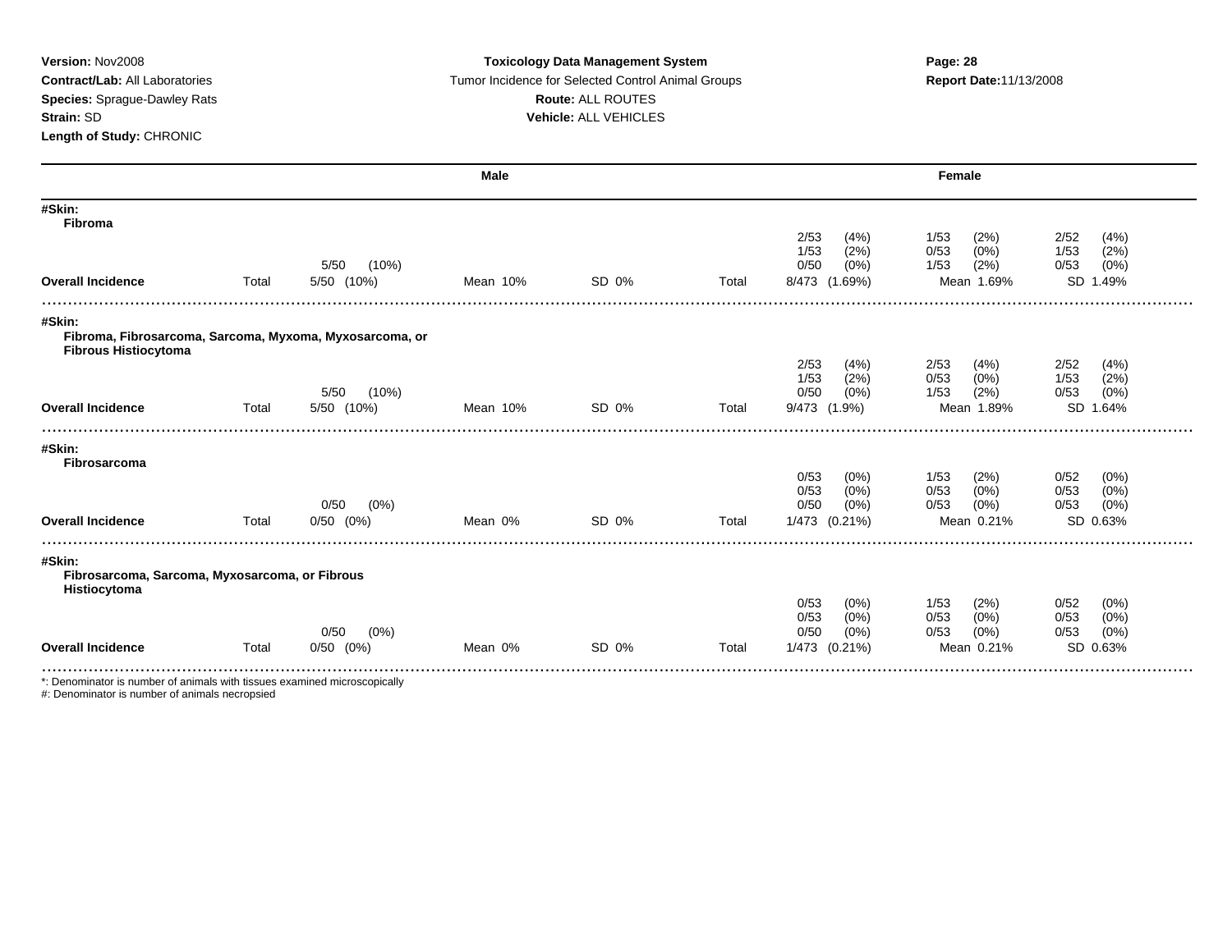**Version:** Nov2008
**Contract/Lab:** All Laboratories
**Species:** Sprague-Dawley Rats
**Strain:** SD
**Length of Study:** CHRONIC

**Toxicology Data Management System**
Tumor Incidence for Selected Control Animal Groups
**Route:** ALL ROUTES
**Vehicle:** ALL VEHICLES

**Report Date:** 11/13/2008

| | Male | | | | Female | | | |
|---|---|---|---|---|---|---|---|---|
| **#Skin: Fibroma** | | | | | | | | |
| | | | | | 2/53 (4%) | 1/53 (2%) | 2/52 (4%) | |
| | | | | | 1/53 (2%) | 0/53 (0%) | 1/53 (2%) | |
| | 5/50 (10%) | | | | 0/50 (0%) | 1/53 (2%) | 0/53 (0%) | |
| **Overall Incidence** | Total 5/50 (10%) | Mean 10% | SD 0% | Total | 8/473 (1.69%) | Mean 1.69% | SD 1.49% | |
| **#Skin: Fibroma, Fibrosarcoma, Sarcoma, Myxoma, Myxosarcoma, or Fibrous Histiocytoma** | | | | | | | | |
| | | | | | 2/53 (4%) | 2/53 (4%) | 2/52 (4%) | |
| | | | | | 1/53 (2%) | 0/53 (0%) | 1/53 (2%) | |
| | 5/50 (10%) | | | | 0/50 (0%) | 1/53 (2%) | 0/53 (0%) | |
| **Overall Incidence** | Total 5/50 (10%) | Mean 10% | SD 0% | Total | 9/473 (1.9%) | Mean 1.89% | SD 1.64% | |
| **#Skin: Fibrosarcoma** | | | | | | | | |
| | | | | | 0/53 (0%) | 1/53 (2%) | 0/52 (0%) | |
| | | | | | 0/53 (0%) | 0/53 (0%) | 0/53 (0%) | |
| | 0/50 (0%) | | | | 0/50 (0%) | 0/53 (0%) | 0/53 (0%) | |
| **Overall Incidence** | Total 0/50 (0%) | Mean 0% | SD 0% | Total | 1/473 (0.21%) | Mean 0.21% | SD 0.63% | |
| **#Skin: Fibrosarcoma, Sarcoma, Myxosarcoma, or Fibrous Histiocytoma** | | | | | | | | |
| | | | | | 0/53 (0%) | 1/53 (2%) | 0/52 (0%) | |
| | | | | | 0/53 (0%) | 0/53 (0%) | 0/53 (0%) | |
| | 0/50 (0%) | | | | 0/50 (0%) | 0/53 (0%) | 0/53 (0%) | |
| **Overall Incidence** | Total 0/50 (0%) | Mean 0% | SD 0% | Total | 1/473 (0.21%) | Mean 0.21% | SD 0.63% | |

*: Denominator is number of animals with tissues examined microscopically
#: Denominator is number of animals necropsied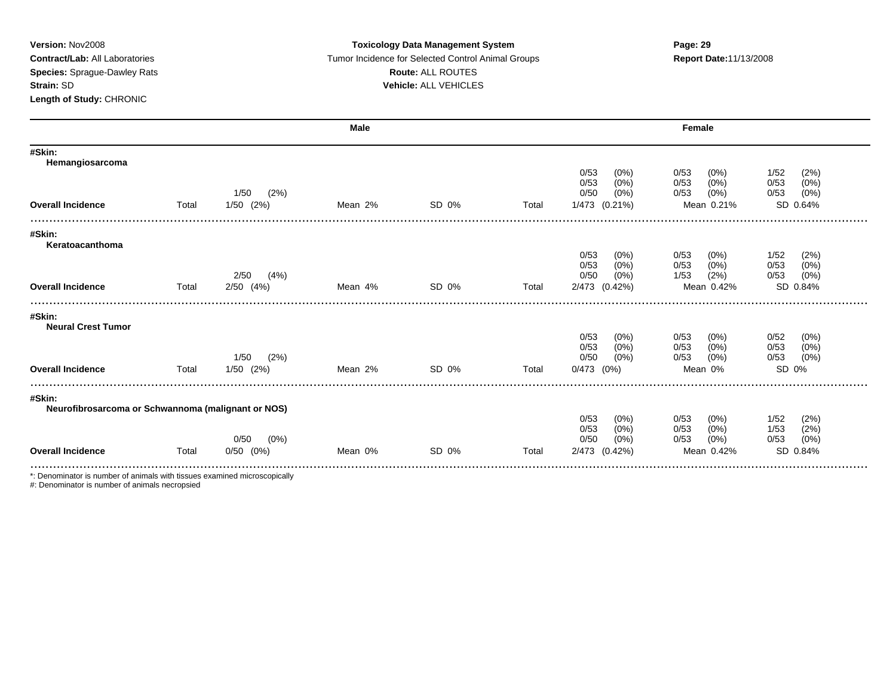**Version:** Nov2008
**Contract/Lab:** All Laboratories
**Species:** Sprague-Dawley Rats
**Strain:** SD
**Length of Study:** CHRONIC

**Toxicology Data Management System**
Tumor Incidence for Selected Control Animal Groups
**Route:** ALL ROUTES
**Vehicle:** ALL VEHICLES

**Report Date:** 11/13/2008

| | Male | | | | Female | | |
|---|---|---|---|---|---|---|---|
| **#Skin: Hemangiosarcoma** | | | | | | | |
| | | | | | 0/53 (0%) | 0/53 (0%) | 1/52 (2%) |
| | | | | | 0/53 (0%) | 0/53 (0%) | 0/53 (0%) |
| | 1/50 (2%) | | | | 0/50 (0%) | 0/53 (0%) | 0/53 (0%) |
| **Overall Incidence** | Total 1/50 (2%) | Mean 2% | SD 0% | Total | 1/473 (0.21%) | Mean 0.21% | SD 0.64% |
| **#Skin: Keratoacanthoma** | | | | | | | |
| | | | | | 0/53 (0%) | 0/53 (0%) | 1/52 (2%) |
| | | | | | 0/53 (0%) | 0/53 (0%) | 0/53 (0%) |
| | 2/50 (4%) | | | | 0/50 (0%) | 1/53 (2%) | 0/53 (0%) |
| **Overall Incidence** | Total 2/50 (4%) | Mean 4% | SD 0% | Total | 2/473 (0.42%) | Mean 0.42% | SD 0.84% |
| **#Skin: Neural Crest Tumor** | | | | | | | |
| | | | | | 0/53 (0%) | 0/53 (0%) | 0/52 (0%) |
| | | | | | 0/53 (0%) | 0/53 (0%) | 0/53 (0%) |
| | 1/50 (2%) | | | | 0/50 (0%) | 0/53 (0%) | 0/53 (0%) |
| **Overall Incidence** | Total 1/50 (2%) | Mean 2% | SD 0% | Total | 0/473 (0%) | Mean 0% | SD 0% |
| **#Skin: Neurofibrosarcoma or Schwannoma (malignant or NOS)** | | | | | | | |
| | | | | | 0/53 (0%) | 0/53 (0%) | 1/52 (2%) |
| | | | | | 0/53 (0%) | 0/53 (0%) | 1/53 (2%) |
| | 0/50 (0%) | | | | 0/50 (0%) | 0/53 (0%) | 0/53 (0%) |
| **Overall Incidence** | Total 0/50 (0%) | Mean 0% | SD 0% | Total | 2/473 (0.42%) | Mean 0.42% | SD 0.84% |

*: Denominator is number of animals with tissues examined microscopically
#: Denominator is number of animals necropsied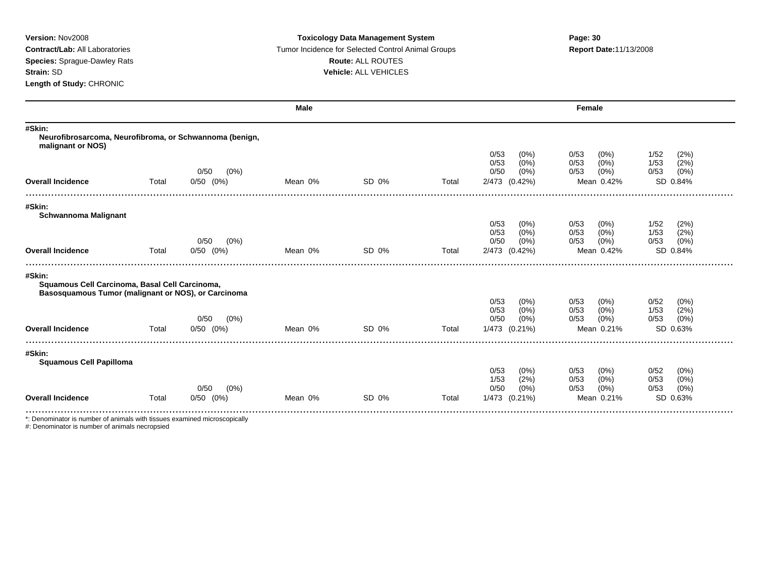**Version:** Nov2008
**Contract/Lab:** All Laboratories
**Species:** Sprague-Dawley Rats
**Strain:** SD
**Length of Study:** CHRONIC

**Toxicology Data Management System**
Tumor Incidence for Selected Control Animal Groups
**Route:** ALL ROUTES
**Vehicle:** ALL VEHICLES

**Report Date:** 11/13/2008

| | Male | | | | Female | | | |
|---|---|---|---|---|---|---|---|---|
| **#Skin: Neurofibrosarcoma, Neurofibroma, or Schwannoma (benign, malignant or NOS)** | | | | | | | | |
| | | | | | 0/53 (0%) | 0/53 (0%) | 1/52 (2%) | |
| | | | | | 0/53 (0%) | 0/53 (0%) | 1/53 (2%) | |
| | | 0/50 (0%) | | | 0/50 (0%) | 0/53 (0%) | 0/53 (0%) | |
| **Overall Incidence** | Total | 0/50 (0%) | Mean 0% | SD 0% | Total | 2/473 (0.42%) | Mean 0.42% | SD 0.84% |
| **#Skin: Schwannoma Malignant** | | | | | | | | |
| | | | | | 0/53 (0%) | 0/53 (0%) | 1/52 (2%) | |
| | | | | | 0/53 (0%) | 0/53 (0%) | 1/53 (2%) | |
| | | 0/50 (0%) | | | 0/50 (0%) | 0/53 (0%) | 0/53 (0%) | |
| **Overall Incidence** | Total | 0/50 (0%) | Mean 0% | SD 0% | Total | 2/473 (0.42%) | Mean 0.42% | SD 0.84% |
| **#Skin: Squamous Cell Carcinoma, Basal Cell Carcinoma, Basosquamous Tumor (malignant or NOS), or Carcinoma** | | | | | | | | |
| | | | | | 0/53 (0%) | 0/53 (0%) | 0/52 (0%) | |
| | | | | | 0/53 (0%) | 0/53 (0%) | 1/53 (2%) | |
| | | 0/50 (0%) | | | 0/50 (0%) | 0/53 (0%) | 0/53 (0%) | |
| **Overall Incidence** | Total | 0/50 (0%) | Mean 0% | SD 0% | Total | 1/473 (0.21%) | Mean 0.21% | SD 0.63% |
| **#Skin: Squamous Cell Papilloma** | | | | | | | | |
| | | | | | 0/53 (0%) | 0/53 (0%) | 0/52 (0%) | |
| | | | | | 1/53 (2%) | 0/53 (0%) | 0/53 (0%) | |
| | | 0/50 (0%) | | | 0/50 (0%) | 0/53 (0%) | 0/53 (0%) | |
| **Overall Incidence** | Total | 0/50 (0%) | Mean 0% | SD 0% | Total | 1/473 (0.21%) | Mean 0.21% | SD 0.63% |

*: Denominator is number of animals with tissues examined microscopically
#: Denominator is number of animals necropsied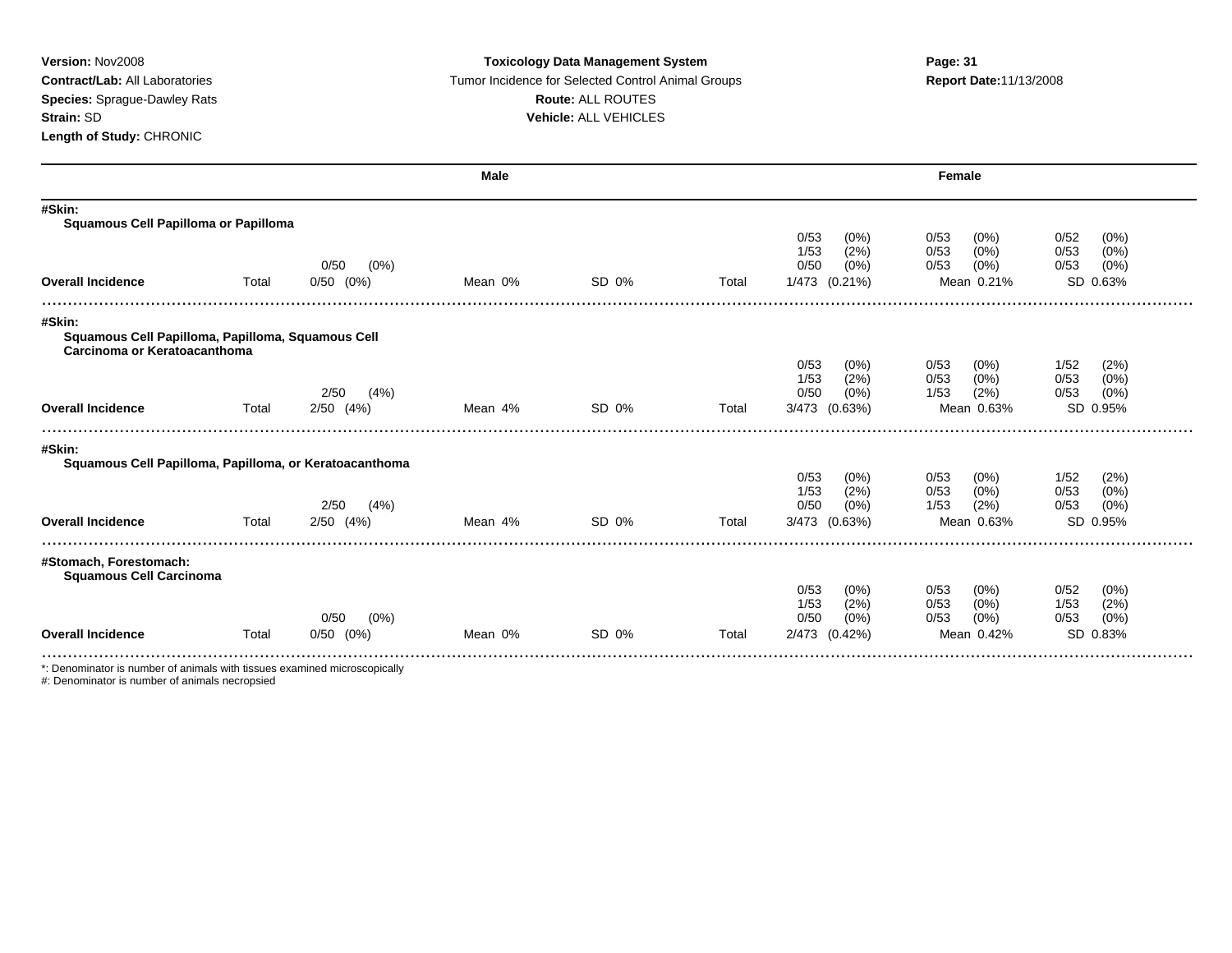**Version:** Nov2008
**Contract/Lab:** All Laboratories
**Species:** Sprague-Dawley Rats
**Strain:** SD
**Length of Study:** CHRONIC

**Toxicology Data Management System**
Tumor Incidence for Selected Control Animal Groups
**Route:** ALL ROUTES
**Vehicle:** ALL VEHICLES

**Report Date:** 11/13/2008

| | | Male | | | | Female | | |
|---|---|---|---|---|---|---|---|---|
| **#Skin:** | | | | | | | | |
| **Squamous Cell Papilloma or Papilloma** | | | | | | | | |
| | | | | | | 0/53 (0%) | 0/53 (0%) | 0/52 (0%) |
| | | | | | | 1/53 (2%) | 0/53 (0%) | 0/53 (0%) |
| | | 0/50 (0%) | | | | 0/50 (0%) | 0/53 (0%) | 0/53 (0%) |
| **Overall Incidence** | Total | 0/50 (0%) | Mean 0% | SD 0% | Total | 1/473 (0.21%) | Mean 0.21% | SD 0.63% |
| **#Skin:** | | | | | | | | |
| **Squamous Cell Papilloma, Papilloma, Squamous Cell Carcinoma or Keratoacanthoma** | | | | | | | | |
| | | | | | | 0/53 (0%) | 0/53 (0%) | 1/52 (2%) |
| | | | | | | 1/53 (2%) | 0/53 (0%) | 0/53 (0%) |
| | | 2/50 (4%) | | | | 0/50 (0%) | 1/53 (2%) | 0/53 (0%) |
| **Overall Incidence** | Total | 2/50 (4%) | Mean 4% | SD 0% | Total | 3/473 (0.63%) | Mean 0.63% | SD 0.95% |
| **#Skin:** | | | | | | | | |
| **Squamous Cell Papilloma, Papilloma, or Keratoacanthoma** | | | | | | | | |
| | | | | | | 0/53 (0%) | 0/53 (0%) | 1/52 (2%) |
| | | | | | | 1/53 (2%) | 0/53 (0%) | 0/53 (0%) |
| | | 2/50 (4%) | | | | 0/50 (0%) | 1/53 (2%) | 0/53 (0%) |
| **Overall Incidence** | Total | 2/50 (4%) | Mean 4% | SD 0% | Total | 3/473 (0.63%) | Mean 0.63% | SD 0.95% |
| **#Stomach, Forestomach:** | | | | | | | | |
| **Squamous Cell Carcinoma** | | | | | | | | |
| | | | | | | 0/53 (0%) | 0/53 (0%) | 0/52 (0%) |
| | | | | | | 1/53 (2%) | 0/53 (0%) | 1/53 (2%) |
| | | 0/50 (0%) | | | | 0/50 (0%) | 0/53 (0%) | 0/53 (0%) |
| **Overall Incidence** | Total | 0/50 (0%) | Mean 0% | SD 0% | Total | 2/473 (0.42%) | Mean 0.42% | SD 0.83% |

*: Denominator is number of animals with tissues examined microscopically
#: Denominator is number of animals necropsied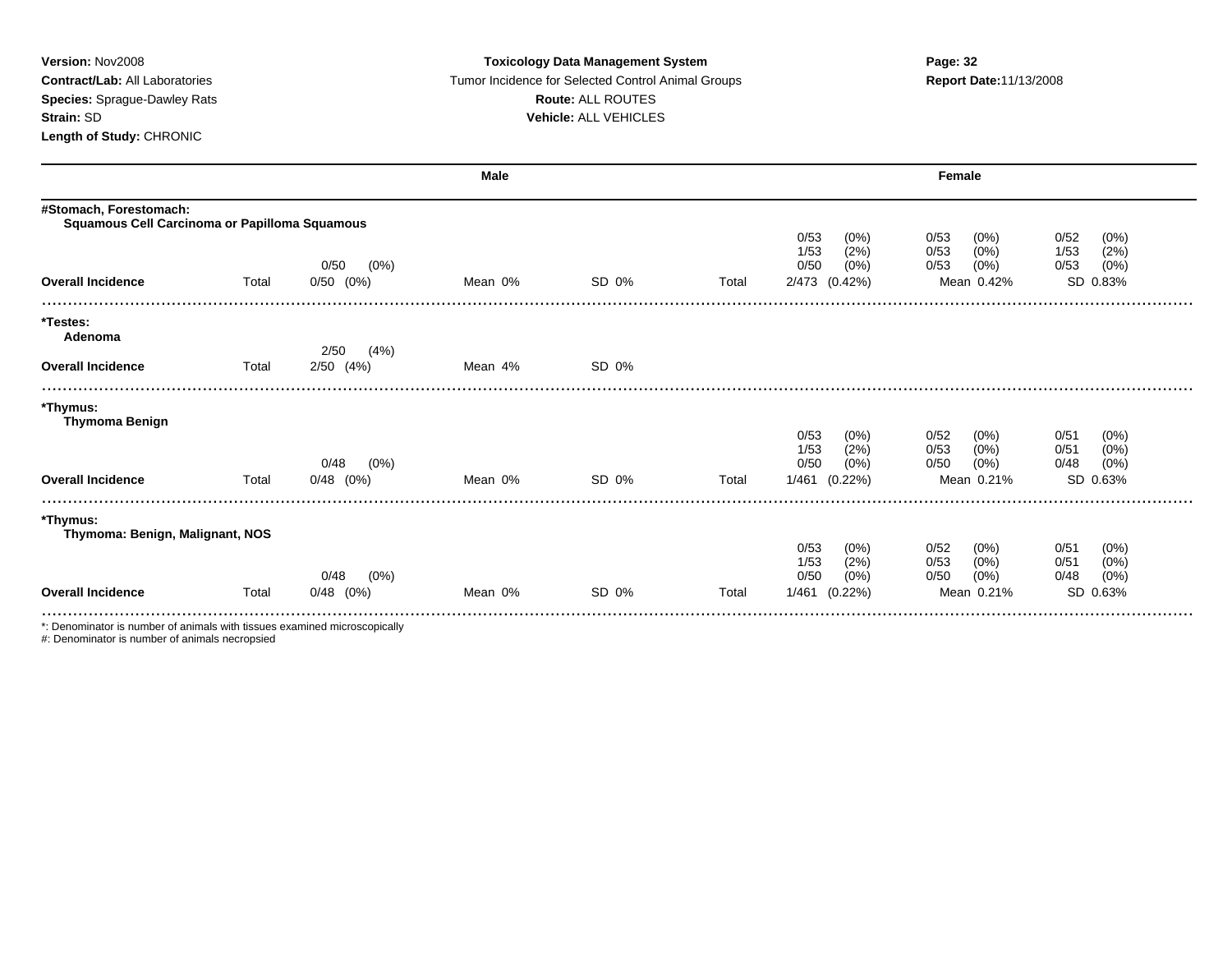**Version:** Nov2008
**Contract/Lab:** All Laboratories
**Species:** Sprague-Dawley Rats
**Strain:** SD
**Length of Study:** CHRONIC

**Toxicology Data Management System**
Tumor Incidence for Selected Control Animal Groups
**Route:** ALL ROUTES
**Vehicle:** ALL VEHICLES

**Report Date:** 11/13/2008

| | | Male | | | | Female | | |
|---|---|---|---|---|---|---|---|---|
| **#Stomach, Forestomach:** | | | | | | | | |
| **Squamous Cell Carcinoma or Papilloma Squamous** | | | | | | | | |
| | | | | | | 0/53 (0%) | 0/53 (0%) | 0/52 (0%) |
| | | | | | | 1/53 (2%) | 0/53 (0%) | 1/53 (2%) |
| | | 0/50 (0%) | | | | 0/50 (0%) | 0/53 (0%) | 0/53 (0%) |
| **Overall Incidence** | Total | 0/50 (0%) | Mean 0% | SD 0% | Total | 2/473 (0.42%) | Mean 0.42% | SD 0.83% |
| **\*Testes:** | | | | | | | | |
| **Adenoma** | | | | | | | | |
| | | 2/50 (4%) | | | | | | |
| **Overall Incidence** | Total | 2/50 (4%) | Mean 4% | SD 0% | | | | |
| **\*Thymus:** | | | | | | | | |
| **Thymoma Benign** | | | | | | | | |
| | | | | | | 0/53 (0%) | 0/52 (0%) | 0/51 (0%) |
| | | | | | | 1/53 (2%) | 0/53 (0%) | 0/51 (0%) |
| | | 0/48 (0%) | | | | 0/50 (0%) | 0/50 (0%) | 0/48 (0%) |
| **Overall Incidence** | Total | 0/48 (0%) | Mean 0% | SD 0% | Total | 1/461 (0.22%) | Mean 0.21% | SD 0.63% |
| **\*Thymus:** | | | | | | | | |
| **Thymoma: Benign, Malignant, NOS** | | | | | | | | |
| | | | | | | 0/53 (0%) | 0/52 (0%) | 0/51 (0%) |
| | | | | | | 1/53 (2%) | 0/53 (0%) | 0/51 (0%) |
| | | 0/48 (0%) | | | | 0/50 (0%) | 0/50 (0%) | 0/48 (0%) |
| **Overall Incidence** | Total | 0/48 (0%) | Mean 0% | SD 0% | Total | 1/461 (0.22%) | Mean 0.21% | SD 0.63% |

*: Denominator is number of animals with tissues examined microscopically
#: Denominator is number of animals necropsied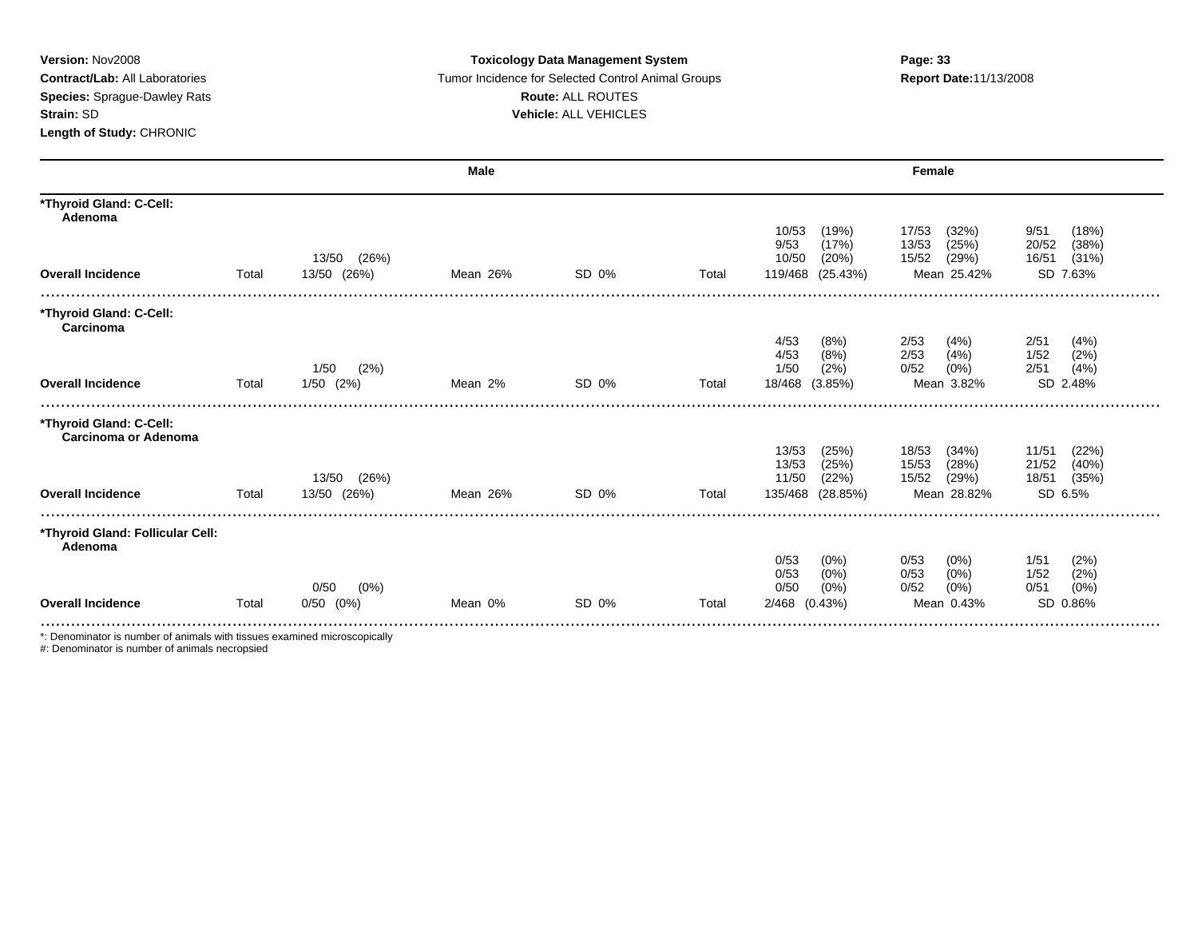**Version:** Nov2008
**Contract/Lab:** All Laboratories
**Species:** Sprague-Dawley Rats
**Strain:** SD
**Length of Study:** CHRONIC

**Toxicology Data Management System**
Tumor Incidence for Selected Control Animal Groups
**Route:** ALL ROUTES
**Vehicle:** ALL VEHICLES

**Report Date:** 11/13/2008

| | Male | | | | Female | | | |
|---|---|---|---|---|---|---|---|---|
| ***Thyroid Gland: C-Cell: Adenoma** | | | | | | | | |
| | | | | | 10/53 (19%) | 17/53 (32%) | 9/51 (18%) | |
| | | | | | 9/53 (17%) | 13/53 (25%) | 20/52 (38%) | |
| | | 13/50 (26%) | | | 10/50 (20%) | 15/52 (29%) | 16/51 (31%) | |
| **Overall Incidence** | Total | 13/50 (26%) | Mean 26% | SD 0% | Total | 119/468 (25.43%) | Mean 25.42% | SD 7.63% |
| ***Thyroid Gland: C-Cell: Carcinoma** | | | | | | | | |
| | | | | | 4/53 (8%) | 2/53 (4%) | 2/51 (4%) | |
| | | | | | 4/53 (8%) | 2/53 (4%) | 1/52 (2%) | |
| | | 1/50 (2%) | | | 1/50 (2%) | 0/52 (0%) | 2/51 (4%) | |
| **Overall Incidence** | Total | 1/50 (2%) | Mean 2% | SD 0% | Total | 18/468 (3.85%) | Mean 3.82% | SD 2.48% |
| ***Thyroid Gland: C-Cell: Carcinoma or Adenoma** | | | | | | | | |
| | | | | | 13/53 (25%) | 18/53 (34%) | 11/51 (22%) | |
| | | | | | 13/53 (25%) | 15/53 (28%) | 21/52 (40%) | |
| | | 13/50 (26%) | | | 11/50 (22%) | 15/52 (29%) | 18/51 (35%) | |
| **Overall Incidence** | Total | 13/50 (26%) | Mean 26% | SD 0% | Total | 135/468 (28.85%) | Mean 28.82% | SD 6.5% |
| ***Thyroid Gland: Follicular Cell: Adenoma** | | | | | | | | |
| | | | | | 0/53 (0%) | 0/53 (0%) | 1/51 (2%) | |
| | | | | | 0/53 (0%) | 0/53 (0%) | 1/52 (2%) | |
| | | 0/50 (0%) | | | 0/50 (0%) | 0/52 (0%) | 0/51 (0%) | |
| **Overall Incidence** | Total | 0/50 (0%) | Mean 0% | SD 0% | Total | 2/468 (0.43%) | Mean 0.43% | SD 0.86% |

*: Denominator is number of animals with tissues examined microscopically
#: Denominator is number of animals necropsied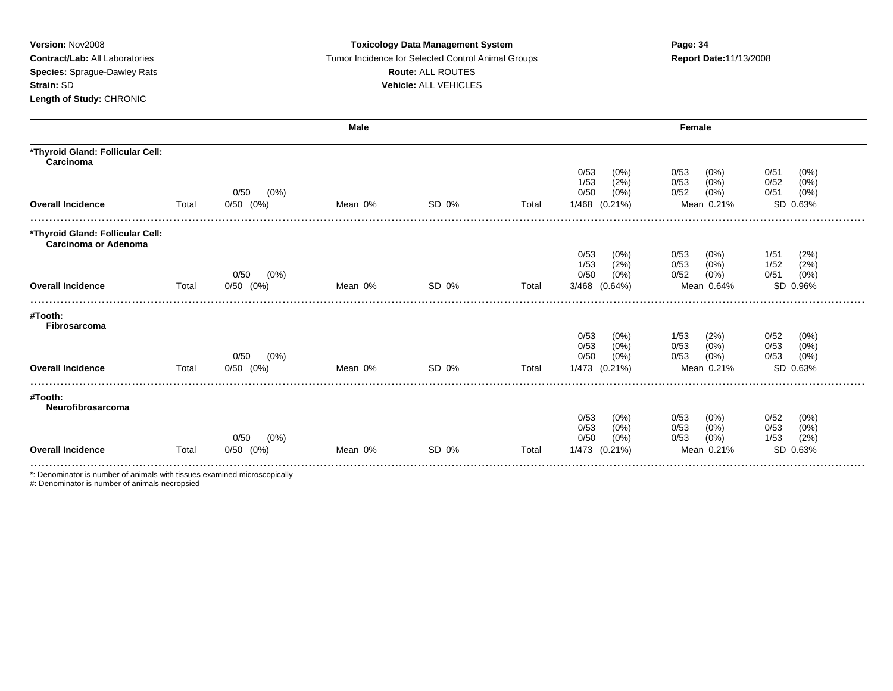**Version:** Nov2008
**Contract/Lab:** All Laboratories
**Species:** Sprague-Dawley Rats
**Strain:** SD
**Length of Study:** CHRONIC

**Toxicology Data Management System**
Tumor Incidence for Selected Control Animal Groups
**Route:** ALL ROUTES
**Vehicle:** ALL VEHICLES

**Report Date:** 11/13/2008

| | Male | | | | Female | | | |
|---|---|---|---|---|---|---|---|---|
| **\*Thyroid Gland: Follicular Cell: Carcinoma** | | | | | | | | |
| | | | | | | 0/53 (0%) | 0/53 (0%) | 0/51 (0%) |
| | | | | | | 1/53 (2%) | 0/53 (0%) | 0/52 (0%) |
| | | 0/50 (0%) | | | | 0/50 (0%) | 0/52 (0%) | 0/51 (0%) |
| **Overall Incidence** | Total | 0/50 (0%) | Mean 0% | SD 0% | Total | 1/468 (0.21%) | Mean 0.21% | SD 0.63% |
| **\*Thyroid Gland: Follicular Cell: Carcinoma or Adenoma** | | | | | | | | |
| | | | | | | 0/53 (0%) | 0/53 (0%) | 1/51 (2%) |
| | | | | | | 1/53 (2%) | 0/53 (0%) | 1/52 (2%) |
| | | 0/50 (0%) | | | | 0/50 (0%) | 0/52 (0%) | 0/51 (0%) |
| **Overall Incidence** | Total | 0/50 (0%) | Mean 0% | SD 0% | Total | 3/468 (0.64%) | Mean 0.64% | SD 0.96% |
| **#Tooth: Fibrosarcoma** | | | | | | | | |
| | | | | | | 0/53 (0%) | 1/53 (2%) | 0/52 (0%) |
| | | | | | | 0/53 (0%) | 0/53 (0%) | 0/53 (0%) |
| | | 0/50 (0%) | | | | 0/50 (0%) | 0/53 (0%) | 0/53 (0%) |
| **Overall Incidence** | Total | 0/50 (0%) | Mean 0% | SD 0% | Total | 1/473 (0.21%) | Mean 0.21% | SD 0.63% |
| **#Tooth: Neurofibrosarcoma** | | | | | | | | |
| | | | | | | 0/53 (0%) | 0/53 (0%) | 0/52 (0%) |
| | | | | | | 0/53 (0%) | 0/53 (0%) | 0/53 (0%) |
| | | 0/50 (0%) | | | | 0/50 (0%) | 0/53 (0%) | 1/53 (2%) |
| **Overall Incidence** | Total | 0/50 (0%) | Mean 0% | SD 0% | Total | 1/473 (0.21%) | Mean 0.21% | SD 0.63% |

*: Denominator is number of animals with tissues examined microscopically
#: Denominator is number of animals necropsied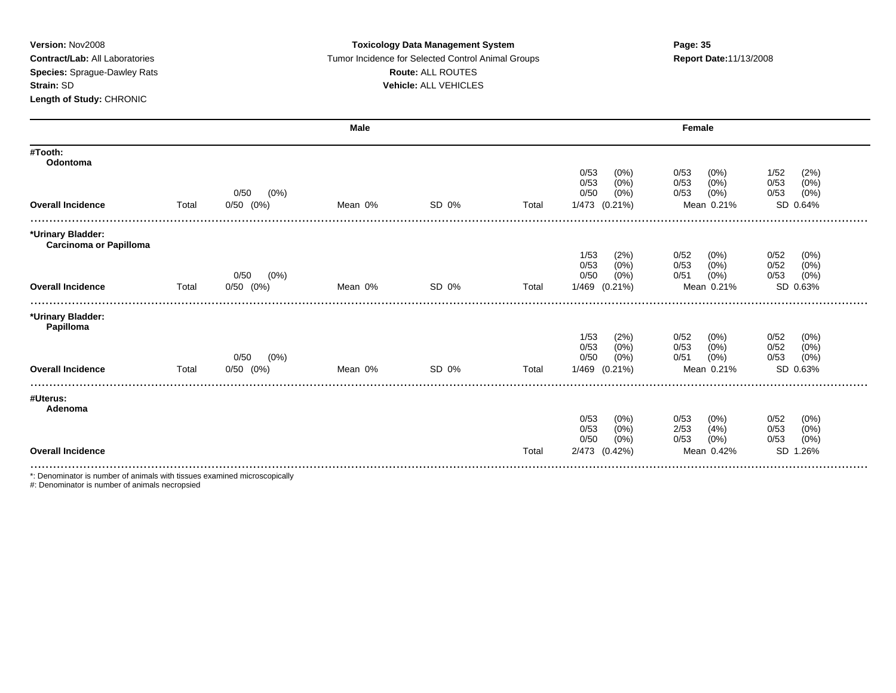**Version:** Nov2008
**Contract/Lab:** All Laboratories
**Species:** Sprague-Dawley Rats
**Strain:** SD
**Length of Study:** CHRONIC

**Toxicology Data Management System**
Tumor Incidence for Selected Control Animal Groups
**Route:** ALL ROUTES
**Vehicle:** ALL VEHICLES

**Report Date:** 11/13/2008

| | Male | | | | Female | | | |
|---|---|---|---|---|---|---|---|---|
| **#Tooth: Odontoma** | | | | | | | | |
| | | | | | 0/53 (0%) | 0/53 (0%) | 1/52 (2%) |
| | | | | | 0/53 (0%) | 0/53 (0%) | 0/53 (0%) |
| | | 0/50 (0%) | | | | 0/50 (0%) | 0/53 (0%) | 0/53 (0%) |
| **Overall Incidence** | Total | 0/50 (0%) | Mean 0% | SD 0% | Total | 1/473 (0.21%) | Mean 0.21% | SD 0.64% |
| **\*Urinary Bladder: Carcinoma or Papilloma** | | | | | | | | |
| | | | | | | 1/53 (2%) | 0/52 (0%) | 0/52 (0%) |
| | | | | | | 0/53 (0%) | 0/53 (0%) | 0/52 (0%) |
| | | 0/50 (0%) | | | | 0/50 (0%) | 0/51 (0%) | 0/53 (0%) |
| **Overall Incidence** | Total | 0/50 (0%) | Mean 0% | SD 0% | Total | 1/469 (0.21%) | Mean 0.21% | SD 0.63% |
| **\*Urinary Bladder: Papilloma** | | | | | | | | |
| | | | | | | 1/53 (2%) | 0/52 (0%) | 0/52 (0%) |
| | | | | | | 0/53 (0%) | 0/53 (0%) | 0/52 (0%) |
| | | 0/50 (0%) | | | | 0/50 (0%) | 0/51 (0%) | 0/53 (0%) |
| **Overall Incidence** | Total | 0/50 (0%) | Mean 0% | SD 0% | Total | 1/469 (0.21%) | Mean 0.21% | SD 0.63% |
| **#Uterus: Adenoma** | | | | | | | | |
| | | | | | | 0/53 (0%) | 0/53 (0%) | 0/52 (0%) |
| | | | | | | 0/53 (0%) | 2/53 (4%) | 0/53 (0%) |
| | | | | | | 0/50 (0%) | 0/53 (0%) | 0/53 (0%) |
| **Overall Incidence** | | | | | Total | 2/473 (0.42%) | Mean 0.42% | SD 1.26% |

*: Denominator is number of animals with tissues examined microscopically
#: Denominator is number of animals necropsied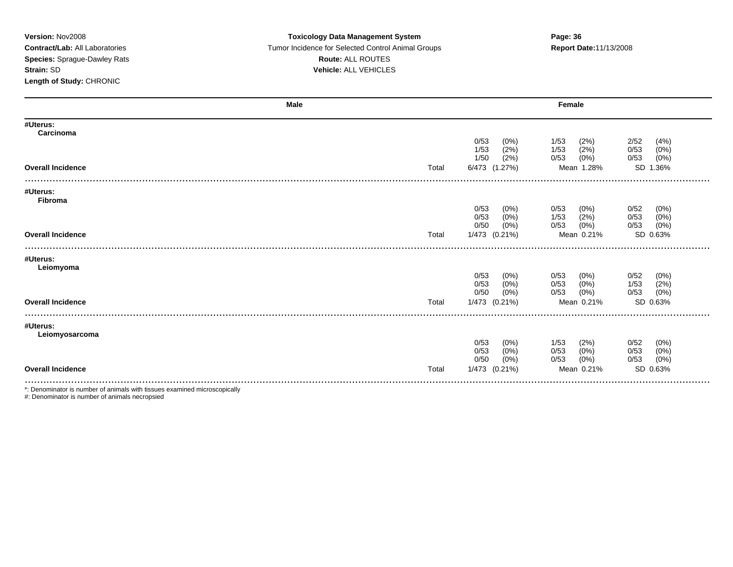**Version:** Nov2008
**Contract/Lab:** All Laboratories
**Species:** Sprague-Dawley Rats
**Strain:** SD
**Length of Study:** CHRONIC

**Toxicology Data Management System**
Tumor Incidence for Selected Control Animal Groups
**Route:** ALL ROUTES
**Vehicle:** ALL VEHICLES

**Report Date:** 11/13/2008

| | Male | Female | | |
|---|---|---|---|---|
| **#Uterus:** | | | | |
| **Carcinoma** | | | | |
| | | 0/53 (0%) | 1/53 (2%) | 2/52 (4%) |
| | | 1/53 (2%) | 1/53 (2%) | 0/53 (0%) |
| | | 1/50 (2%) | 0/53 (0%) | 0/53 (0%) |
| **Overall Incidence** | Total | 6/473 (1.27%) | Mean 1.28% | SD 1.36% |
| **#Uterus:** | | | | |
| **Fibroma** | | | | |
| | | 0/53 (0%) | 0/53 (0%) | 0/52 (0%) |
| | | 0/53 (0%) | 1/53 (2%) | 0/53 (0%) |
| | | 0/50 (0%) | 0/53 (0%) | 0/53 (0%) |
| **Overall Incidence** | Total | 1/473 (0.21%) | Mean 0.21% | SD 0.63% |
| **#Uterus:** | | | | |
| **Leiomyoma** | | | | |
| | | 0/53 (0%) | 0/53 (0%) | 0/52 (0%) |
| | | 0/53 (0%) | 0/53 (0%) | 1/53 (2%) |
| | | 0/50 (0%) | 0/53 (0%) | 0/53 (0%) |
| **Overall Incidence** | Total | 1/473 (0.21%) | Mean 0.21% | SD 0.63% |
| **#Uterus:** | | | | |
| **Leiomyosarcoma** | | | | |
| | | 0/53 (0%) | 1/53 (2%) | 0/52 (0%) |
| | | 0/53 (0%) | 0/53 (0%) | 0/53 (0%) |
| | | 0/50 (0%) | 0/53 (0%) | 0/53 (0%) |
| **Overall Incidence** | Total | 1/473 (0.21%) | Mean 0.21% | SD 0.63% |

*: Denominator is number of animals with tissues examined microscopically
#: Denominator is number of animals necropsied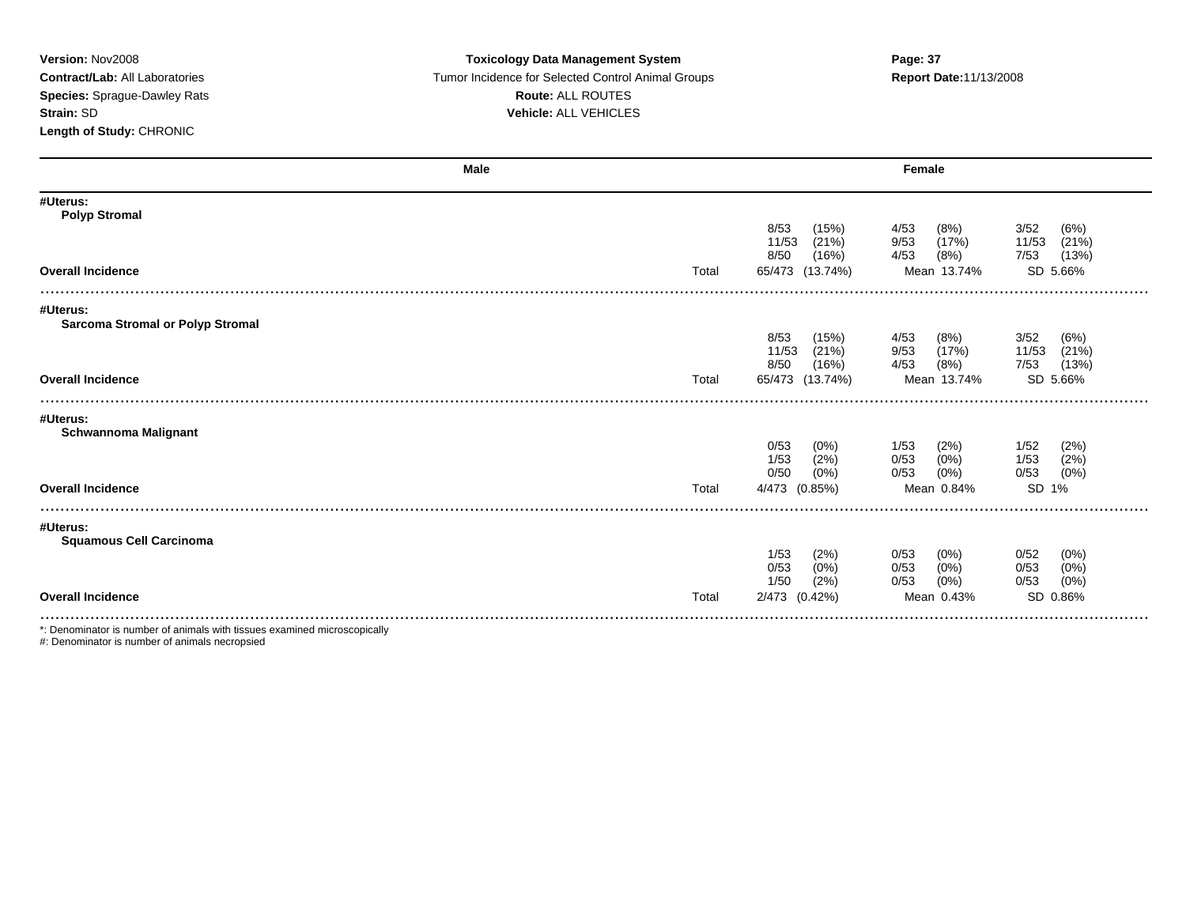**Version:** Nov2008
**Contract/Lab:** All Laboratories
**Species:** Sprague-Dawley Rats
**Strain:** SD
**Length of Study:** CHRONIC

**Toxicology Data Management System**
Tumor Incidence for Selected Control Animal Groups
**Route:** ALL ROUTES
**Vehicle:** ALL VEHICLES

**Report Date:**11/13/2008

| | Male | Female | | |
|---|---|---|---|---|
| **#Uterus:** | | | | |
| **Polyp Stromal** | | | | |
| | | 8/53 (15%) | 4/53 (8%) | 3/52 (6%) |
| | | 11/53 (21%) | 9/53 (17%) | 11/53 (21%) |
| | | 8/50 (16%) | 4/53 (8%) | 7/53 (13%) |
| **Overall Incidence** | Total | 65/473 (13.74%) | Mean 13.74% | SD 5.66% |
| **#Uterus:** | | | | |
| **Sarcoma Stromal or Polyp Stromal** | | | | |
| | | 8/53 (15%) | 4/53 (8%) | 3/52 (6%) |
| | | 11/53 (21%) | 9/53 (17%) | 11/53 (21%) |
| | | 8/50 (16%) | 4/53 (8%) | 7/53 (13%) |
| **Overall Incidence** | Total | 65/473 (13.74%) | Mean 13.74% | SD 5.66% |
| **#Uterus:** | | | | |
| **Schwannoma Malignant** | | | | |
| | | 0/53 (0%) | 1/53 (2%) | 1/52 (2%) |
| | | 1/53 (2%) | 0/53 (0%) | 1/53 (2%) |
| | | 0/50 (0%) | 0/53 (0%) | 0/53 (0%) |
| **Overall Incidence** | Total | 4/473 (0.85%) | Mean 0.84% | SD 1% |
| **#Uterus:** | | | | |
| **Squamous Cell Carcinoma** | | | | |
| | | 1/53 (2%) | 0/53 (0%) | 0/52 (0%) |
| | | 0/53 (0%) | 0/53 (0%) | 0/53 (0%) |
| | | 1/50 (2%) | 0/53 (0%) | 0/53 (0%) |
| **Overall Incidence** | Total | 2/473 (0.42%) | Mean 0.43% | SD 0.86% |

*: Denominator is number of animals with tissues examined microscopically
#: Denominator is number of animals necropsied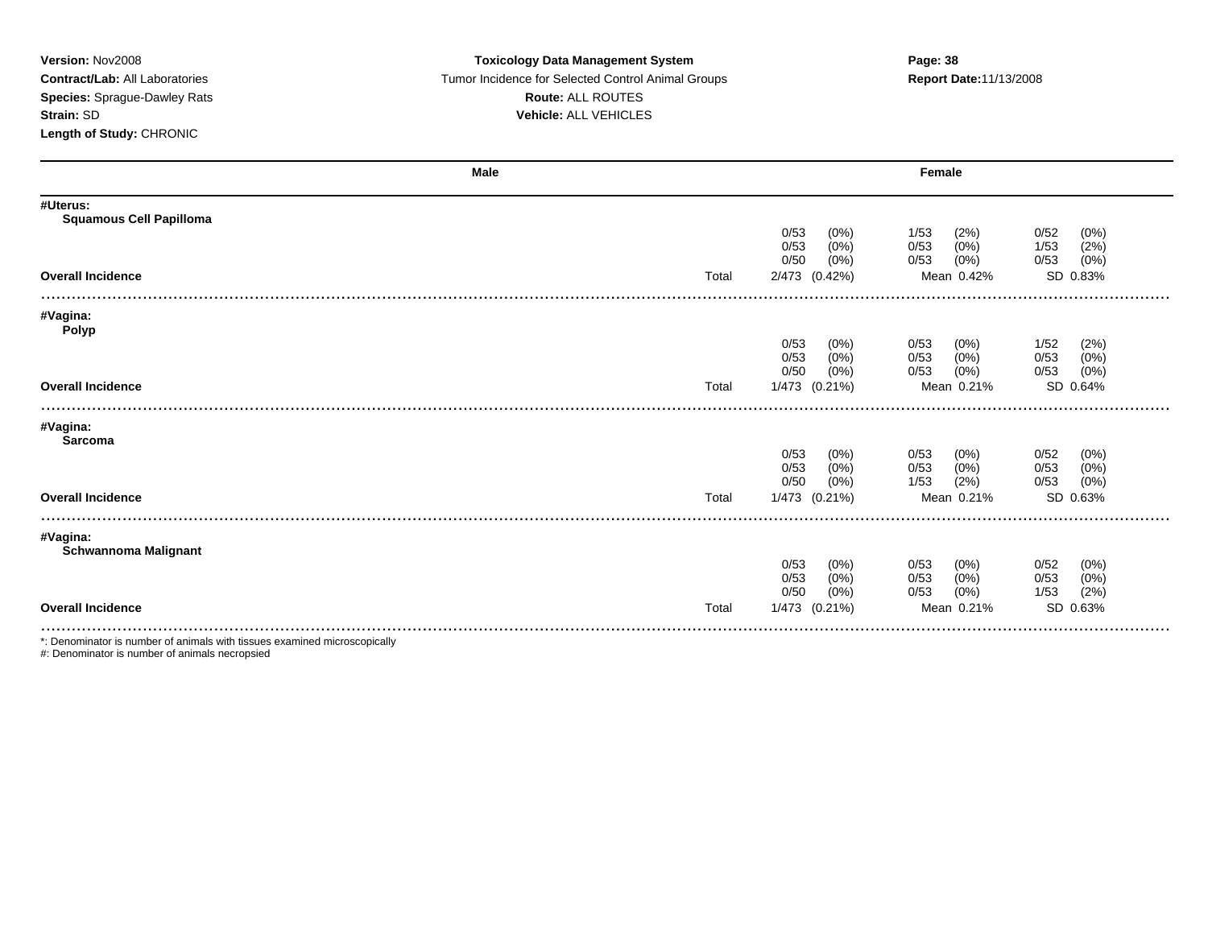**Version:** Nov2008
**Contract/Lab:** All Laboratories
**Species:** Sprague-Dawley Rats
**Strain:** SD
**Length of Study:** CHRONIC

**Toxicology Data Management System**
Tumor Incidence for Selected Control Animal Groups
**Route:** ALL ROUTES
**Vehicle:** ALL VEHICLES

**Report Date:** 11/13/2008

| | Male | | Female | | |
|---|---|---|---|---|---|
| **#Uterus:** | | | | | |
| **Squamous Cell Papilloma** | | | | | |
| | | | 0/53 (0%) | 1/53 (2%) | 0/52 (0%) |
| | | | 0/53 (0%) | 0/53 (0%) | 1/53 (2%) |
| | | | 0/50 (0%) | 0/53 (0%) | 0/53 (0%) |
| **Overall Incidence** | | Total | 2/473 (0.42%) | Mean 0.42% | SD 0.83% |
| **#Vagina:** | | | | | |
| **Polyp** | | | | | |
| | | | 0/53 (0%) | 0/53 (0%) | 1/52 (2%) |
| | | | 0/53 (0%) | 0/53 (0%) | 0/53 (0%) |
| | | | 0/50 (0%) | 0/53 (0%) | 0/53 (0%) |
| **Overall Incidence** | | Total | 1/473 (0.21%) | Mean 0.21% | SD 0.64% |
| **#Vagina:** | | | | | |
| **Sarcoma** | | | | | |
| | | | 0/53 (0%) | 0/53 (0%) | 0/52 (0%) |
| | | | 0/53 (0%) | 0/53 (0%) | 0/53 (0%) |
| | | | 0/50 (0%) | 1/53 (2%) | 0/53 (0%) |
| **Overall Incidence** | | Total | 1/473 (0.21%) | Mean 0.21% | SD 0.63% |
| **#Vagina:** | | | | | |
| **Schwannoma Malignant** | | | | | |
| | | | 0/53 (0%) | 0/53 (0%) | 0/52 (0%) |
| | | | 0/53 (0%) | 0/53 (0%) | 0/53 (0%) |
| | | | 0/50 (0%) | 0/53 (0%) | 1/53 (2%) |
| **Overall Incidence** | | Total | 1/473 (0.21%) | Mean 0.21% | SD 0.63% |

*: Denominator is number of animals with tissues examined microscopically
#: Denominator is number of animals necropsied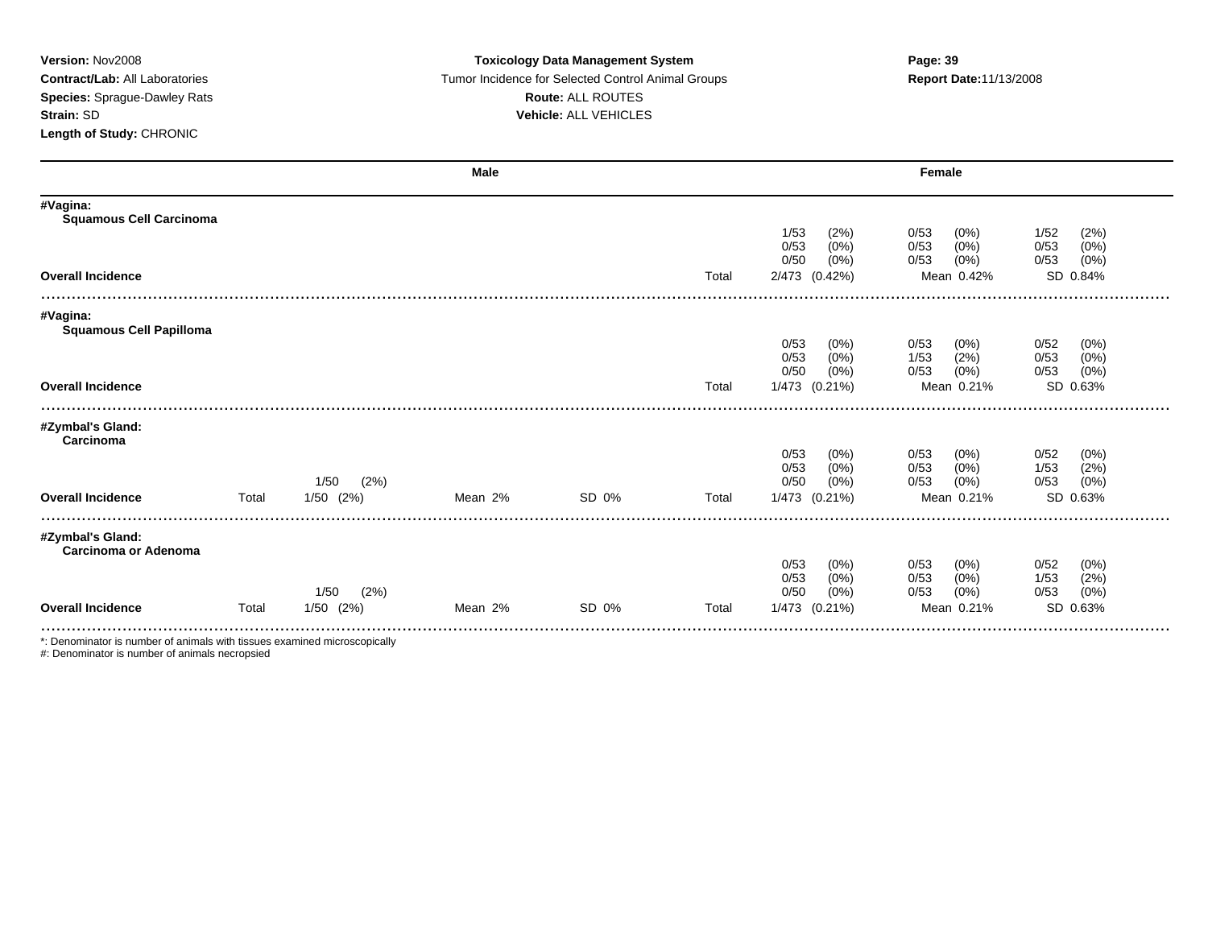**Version:** Nov2008
**Contract/Lab:** All Laboratories
**Species:** Sprague-Dawley Rats
**Strain:** SD
**Length of Study:** CHRONIC

**Toxicology Data Management System**
Tumor Incidence for Selected Control Animal Groups
**Route:** ALL ROUTES
**Vehicle:** ALL VEHICLES

**Page: 39**
**Report Date:** 11/13/2008

| | Male | | | | Female | | | |
|---|---|---|---|---|---|---|---|---|
| **#Vagina:** | | | | | | | | |
| **Squamous Cell Carcinoma** | | | | | | | | |
| | | | | | 1/53 (2%) | 0/53 (0%) | 1/52 (2%) |
| | | | | | 0/53 (0%) | 0/53 (0%) | 0/53 (0%) |
| | | | | | 0/50 (0%) | 0/53 (0%) | 0/53 (0%) |
| **Overall Incidence** | | | | | Total | 2/473 (0.42%) | Mean 0.42% | SD 0.84% |
| **#Vagina:** | | | | | | | | |
| **Squamous Cell Papilloma** | | | | | | | | |
| | | | | | 0/53 (0%) | 0/53 (0%) | 0/52 (0%) |
| | | | | | 0/53 (0%) | 1/53 (2%) | 0/53 (0%) |
| | | | | | 0/50 (0%) | 0/53 (0%) | 0/53 (0%) |
| **Overall Incidence** | | | | | Total | 1/473 (0.21%) | Mean 0.21% | SD 0.63% |
| **#Zymbal's Gland:** | | | | | | | | |
| **Carcinoma** | | | | | | | | |
| | | | | | | 0/53 (0%) | 0/53 (0%) | 0/52 (0%) |
| | | | | | | 0/53 (0%) | 0/53 (0%) | 1/53 (2%) |
| | | 1/50 (2%) | | | | 0/50 (0%) | 0/53 (0%) | 0/53 (0%) |
| **Overall Incidence** | Total | 1/50 (2%) | Mean 2% | SD 0% | Total | 1/473 (0.21%) | Mean 0.21% | SD 0.63% |
| **#Zymbal's Gland:** | | | | | | | | |
| **Carcinoma or Adenoma** | | | | | | | | |
| | | | | | | 0/53 (0%) | 0/53 (0%) | 0/52 (0%) |
| | | | | | | 0/53 (0%) | 0/53 (0%) | 1/53 (2%) |
| | | 1/50 (2%) | | | | 0/50 (0%) | 0/53 (0%) | 0/53 (0%) |
| **Overall Incidence** | Total | 1/50 (2%) | Mean 2% | SD 0% | Total | 1/473 (0.21%) | Mean 0.21% | SD 0.63% |

*: Denominator is number of animals with tissues examined microscopically
#: Denominator is number of animals necropsied